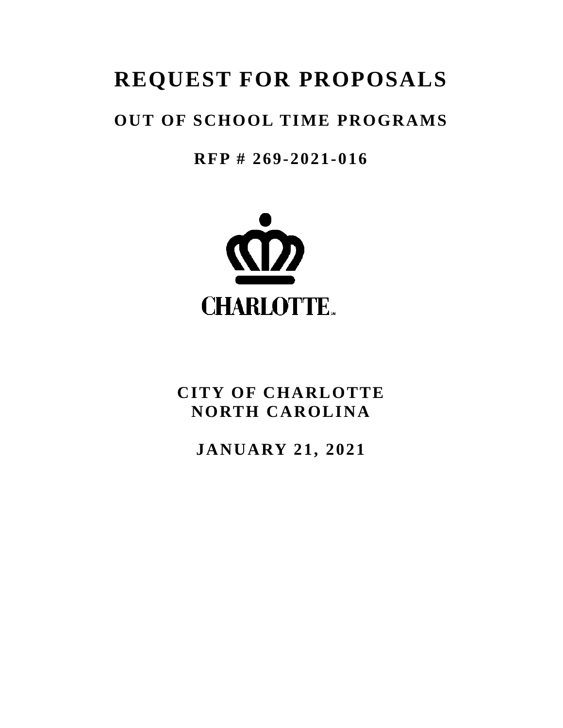# REQUEST FOR PROPOSALS

## OUT OF SCHOOL TIME PROGRAMS

## RFP # 269-2021-016

CHARLOTTE

**CITY OF CHARLOTTE**
**NORTH CAROLINA**

**JANUARY 21, 2021**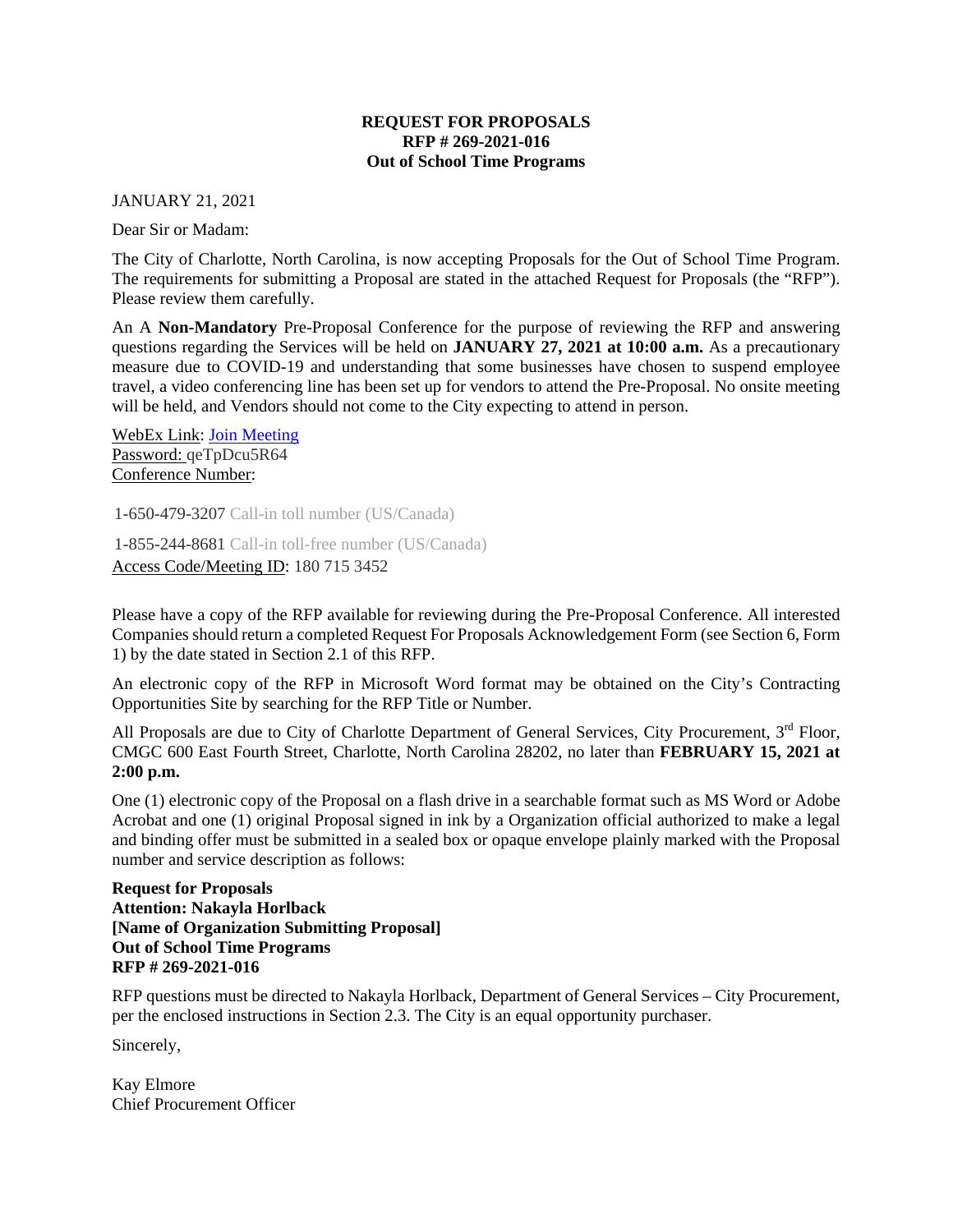**REQUEST FOR PROPOSALS**
**RFP # 269-2021-016**
**Out of School Time Programs**

JANUARY 21, 2021

Dear Sir or Madam:

The City of Charlotte, North Carolina, is now accepting Proposals for the Out of School Time Program. The requirements for submitting a Proposal are stated in the attached Request for Proposals (the "RFP"). Please review them carefully.

An A **Non-Mandatory** Pre-Proposal Conference for the purpose of reviewing the RFP and answering questions regarding the Services will be held on **JANUARY 27, 2021 at 10:00 a.m.** As a precautionary measure due to COVID-19 and understanding that some businesses have chosen to suspend employee travel, a video conferencing line has been set up for vendors to attend the Pre-Proposal. No onsite meeting will be held, and Vendors should not come to the City expecting to attend in person.

WebEx Link: Join Meeting
Password: qeTpDcu5R64
Conference Number:

1-650-479-3207 Call-in toll number (US/Canada)

1-855-244-8681 Call-in toll-free number (US/Canada)
Access Code/Meeting ID: 180 715 3452

Please have a copy of the RFP available for reviewing during the Pre-Proposal Conference. All interested Companies should return a completed Request For Proposals Acknowledgement Form (see Section 6, Form 1) by the date stated in Section 2.1 of this RFP.

An electronic copy of the RFP in Microsoft Word format may be obtained on the City's Contracting Opportunities Site by searching for the RFP Title or Number.

All Proposals are due to City of Charlotte Department of General Services, City Procurement, 3rd Floor, CMGC 600 East Fourth Street, Charlotte, North Carolina 28202, no later than **FEBRUARY 15, 2021 at 2:00 p.m.**

One (1) electronic copy of the Proposal on a flash drive in a searchable format such as MS Word or Adobe Acrobat and one (1) original Proposal signed in ink by a Organization official authorized to make a legal and binding offer must be submitted in a sealed box or opaque envelope plainly marked with the Proposal number and service description as follows:

**Request for Proposals**
**Attention: Nakayla Horlback**
**[Name of Organization Submitting Proposal]**
**Out of School Time Programs**
**RFP # 269-2021-016**

RFP questions must be directed to Nakayla Horlback, Department of General Services – City Procurement, per the enclosed instructions in Section 2.3. The City is an equal opportunity purchaser.

Sincerely,

Kay Elmore
Chief Procurement Officer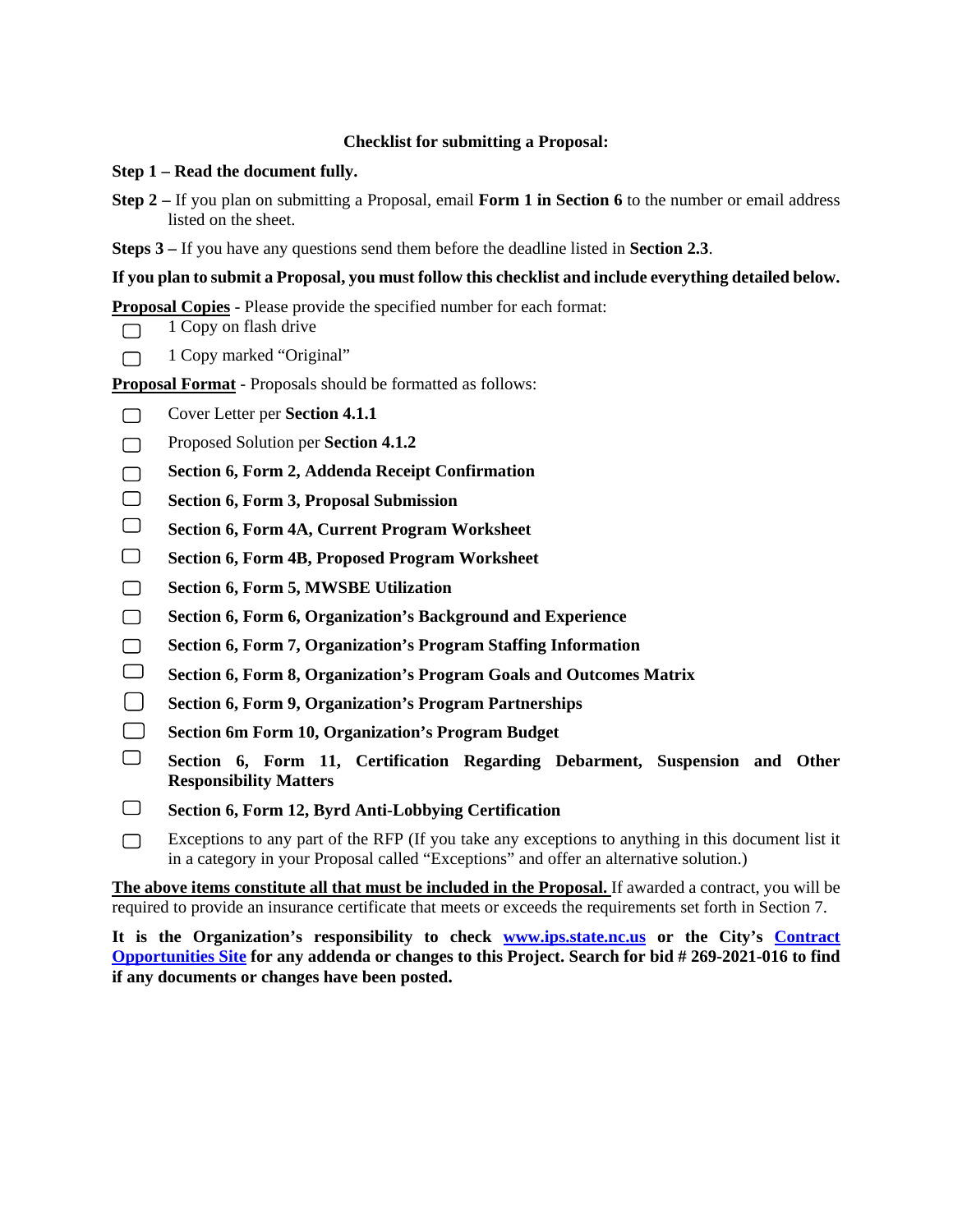### Checklist for submitting a Proposal:

**Step 1 – Read the document fully.**

**Step 2 –** If you plan on submitting a Proposal, email **Form 1 in Section 6** to the number or email address listed on the sheet.

**Steps 3 –** If you have any questions send them before the deadline listed in **Section 2.3**.

**If you plan to submit a Proposal, you must follow this checklist and include everything detailed below.**

**Proposal Copies** - Please provide the specified number for each format:

- ☐ 1 Copy on flash drive
- ☐ 1 Copy marked "Original"

**Proposal Format** - Proposals should be formatted as follows:

- ☐ Cover Letter per **Section 4.1.1**
- ☐ Proposed Solution per **Section 4.1.2**
- ☐ **Section 6, Form 2, Addenda Receipt Confirmation**
- ☐ **Section 6, Form 3, Proposal Submission**
- ☐ **Section 6, Form 4A, Current Program Worksheet**
- ☐ **Section 6, Form 4B, Proposed Program Worksheet**
- ☐ **Section 6, Form 5, MWSBE Utilization**
- ☐ **Section 6, Form 6, Organization's Background and Experience**
- ☐ **Section 6, Form 7, Organization's Program Staffing Information**
- ☐ **Section 6, Form 8, Organization's Program Goals and Outcomes Matrix**
- ☐ **Section 6, Form 9, Organization's Program Partnerships**
- ☐ **Section 6m Form 10, Organization's Program Budget**
- ☐ **Section 6, Form 11, Certification Regarding Debarment, Suspension and Other Responsibility Matters**
- ☐ **Section 6, Form 12, Byrd Anti-Lobbying Certification**
- ☐ Exceptions to any part of the RFP (If you take any exceptions to anything in this document list it in a category in your Proposal called "Exceptions" and offer an alternative solution.)

**The above items constitute all that must be included in the Proposal.** If awarded a contract, you will be required to provide an insurance certificate that meets or exceeds the requirements set forth in Section 7.

**It is the Organization's responsibility to check [www.ips.state.nc.us](www.ips.state.nc.us) or the City's Contract Opportunities Site for any addenda or changes to this Project. Search for bid # 269-2021-016 to find if any documents or changes have been posted.**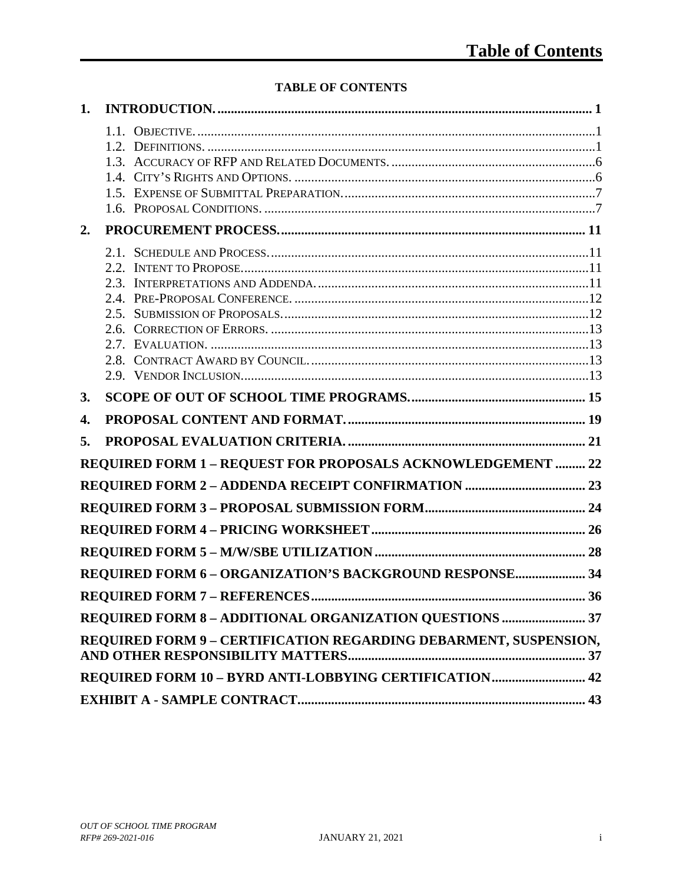# Table of Contents

**TABLE OF CONTENTS**

**1. INTRODUCTION. 1**

- 1.1. OBJECTIVE. 1
- 1.2. DEFINITIONS. 1
- 1.3. ACCURACY OF RFP AND RELATED DOCUMENTS. 6
- 1.4. CITY'S RIGHTS AND OPTIONS. 6
- 1.5. EXPENSE OF SUBMITTAL PREPARATION. 7
- 1.6. PROPOSAL CONDITIONS. 7

**2. PROCUREMENT PROCESS. 11**

- 2.1. SCHEDULE AND PROCESS. 11
- 2.2. INTENT TO PROPOSE. 11
- 2.3. INTERPRETATIONS AND ADDENDA. 11
- 2.4. PRE-PROPOSAL CONFERENCE. 12
- 2.5. SUBMISSION OF PROPOSALS. 12
- 2.6. CORRECTION OF ERRORS. 13
- 2.7. EVALUATION. 13
- 2.8. CONTRACT AWARD BY COUNCIL. 13
- 2.9. VENDOR INCLUSION. 13

**3. SCOPE OF OUT OF SCHOOL TIME PROGRAMS. 15**

**4. PROPOSAL CONTENT AND FORMAT. 19**

**5. PROPOSAL EVALUATION CRITERIA. 21**

**REQUIRED FORM 1 – REQUEST FOR PROPOSALS ACKNOWLEDGEMENT 22**

**REQUIRED FORM 2 – ADDENDA RECEIPT CONFIRMATION 23**

**REQUIRED FORM 3 – PROPOSAL SUBMISSION FORM 24**

**REQUIRED FORM 4 – PRICING WORKSHEET 26**

**REQUIRED FORM 5 – M/W/SBE UTILIZATION 28**

**REQUIRED FORM 6 – ORGANIZATION'S BACKGROUND RESPONSE 34**

**REQUIRED FORM 7 – REFERENCES 36**

**REQUIRED FORM 8 – ADDITIONAL ORGANIZATION QUESTIONS 37**

**REQUIRED FORM 9 – CERTIFICATION REGARDING DEBARMENT, SUSPENSION, AND OTHER RESPONSIBILITY MATTERS 37**

**REQUIRED FORM 10 – BYRD ANTI-LOBBYING CERTIFICATION 42**

**EXHIBIT A - SAMPLE CONTRACT 43**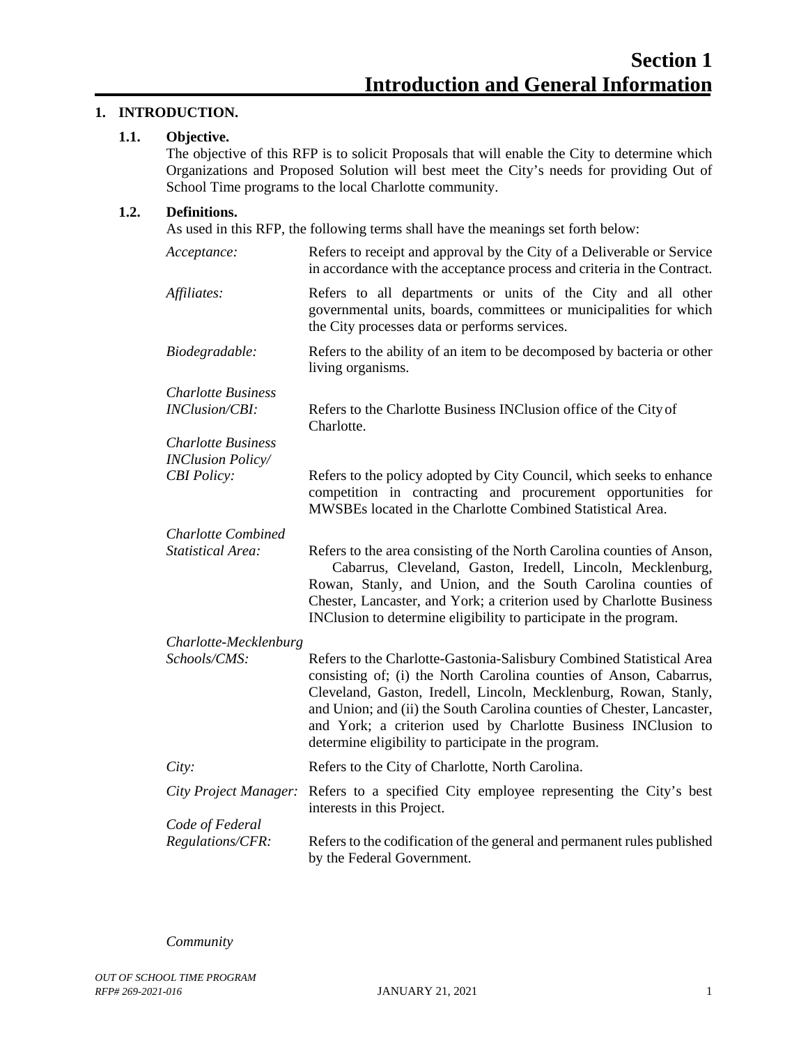# Section 1
# Introduction and General Information

## 1. INTRODUCTION.

### 1.1. Objective.

The objective of this RFP is to solicit Proposals that will enable the City to determine which Organizations and Proposed Solution will best meet the City's needs for providing Out of School Time programs to the local Charlotte community.

### 1.2. Definitions.

As used in this RFP, the following terms shall have the meanings set forth below:

| | |
|---|---|
| *Acceptance:* | Refers to receipt and approval by the City of a Deliverable or Service in accordance with the acceptance process and criteria in the Contract. |
| *Affiliates:* | Refers to all departments or units of the City and all other governmental units, boards, committees or municipalities for which the City processes data or performs services. |
| *Biodegradable:* | Refers to the ability of an item to be decomposed by bacteria or other living organisms. |
| *Charlotte Business INClusion/CBI:* | Refers to the Charlotte Business INClusion office of the City of Charlotte. |
| *Charlotte Business INClusion Policy/ CBI Policy:* | Refers to the policy adopted by City Council, which seeks to enhance competition in contracting and procurement opportunities for MWSBEs located in the Charlotte Combined Statistical Area. |
| *Charlotte Combined Statistical Area:* | Refers to the area consisting of the North Carolina counties of Anson, Cabarrus, Cleveland, Gaston, Iredell, Lincoln, Mecklenburg, Rowan, Stanly, and Union, and the South Carolina counties of Chester, Lancaster, and York; a criterion used by Charlotte Business INClusion to determine eligibility to participate in the program. |
| *Charlotte-Mecklenburg Schools/CMS:* | Refers to the Charlotte-Gastonia-Salisbury Combined Statistical Area consisting of; (i) the North Carolina counties of Anson, Cabarrus, Cleveland, Gaston, Iredell, Lincoln, Mecklenburg, Rowan, Stanly, and Union; and (ii) the South Carolina counties of Chester, Lancaster, and York; a criterion used by Charlotte Business INClusion to determine eligibility to participate in the program. |
| *City:* | Refers to the City of Charlotte, North Carolina. |
| *City Project Manager:* | Refers to a specified City employee representing the City's best interests in this Project. |
| *Code of Federal Regulations/CFR:* | Refers to the codification of the general and permanent rules published by the Federal Government. |

*Community*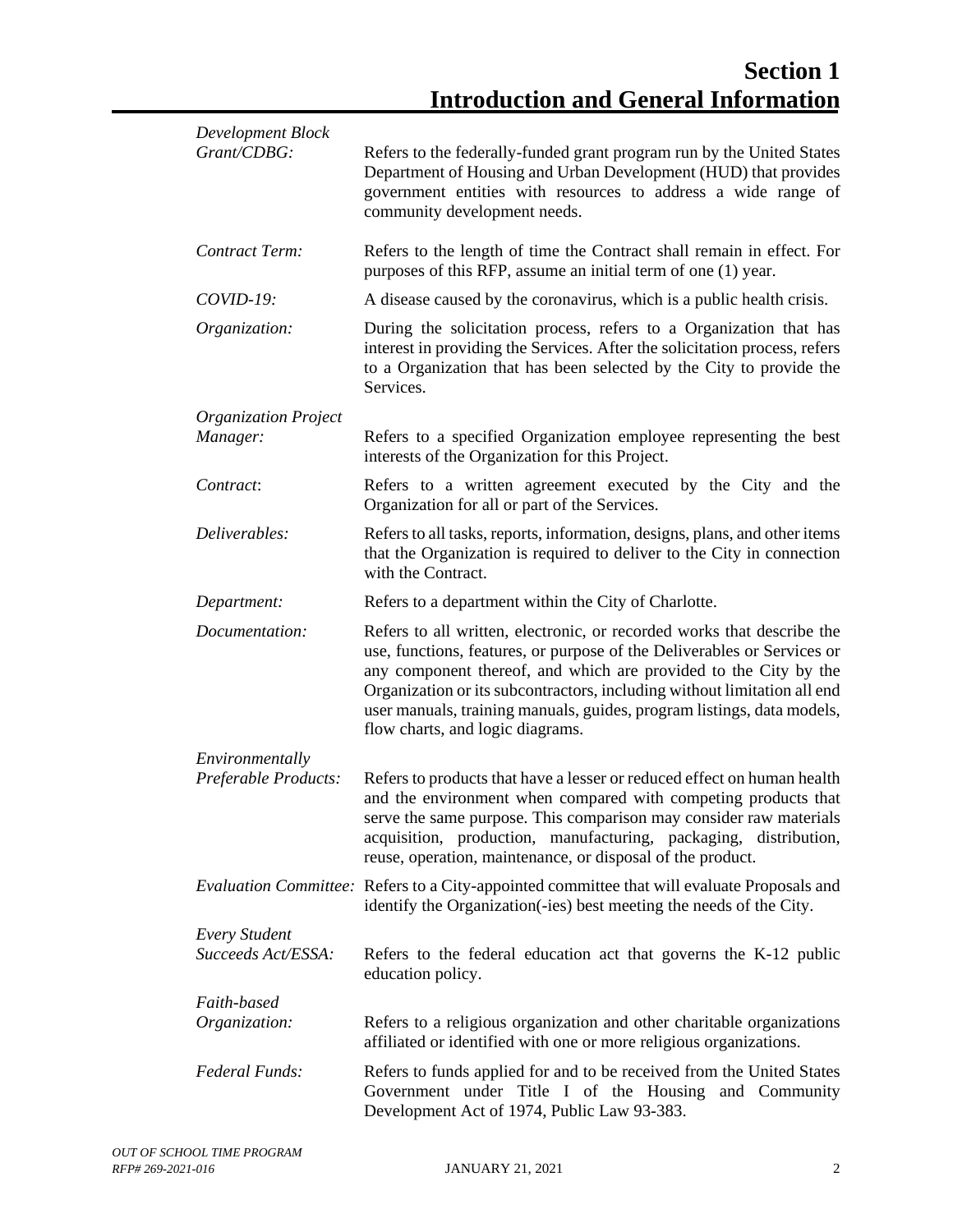# Section 1
# Introduction and General Information

*Development Block Grant/CDBG:* Refers to the federally-funded grant program run by the United States Department of Housing and Urban Development (HUD) that provides government entities with resources to address a wide range of community development needs.

*Contract Term:* Refers to the length of time the Contract shall remain in effect. For purposes of this RFP, assume an initial term of one (1) year.

*COVID-19:* A disease caused by the coronavirus, which is a public health crisis.

*Organization:* During the solicitation process, refers to a Organization that has interest in providing the Services. After the solicitation process, refers to a Organization that has been selected by the City to provide the Services.

*Organization Project Manager:* Refers to a specified Organization employee representing the best interests of the Organization for this Project.

*Contract*: Refers to a written agreement executed by the City and the Organization for all or part of the Services.

*Deliverables:* Refers to all tasks, reports, information, designs, plans, and other items that the Organization is required to deliver to the City in connection with the Contract.

*Department:* Refers to a department within the City of Charlotte.

*Documentation:* Refers to all written, electronic, or recorded works that describe the use, functions, features, or purpose of the Deliverables or Services or any component thereof, and which are provided to the City by the Organization or its subcontractors, including without limitation all end user manuals, training manuals, guides, program listings, data models, flow charts, and logic diagrams.

*Environmentally Preferable Products:* Refers to products that have a lesser or reduced effect on human health and the environment when compared with competing products that serve the same purpose. This comparison may consider raw materials acquisition, production, manufacturing, packaging, distribution, reuse, operation, maintenance, or disposal of the product.

*Evaluation Committee:* Refers to a City-appointed committee that will evaluate Proposals and identify the Organization(-ies) best meeting the needs of the City.

*Every Student Succeeds Act/ESSA:* Refers to the federal education act that governs the K-12 public education policy.

*Faith-based Organization:* Refers to a religious organization and other charitable organizations affiliated or identified with one or more religious organizations.

*Federal Funds:* Refers to funds applied for and to be received from the United States Government under Title I of the Housing and Community Development Act of 1974, Public Law 93-383.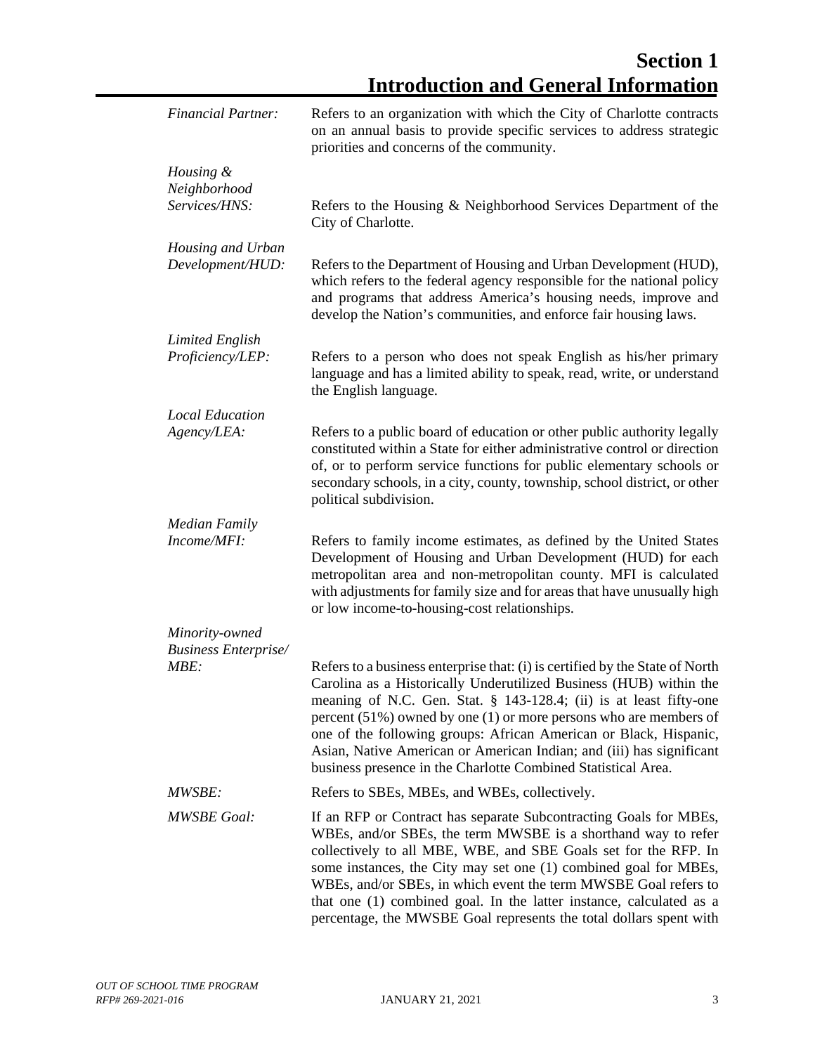# Section 1
# Introduction and General Information

*Financial Partner:* Refers to an organization with which the City of Charlotte contracts on an annual basis to provide specific services to address strategic priorities and concerns of the community.

*Housing & Neighborhood Services/HNS:* Refers to the Housing & Neighborhood Services Department of the City of Charlotte.

*Housing and Urban Development/HUD:* Refers to the Department of Housing and Urban Development (HUD), which refers to the federal agency responsible for the national policy and programs that address America's housing needs, improve and develop the Nation's communities, and enforce fair housing laws.

*Limited English Proficiency/LEP:* Refers to a person who does not speak English as his/her primary language and has a limited ability to speak, read, write, or understand the English language.

*Local Education Agency/LEA:* Refers to a public board of education or other public authority legally constituted within a State for either administrative control or direction of, or to perform service functions for public elementary schools or secondary schools, in a city, county, township, school district, or other political subdivision.

*Median Family Income/MFI:* Refers to family income estimates, as defined by the United States Development of Housing and Urban Development (HUD) for each metropolitan area and non-metropolitan county. MFI is calculated with adjustments for family size and for areas that have unusually high or low income-to-housing-cost relationships.

*Minority-owned Business Enterprise/ MBE:* Refers to a business enterprise that: (i) is certified by the State of North Carolina as a Historically Underutilized Business (HUB) within the meaning of N.C. Gen. Stat. § 143-128.4; (ii) is at least fifty-one percent (51%) owned by one (1) or more persons who are members of one of the following groups: African American or Black, Hispanic, Asian, Native American or American Indian; and (iii) has significant business presence in the Charlotte Combined Statistical Area.

*MWSBE:* Refers to SBEs, MBEs, and WBEs, collectively.

*MWSBE Goal:* If an RFP or Contract has separate Subcontracting Goals for MBEs, WBEs, and/or SBEs, the term MWSBE is a shorthand way to refer collectively to all MBE, WBE, and SBE Goals set for the RFP. In some instances, the City may set one (1) combined goal for MBEs, WBEs, and/or SBEs, in which event the term MWSBE Goal refers to that one (1) combined goal. In the latter instance, calculated as a percentage, the MWSBE Goal represents the total dollars spent with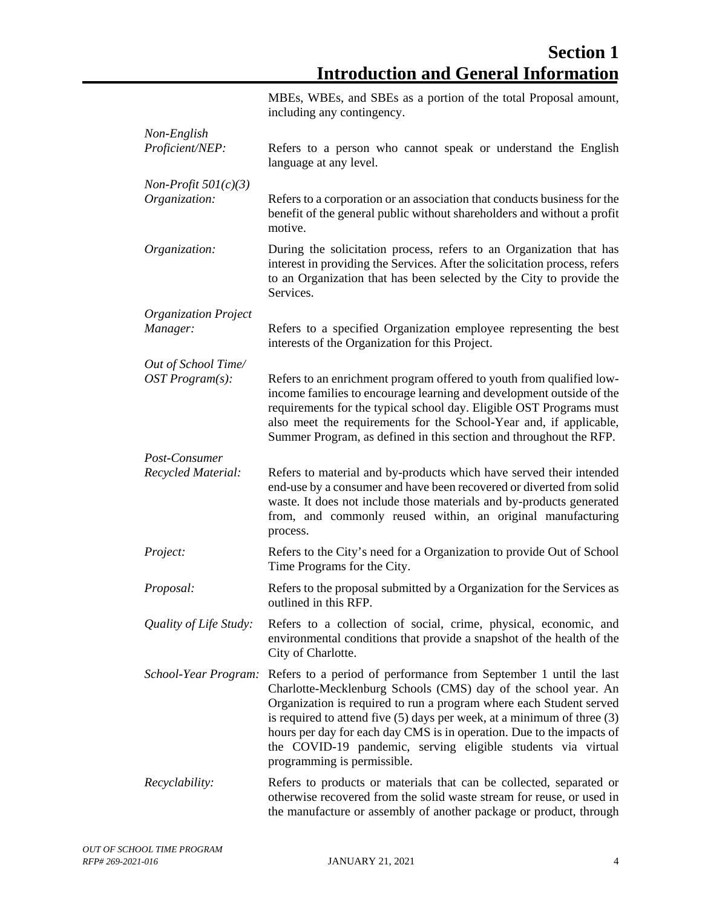MBEs, WBEs, and SBEs as a portion of the total Proposal amount, including any contingency.

*Non-English Proficient/NEP:* Refers to a person who cannot speak or understand the English language at any level.

*Non-Profit 501(c)(3) Organization:* Refers to a corporation or an association that conducts business for the benefit of the general public without shareholders and without a profit motive.

*Organization:* During the solicitation process, refers to an Organization that has interest in providing the Services. After the solicitation process, refers to an Organization that has been selected by the City to provide the Services.

*Organization Project Manager:* Refers to a specified Organization employee representing the best interests of the Organization for this Project.

*Out of School Time/ OST Program(s):* Refers to an enrichment program offered to youth from qualified low-income families to encourage learning and development outside of the requirements for the typical school day. Eligible OST Programs must also meet the requirements for the School-Year and, if applicable, Summer Program, as defined in this section and throughout the RFP.

*Post-Consumer Recycled Material:* Refers to material and by-products which have served their intended end-use by a consumer and have been recovered or diverted from solid waste. It does not include those materials and by-products generated from, and commonly reused within, an original manufacturing process.

*Project:* Refers to the City's need for a Organization to provide Out of School Time Programs for the City.

*Proposal:* Refers to the proposal submitted by a Organization for the Services as outlined in this RFP.

*Quality of Life Study:* Refers to a collection of social, crime, physical, economic, and environmental conditions that provide a snapshot of the health of the City of Charlotte.

*School-Year Program:* Refers to a period of performance from September 1 until the last Charlotte-Mecklenburg Schools (CMS) day of the school year. An Organization is required to run a program where each Student served is required to attend five (5) days per week, at a minimum of three (3) hours per day for each day CMS is in operation. Due to the impacts of the COVID-19 pandemic, serving eligible students via virtual programming is permissible.

*Recyclability:* Refers to products or materials that can be collected, separated or otherwise recovered from the solid waste stream for reuse, or used in the manufacture or assembly of another package or product, through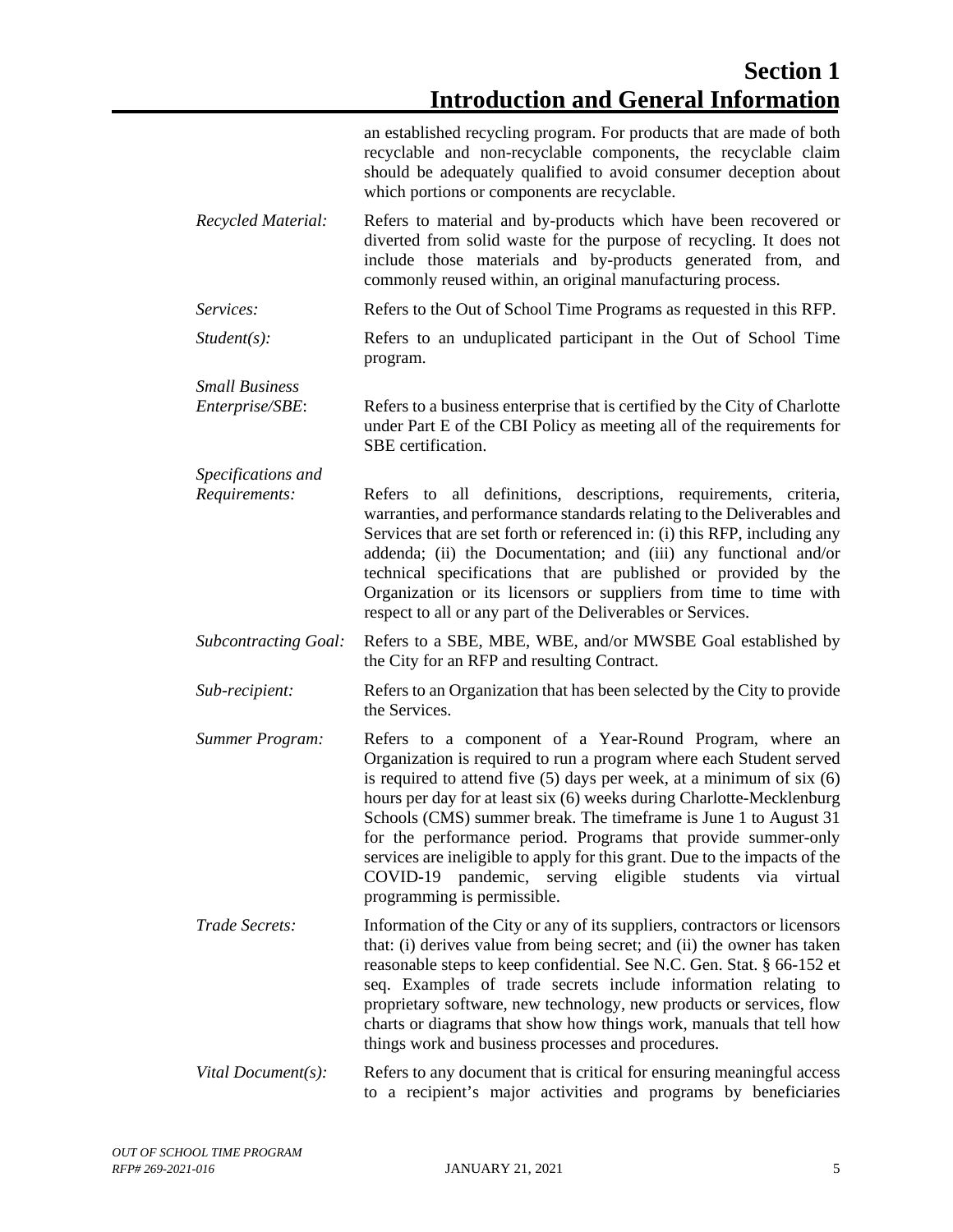an established recycling program. For products that are made of both recyclable and non-recyclable components, the recyclable claim should be adequately qualified to avoid consumer deception about which portions or components are recyclable.

*Recycled Material:* Refers to material and by-products which have been recovered or diverted from solid waste for the purpose of recycling. It does not include those materials and by-products generated from, and commonly reused within, an original manufacturing process.

*Services:* Refers to the Out of School Time Programs as requested in this RFP.

*Student(s):* Refers to an unduplicated participant in the Out of School Time program.

*Small Business Enterprise/SBE*: Refers to a business enterprise that is certified by the City of Charlotte under Part E of the CBI Policy as meeting all of the requirements for SBE certification.

*Specifications and Requirements:* Refers to all definitions, descriptions, requirements, criteria, warranties, and performance standards relating to the Deliverables and Services that are set forth or referenced in: (i) this RFP, including any addenda; (ii) the Documentation; and (iii) any functional and/or technical specifications that are published or provided by the Organization or its licensors or suppliers from time to time with respect to all or any part of the Deliverables or Services.

*Subcontracting Goal:* Refers to a SBE, MBE, WBE, and/or MWSBE Goal established by the City for an RFP and resulting Contract.

*Sub-recipient:* Refers to an Organization that has been selected by the City to provide the Services.

*Summer Program:* Refers to a component of a Year-Round Program, where an Organization is required to run a program where each Student served is required to attend five (5) days per week, at a minimum of six (6) hours per day for at least six (6) weeks during Charlotte-Mecklenburg Schools (CMS) summer break. The timeframe is June 1 to August 31 for the performance period. Programs that provide summer-only services are ineligible to apply for this grant. Due to the impacts of the COVID-19 pandemic, serving eligible students via virtual programming is permissible.

*Trade Secrets:* Information of the City or any of its suppliers, contractors or licensors that: (i) derives value from being secret; and (ii) the owner has taken reasonable steps to keep confidential. See N.C. Gen. Stat. § 66-152 et seq. Examples of trade secrets include information relating to proprietary software, new technology, new products or services, flow charts or diagrams that show how things work, manuals that tell how things work and business processes and procedures.

*Vital Document(s):* Refers to any document that is critical for ensuring meaningful access to a recipient's major activities and programs by beneficiaries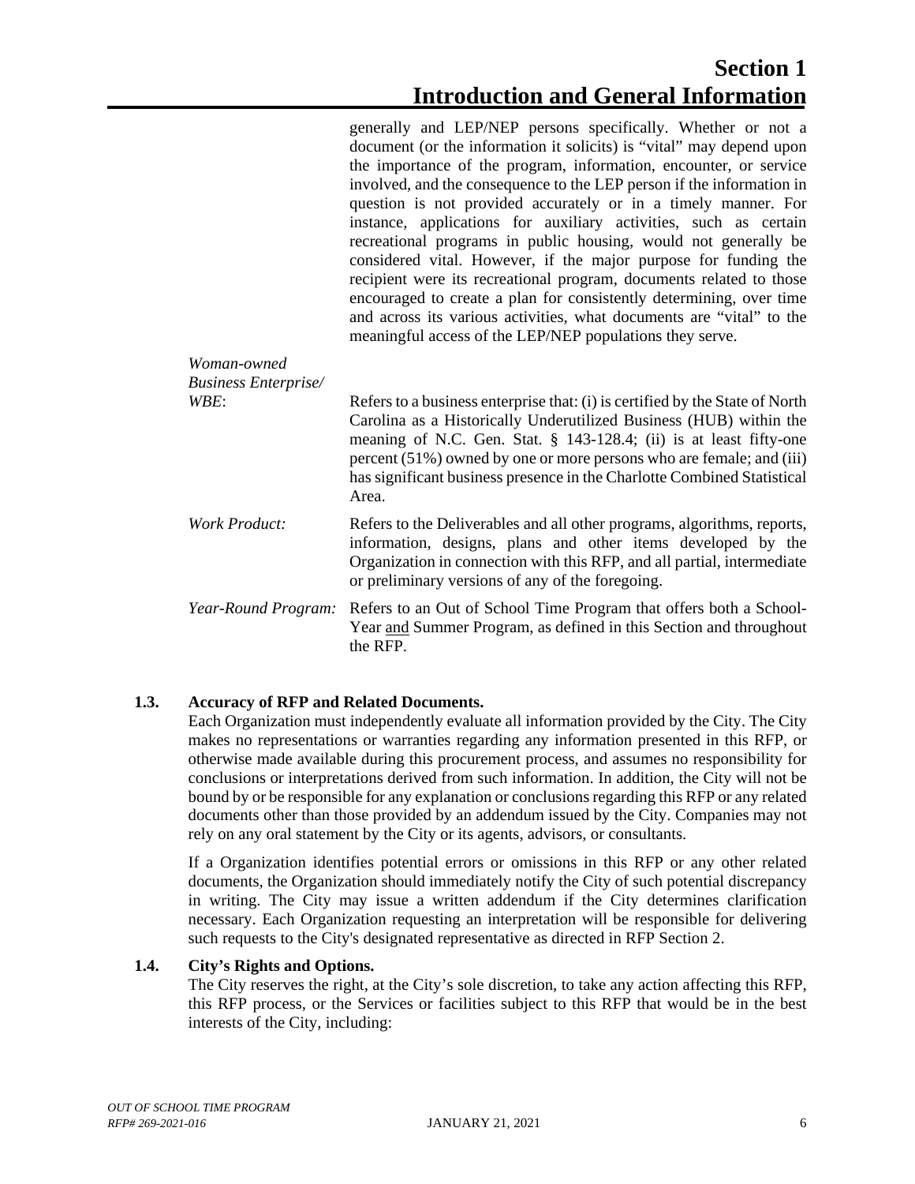generally and LEP/NEP persons specifically. Whether or not a document (or the information it solicits) is "vital" may depend upon the importance of the program, information, encounter, or service involved, and the consequence to the LEP person if the information in question is not provided accurately or in a timely manner. For instance, applications for auxiliary activities, such as certain recreational programs in public housing, would not generally be considered vital. However, if the major purpose for funding the recipient were its recreational program, documents related to those encouraged to create a plan for consistently determining, over time and across its various activities, what documents are "vital" to the meaningful access of the LEP/NEP populations they serve.

*Woman-owned Business Enterprise/ WBE*: Refers to a business enterprise that: (i) is certified by the State of North Carolina as a Historically Underutilized Business (HUB) within the meaning of N.C. Gen. Stat. § 143-128.4; (ii) is at least fifty-one percent (51%) owned by one or more persons who are female; and (iii) has significant business presence in the Charlotte Combined Statistical Area.

*Work Product:* Refers to the Deliverables and all other programs, algorithms, reports, information, designs, plans and other items developed by the Organization in connection with this RFP, and all partial, intermediate or preliminary versions of any of the foregoing.

*Year-Round Program:* Refers to an Out of School Time Program that offers both a School-Year and Summer Program, as defined in this Section and throughout the RFP.

**1.3. Accuracy of RFP and Related Documents.**

Each Organization must independently evaluate all information provided by the City. The City makes no representations or warranties regarding any information presented in this RFP, or otherwise made available during this procurement process, and assumes no responsibility for conclusions or interpretations derived from such information. In addition, the City will not be bound by or be responsible for any explanation or conclusions regarding this RFP or any related documents other than those provided by an addendum issued by the City. Companies may not rely on any oral statement by the City or its agents, advisors, or consultants.

If a Organization identifies potential errors or omissions in this RFP or any other related documents, the Organization should immediately notify the City of such potential discrepancy in writing. The City may issue a written addendum if the City determines clarification necessary. Each Organization requesting an interpretation will be responsible for delivering such requests to the City's designated representative as directed in RFP Section 2.

**1.4. City's Rights and Options.**

The City reserves the right, at the City's sole discretion, to take any action affecting this RFP, this RFP process, or the Services or facilities subject to this RFP that would be in the best interests of the City, including: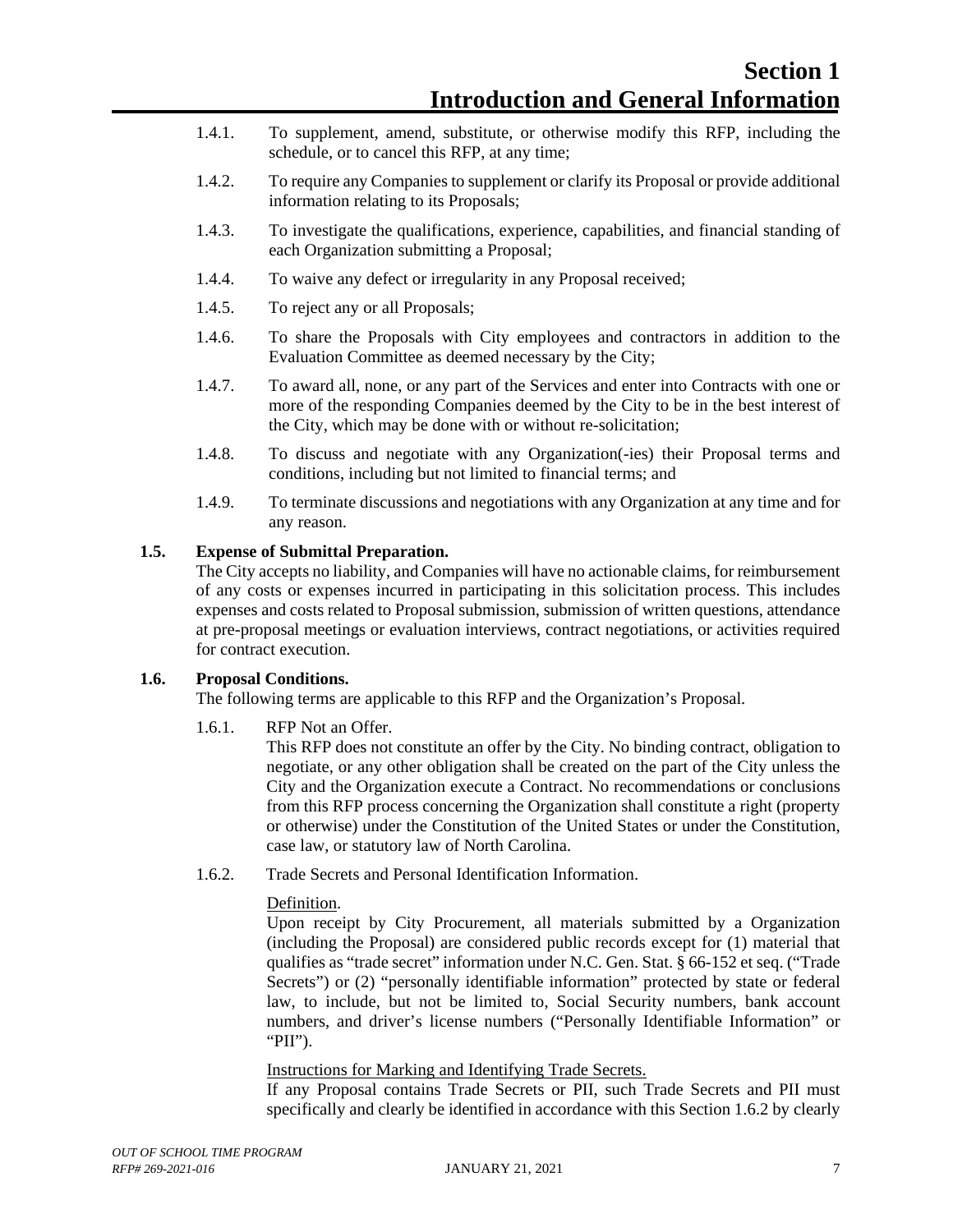1.4.1. To supplement, amend, substitute, or otherwise modify this RFP, including the schedule, or to cancel this RFP, at any time;

1.4.2. To require any Companies to supplement or clarify its Proposal or provide additional information relating to its Proposals;

1.4.3. To investigate the qualifications, experience, capabilities, and financial standing of each Organization submitting a Proposal;

1.4.4. To waive any defect or irregularity in any Proposal received;

1.4.5. To reject any or all Proposals;

1.4.6. To share the Proposals with City employees and contractors in addition to the Evaluation Committee as deemed necessary by the City;

1.4.7. To award all, none, or any part of the Services and enter into Contracts with one or more of the responding Companies deemed by the City to be in the best interest of the City, which may be done with or without re-solicitation;

1.4.8. To discuss and negotiate with any Organization(-ies) their Proposal terms and conditions, including but not limited to financial terms; and

1.4.9. To terminate discussions and negotiations with any Organization at any time and for any reason.

**1.5. Expense of Submittal Preparation.**

The City accepts no liability, and Companies will have no actionable claims, for reimbursement of any costs or expenses incurred in participating in this solicitation process. This includes expenses and costs related to Proposal submission, submission of written questions, attendance at pre-proposal meetings or evaluation interviews, contract negotiations, or activities required for contract execution.

**1.6. Proposal Conditions.**

The following terms are applicable to this RFP and the Organization's Proposal.

1.6.1. RFP Not an Offer.

This RFP does not constitute an offer by the City. No binding contract, obligation to negotiate, or any other obligation shall be created on the part of the City unless the City and the Organization execute a Contract. No recommendations or conclusions from this RFP process concerning the Organization shall constitute a right (property or otherwise) under the Constitution of the United States or under the Constitution, case law, or statutory law of North Carolina.

1.6.2. Trade Secrets and Personal Identification Information.

Definition.

Upon receipt by City Procurement, all materials submitted by a Organization (including the Proposal) are considered public records except for (1) material that qualifies as "trade secret" information under N.C. Gen. Stat. § 66-152 et seq. ("Trade Secrets") or (2) "personally identifiable information" protected by state or federal law, to include, but not be limited to, Social Security numbers, bank account numbers, and driver's license numbers ("Personally Identifiable Information" or "PII").

Instructions for Marking and Identifying Trade Secrets.

If any Proposal contains Trade Secrets or PII, such Trade Secrets and PII must specifically and clearly be identified in accordance with this Section 1.6.2 by clearly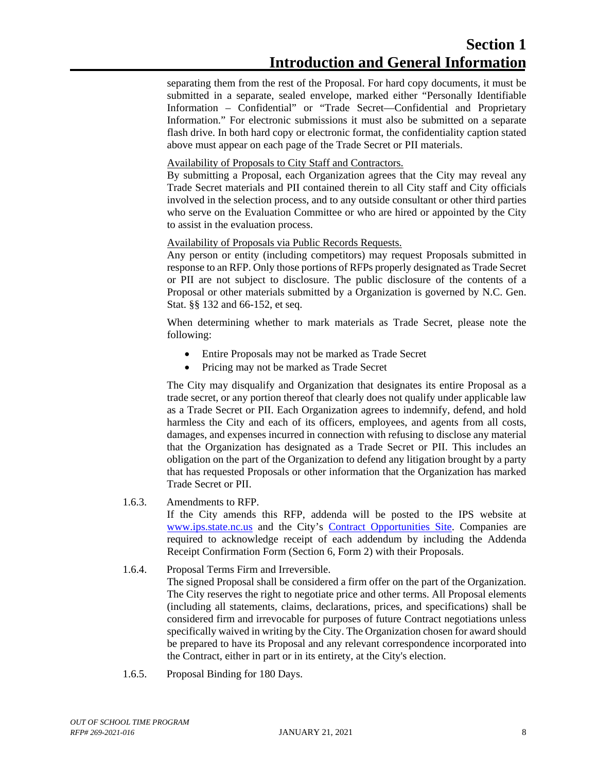separating them from the rest of the Proposal. For hard copy documents, it must be submitted in a separate, sealed envelope, marked either "Personally Identifiable Information – Confidential" or "Trade Secret—Confidential and Proprietary Information." For electronic submissions it must also be submitted on a separate flash drive. In both hard copy or electronic format, the confidentiality caption stated above must appear on each page of the Trade Secret or PII materials.

Availability of Proposals to City Staff and Contractors.
By submitting a Proposal, each Organization agrees that the City may reveal any Trade Secret materials and PII contained therein to all City staff and City officials involved in the selection process, and to any outside consultant or other third parties who serve on the Evaluation Committee or who are hired or appointed by the City to assist in the evaluation process.

Availability of Proposals via Public Records Requests.
Any person or entity (including competitors) may request Proposals submitted in response to an RFP. Only those portions of RFPs properly designated as Trade Secret or PII are not subject to disclosure. The public disclosure of the contents of a Proposal or other materials submitted by a Organization is governed by N.C. Gen. Stat. §§ 132 and 66-152, et seq.

When determining whether to mark materials as Trade Secret, please note the following:

- Entire Proposals may not be marked as Trade Secret
- Pricing may not be marked as Trade Secret

The City may disqualify and Organization that designates its entire Proposal as a trade secret, or any portion thereof that clearly does not qualify under applicable law as a Trade Secret or PII. Each Organization agrees to indemnify, defend, and hold harmless the City and each of its officers, employees, and agents from all costs, damages, and expenses incurred in connection with refusing to disclose any material that the Organization has designated as a Trade Secret or PII. This includes an obligation on the part of the Organization to defend any litigation brought by a party that has requested Proposals or other information that the Organization has marked Trade Secret or PII.

1.6.3. Amendments to RFP.
If the City amends this RFP, addenda will be posted to the IPS website at www.ips.state.nc.us and the City's Contract Opportunities Site. Companies are required to acknowledge receipt of each addendum by including the Addenda Receipt Confirmation Form (Section 6, Form 2) with their Proposals.

1.6.4. Proposal Terms Firm and Irreversible.
The signed Proposal shall be considered a firm offer on the part of the Organization. The City reserves the right to negotiate price and other terms. All Proposal elements (including all statements, claims, declarations, prices, and specifications) shall be considered firm and irrevocable for purposes of future Contract negotiations unless specifically waived in writing by the City. The Organization chosen for award should be prepared to have its Proposal and any relevant correspondence incorporated into the Contract, either in part or in its entirety, at the City's election.

1.6.5. Proposal Binding for 180 Days.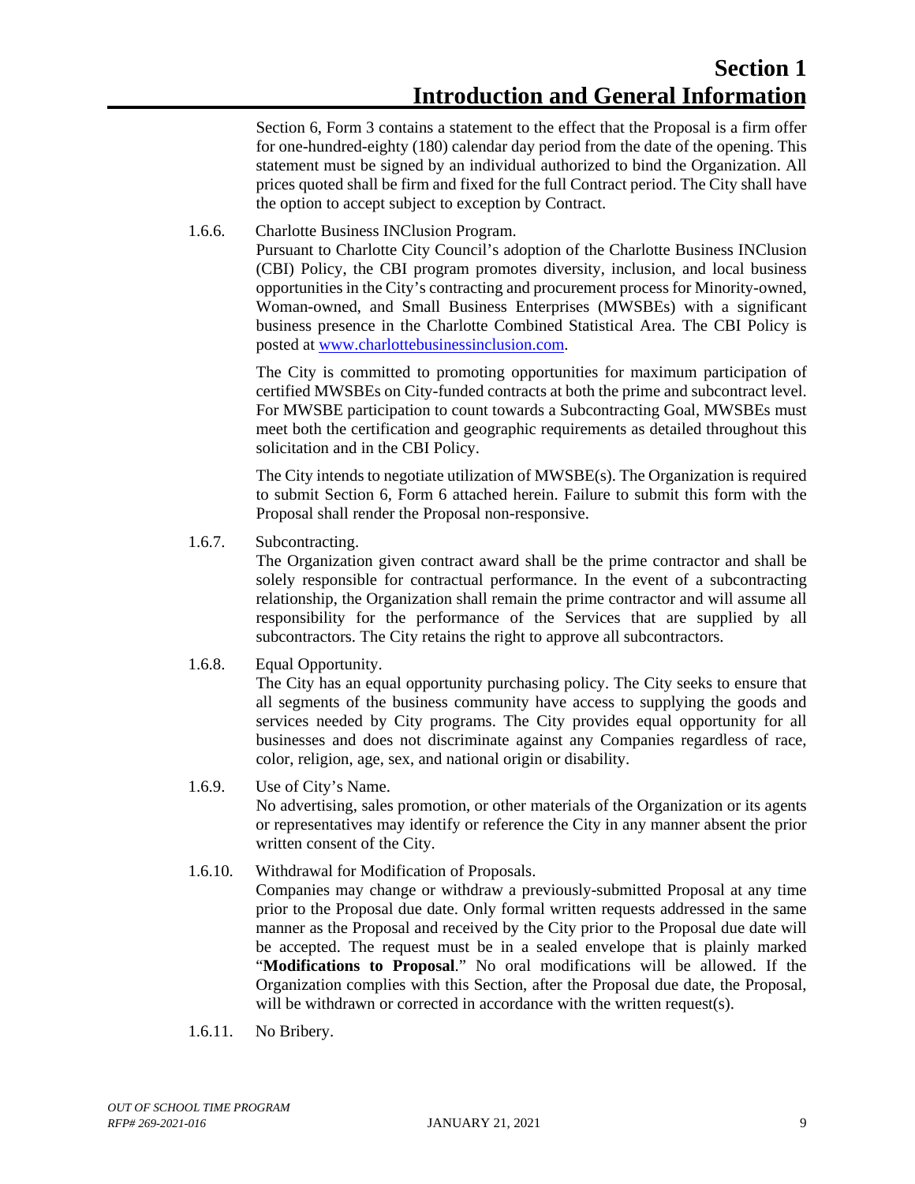Section 6, Form 3 contains a statement to the effect that the Proposal is a firm offer for one-hundred-eighty (180) calendar day period from the date of the opening. This statement must be signed by an individual authorized to bind the Organization. All prices quoted shall be firm and fixed for the full Contract period. The City shall have the option to accept subject to exception by Contract.

1.6.6. Charlotte Business INClusion Program.

Pursuant to Charlotte City Council's adoption of the Charlotte Business INClusion (CBI) Policy, the CBI program promotes diversity, inclusion, and local business opportunities in the City's contracting and procurement process for Minority-owned, Woman-owned, and Small Business Enterprises (MWSBEs) with a significant business presence in the Charlotte Combined Statistical Area. The CBI Policy is posted at [www.charlottebusinessinclusion.com](http://www.charlottebusinessinclusion.com).

The City is committed to promoting opportunities for maximum participation of certified MWSBEs on City-funded contracts at both the prime and subcontract level. For MWSBE participation to count towards a Subcontracting Goal, MWSBEs must meet both the certification and geographic requirements as detailed throughout this solicitation and in the CBI Policy.

The City intends to negotiate utilization of MWSBE(s). The Organization is required to submit Section 6, Form 6 attached herein. Failure to submit this form with the Proposal shall render the Proposal non-responsive.

1.6.7. Subcontracting.

The Organization given contract award shall be the prime contractor and shall be solely responsible for contractual performance. In the event of a subcontracting relationship, the Organization shall remain the prime contractor and will assume all responsibility for the performance of the Services that are supplied by all subcontractors. The City retains the right to approve all subcontractors.

1.6.8. Equal Opportunity.

The City has an equal opportunity purchasing policy. The City seeks to ensure that all segments of the business community have access to supplying the goods and services needed by City programs. The City provides equal opportunity for all businesses and does not discriminate against any Companies regardless of race, color, religion, age, sex, and national origin or disability.

1.6.9. Use of City's Name.

No advertising, sales promotion, or other materials of the Organization or its agents or representatives may identify or reference the City in any manner absent the prior written consent of the City.

1.6.10. Withdrawal for Modification of Proposals.

Companies may change or withdraw a previously-submitted Proposal at any time prior to the Proposal due date. Only formal written requests addressed in the same manner as the Proposal and received by the City prior to the Proposal due date will be accepted. The request must be in a sealed envelope that is plainly marked "**Modifications to Proposal**." No oral modifications will be allowed. If the Organization complies with this Section, after the Proposal due date, the Proposal, will be withdrawn or corrected in accordance with the written request(s).

1.6.11. No Bribery.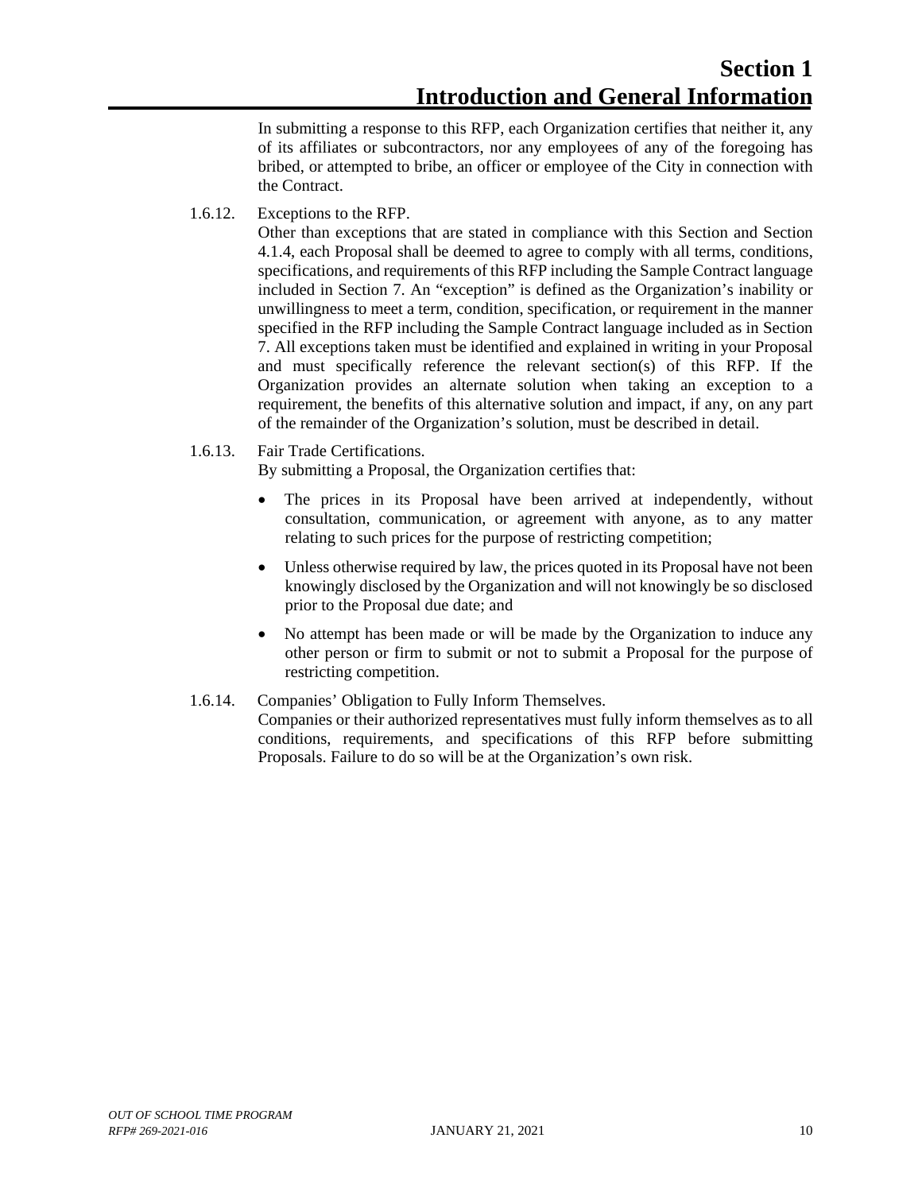In submitting a response to this RFP, each Organization certifies that neither it, any of its affiliates or subcontractors, nor any employees of any of the foregoing has bribed, or attempted to bribe, an officer or employee of the City in connection with the Contract.

1.6.12. Exceptions to the RFP.

Other than exceptions that are stated in compliance with this Section and Section 4.1.4, each Proposal shall be deemed to agree to comply with all terms, conditions, specifications, and requirements of this RFP including the Sample Contract language included in Section 7. An "exception" is defined as the Organization's inability or unwillingness to meet a term, condition, specification, or requirement in the manner specified in the RFP including the Sample Contract language included as in Section 7. All exceptions taken must be identified and explained in writing in your Proposal and must specifically reference the relevant section(s) of this RFP. If the Organization provides an alternate solution when taking an exception to a requirement, the benefits of this alternative solution and impact, if any, on any part of the remainder of the Organization's solution, must be described in detail.

1.6.13. Fair Trade Certifications.

By submitting a Proposal, the Organization certifies that:

- The prices in its Proposal have been arrived at independently, without consultation, communication, or agreement with anyone, as to any matter relating to such prices for the purpose of restricting competition;
- Unless otherwise required by law, the prices quoted in its Proposal have not been knowingly disclosed by the Organization and will not knowingly be so disclosed prior to the Proposal due date; and
- No attempt has been made or will be made by the Organization to induce any other person or firm to submit or not to submit a Proposal for the purpose of restricting competition.

1.6.14. Companies' Obligation to Fully Inform Themselves.

Companies or their authorized representatives must fully inform themselves as to all conditions, requirements, and specifications of this RFP before submitting Proposals. Failure to do so will be at the Organization's own risk.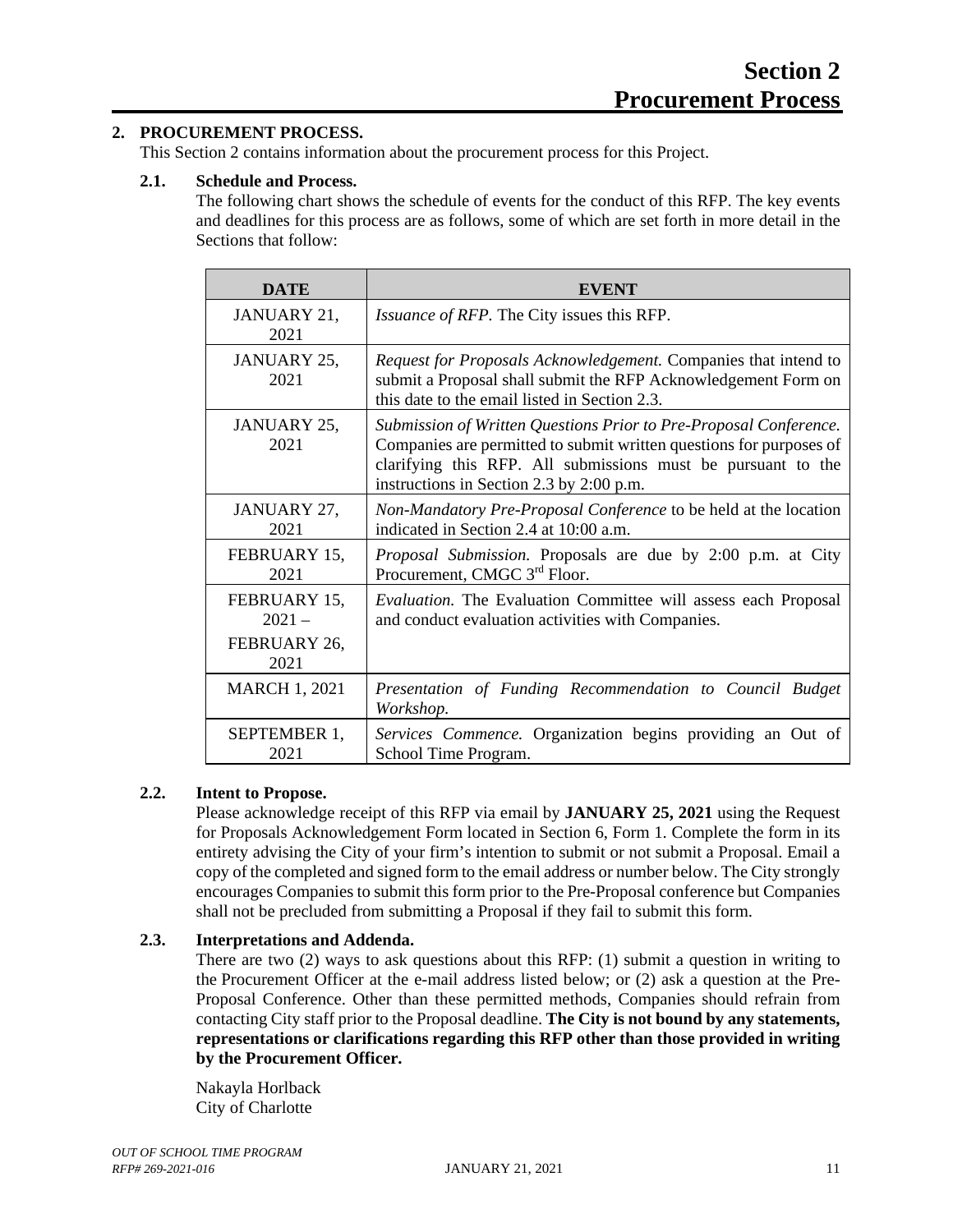# Section 2
# Procurement Process

## 2. PROCUREMENT PROCESS.

This Section 2 contains information about the procurement process for this Project.

### 2.1. Schedule and Process.

The following chart shows the schedule of events for the conduct of this RFP. The key events and deadlines for this process are as follows, some of which are set forth in more detail in the Sections that follow:

| DATE | EVENT |
|---|---|
| JANUARY 21, 2021 | *Issuance of RFP.* The City issues this RFP. |
| JANUARY 25, 2021 | *Request for Proposals Acknowledgement.* Companies that intend to submit a Proposal shall submit the RFP Acknowledgement Form on this date to the email listed in Section 2.3. |
| JANUARY 25, 2021 | *Submission of Written Questions Prior to Pre-Proposal Conference.* Companies are permitted to submit written questions for purposes of clarifying this RFP. All submissions must be pursuant to the instructions in Section 2.3 by 2:00 p.m. |
| JANUARY 27, 2021 | *Non-Mandatory Pre-Proposal Conference* to be held at the location indicated in Section 2.4 at 10:00 a.m. |
| FEBRUARY 15, 2021 | *Proposal Submission.* Proposals are due by 2:00 p.m. at City Procurement, CMGC 3rd Floor. |
| FEBRUARY 15, 2021 – FEBRUARY 26, 2021 | *Evaluation.* The Evaluation Committee will assess each Proposal and conduct evaluation activities with Companies. |
| MARCH 1, 2021 | *Presentation of Funding Recommendation to Council Budget Workshop.* |
| SEPTEMBER 1, 2021 | *Services Commence.* Organization begins providing an Out of School Time Program. |

### 2.2. Intent to Propose.

Please acknowledge receipt of this RFP via email by **JANUARY 25, 2021** using the Request for Proposals Acknowledgement Form located in Section 6, Form 1. Complete the form in its entirety advising the City of your firm's intention to submit or not submit a Proposal. Email a copy of the completed and signed form to the email address or number below. The City strongly encourages Companies to submit this form prior to the Pre-Proposal conference but Companies shall not be precluded from submitting a Proposal if they fail to submit this form.

### 2.3. Interpretations and Addenda.

There are two (2) ways to ask questions about this RFP: (1) submit a question in writing to the Procurement Officer at the e-mail address listed below; or (2) ask a question at the Pre-Proposal Conference. Other than these permitted methods, Companies should refrain from contacting City staff prior to the Proposal deadline. **The City is not bound by any statements, representations or clarifications regarding this RFP other than those provided in writing by the Procurement Officer.**

Nakayla Horlback
City of Charlotte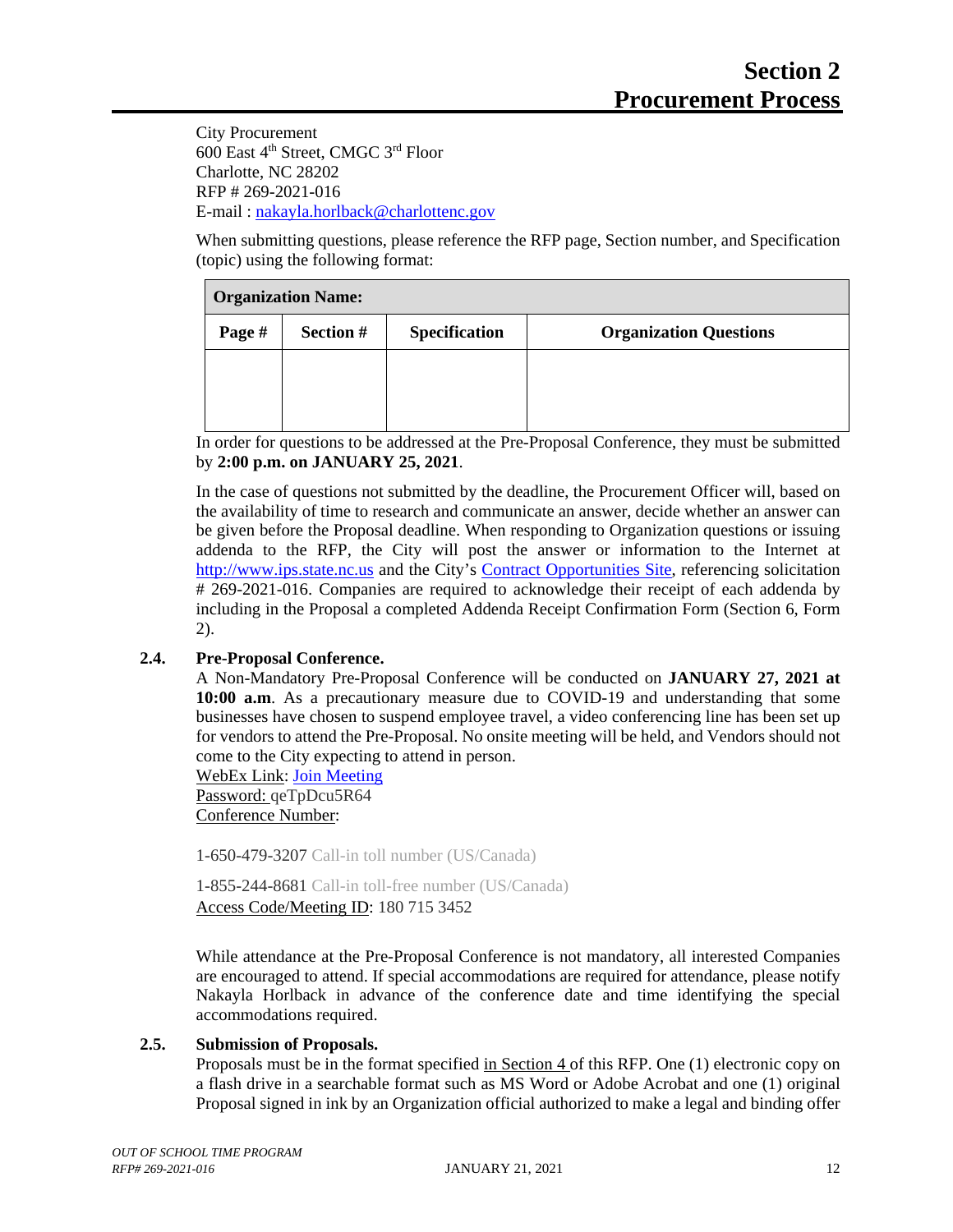# Section 2
# Procurement Process

City Procurement
600 East 4th Street, CMGC 3rd Floor
Charlotte, NC 28202
RFP # 269-2021-016
E-mail : nakayla.horlback@charlottenc.gov

When submitting questions, please reference the RFP page, Section number, and Specification (topic) using the following format:

| **Organization Name:** | | | |
|---|---|---|---|
| **Page #** | **Section #** | **Specification** | **Organization Questions** |
| | | | |

In order for questions to be addressed at the Pre-Proposal Conference, they must be submitted by **2:00 p.m. on JANUARY 25, 2021**.

In the case of questions not submitted by the deadline, the Procurement Officer will, based on the availability of time to research and communicate an answer, decide whether an answer can be given before the Proposal deadline. When responding to Organization questions or issuing addenda to the RFP, the City will post the answer or information to the Internet at http://www.ips.state.nc.us and the City's Contract Opportunities Site, referencing solicitation # 269-2021-016. Companies are required to acknowledge their receipt of each addenda by including in the Proposal a completed Addenda Receipt Confirmation Form (Section 6, Form 2).

**2.4. Pre-Proposal Conference.**

A Non-Mandatory Pre-Proposal Conference will be conducted on **JANUARY 27, 2021 at 10:00 a.m**. As a precautionary measure due to COVID-19 and understanding that some businesses have chosen to suspend employee travel, a video conferencing line has been set up for vendors to attend the Pre-Proposal. No onsite meeting will be held, and Vendors should not come to the City expecting to attend in person.

WebEx Link: Join Meeting
Password: qeTpDcu5R64
Conference Number:

1-650-479-3207 Call-in toll number (US/Canada)

1-855-244-8681 Call-in toll-free number (US/Canada)
Access Code/Meeting ID: 180 715 3452

While attendance at the Pre-Proposal Conference is not mandatory, all interested Companies are encouraged to attend. If special accommodations are required for attendance, please notify Nakayla Horlback in advance of the conference date and time identifying the special accommodations required.

**2.5. Submission of Proposals.**

Proposals must be in the format specified in Section 4 of this RFP. One (1) electronic copy on a flash drive in a searchable format such as MS Word or Adobe Acrobat and one (1) original Proposal signed in ink by an Organization official authorized to make a legal and binding offer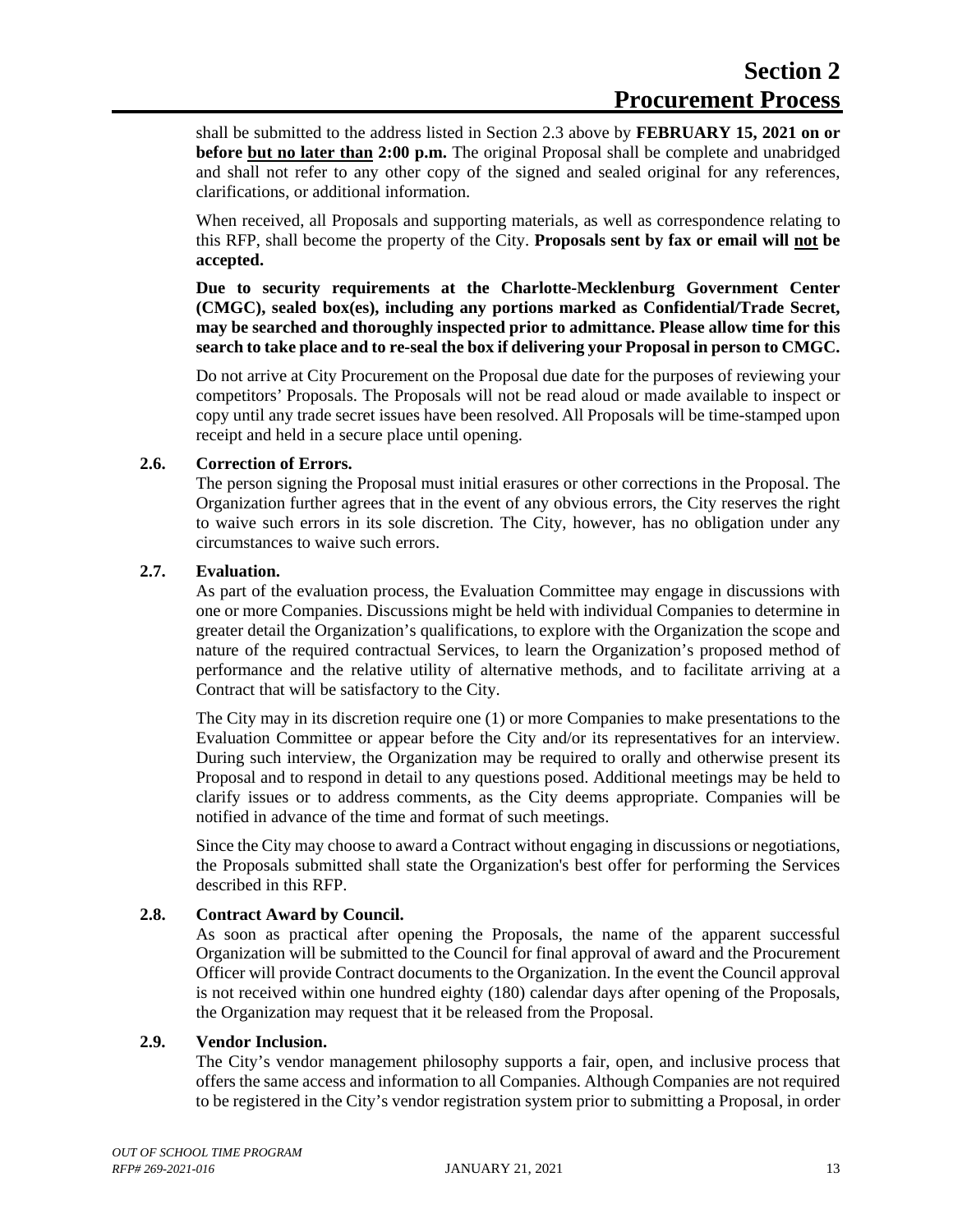shall be submitted to the address listed in Section 2.3 above by **FEBRUARY 15, 2021 on or before <u>but no later than</u> 2:00 p.m.** The original Proposal shall be complete and unabridged and shall not refer to any other copy of the signed and sealed original for any references, clarifications, or additional information.

When received, all Proposals and supporting materials, as well as correspondence relating to this RFP, shall become the property of the City. **Proposals sent by fax or email will <u>not</u> be accepted.**

**Due to security requirements at the Charlotte-Mecklenburg Government Center (CMGC), sealed box(es), including any portions marked as Confidential/Trade Secret, may be searched and thoroughly inspected prior to admittance. Please allow time for this search to take place and to re-seal the box if delivering your Proposal in person to CMGC.**

Do not arrive at City Procurement on the Proposal due date for the purposes of reviewing your competitors' Proposals. The Proposals will not be read aloud or made available to inspect or copy until any trade secret issues have been resolved. All Proposals will be time-stamped upon receipt and held in a secure place until opening.

### 2.6. Correction of Errors.

The person signing the Proposal must initial erasures or other corrections in the Proposal. The Organization further agrees that in the event of any obvious errors, the City reserves the right to waive such errors in its sole discretion. The City, however, has no obligation under any circumstances to waive such errors.

### 2.7. Evaluation.

As part of the evaluation process, the Evaluation Committee may engage in discussions with one or more Companies. Discussions might be held with individual Companies to determine in greater detail the Organization's qualifications, to explore with the Organization the scope and nature of the required contractual Services, to learn the Organization's proposed method of performance and the relative utility of alternative methods, and to facilitate arriving at a Contract that will be satisfactory to the City.

The City may in its discretion require one (1) or more Companies to make presentations to the Evaluation Committee or appear before the City and/or its representatives for an interview. During such interview, the Organization may be required to orally and otherwise present its Proposal and to respond in detail to any questions posed. Additional meetings may be held to clarify issues or to address comments, as the City deems appropriate. Companies will be notified in advance of the time and format of such meetings.

Since the City may choose to award a Contract without engaging in discussions or negotiations, the Proposals submitted shall state the Organization's best offer for performing the Services described in this RFP.

### 2.8. Contract Award by Council.

As soon as practical after opening the Proposals, the name of the apparent successful Organization will be submitted to the Council for final approval of award and the Procurement Officer will provide Contract documents to the Organization. In the event the Council approval is not received within one hundred eighty (180) calendar days after opening of the Proposals, the Organization may request that it be released from the Proposal.

### 2.9. Vendor Inclusion.

The City's vendor management philosophy supports a fair, open, and inclusive process that offers the same access and information to all Companies. Although Companies are not required to be registered in the City's vendor registration system prior to submitting a Proposal, in order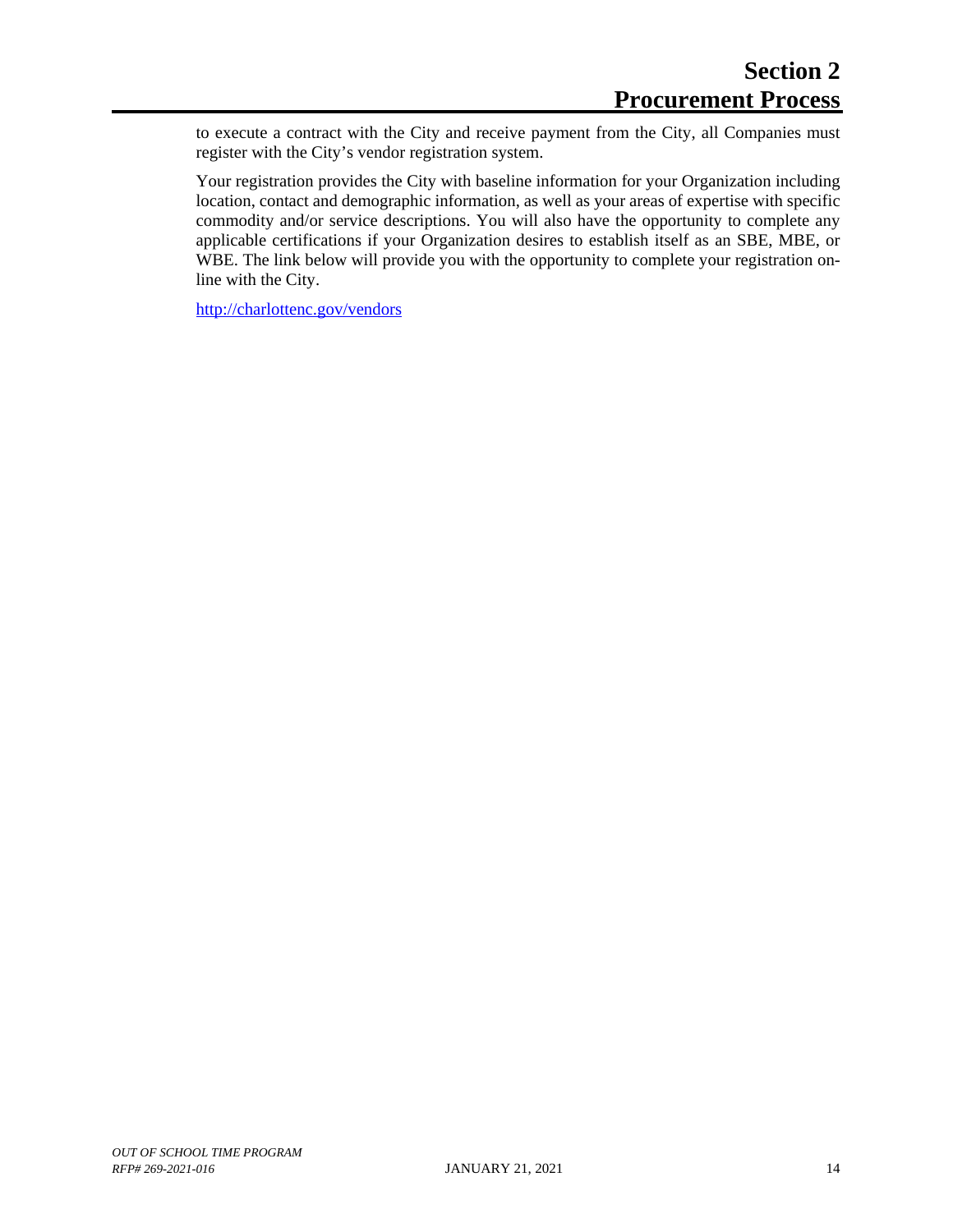to execute a contract with the City and receive payment from the City, all Companies must register with the City's vendor registration system.

Your registration provides the City with baseline information for your Organization including location, contact and demographic information, as well as your areas of expertise with specific commodity and/or service descriptions. You will also have the opportunity to complete any applicable certifications if your Organization desires to establish itself as an SBE, MBE, or WBE. The link below will provide you with the opportunity to complete your registration on-line with the City.

[http://charlottenc.gov/vendors](http://charlottenc.gov/vendors)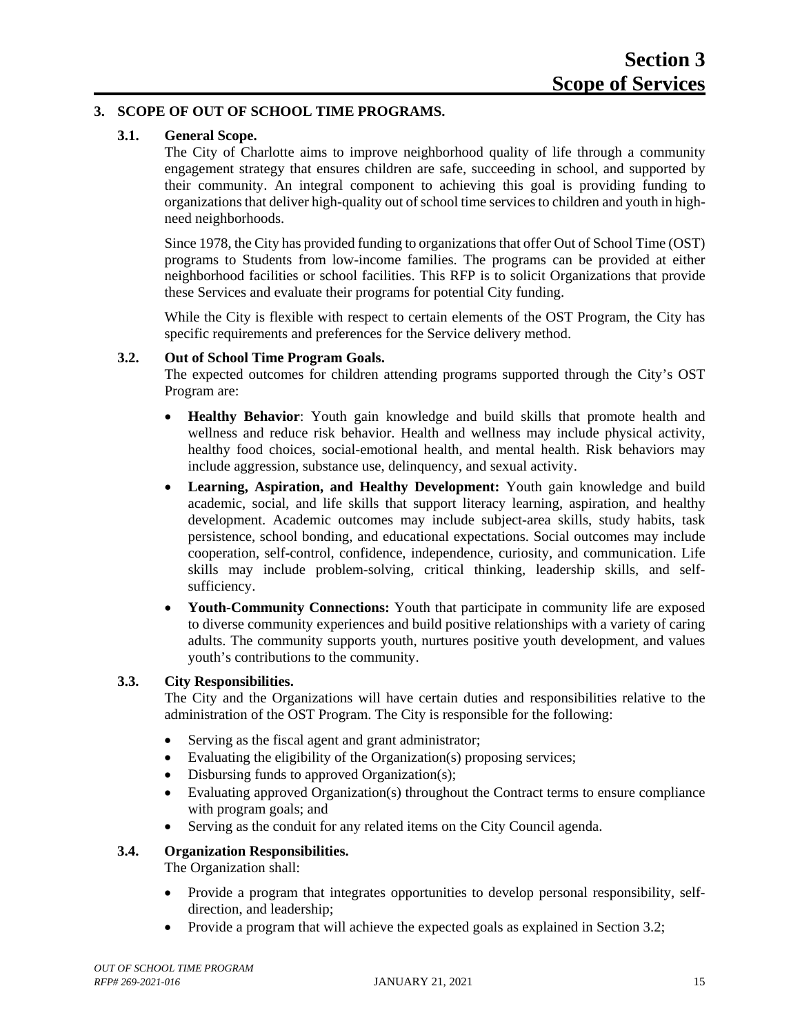# Section 3
# Scope of Services

## 3. SCOPE OF OUT OF SCHOOL TIME PROGRAMS.

### 3.1. General Scope.

The City of Charlotte aims to improve neighborhood quality of life through a community engagement strategy that ensures children are safe, succeeding in school, and supported by their community. An integral component to achieving this goal is providing funding to organizations that deliver high-quality out of school time services to children and youth in high-need neighborhoods.

Since 1978, the City has provided funding to organizations that offer Out of School Time (OST) programs to Students from low-income families. The programs can be provided at either neighborhood facilities or school facilities. This RFP is to solicit Organizations that provide these Services and evaluate their programs for potential City funding.

While the City is flexible with respect to certain elements of the OST Program, the City has specific requirements and preferences for the Service delivery method.

### 3.2. Out of School Time Program Goals.

The expected outcomes for children attending programs supported through the City's OST Program are:

- **Healthy Behavior**: Youth gain knowledge and build skills that promote health and wellness and reduce risk behavior. Health and wellness may include physical activity, healthy food choices, social-emotional health, and mental health. Risk behaviors may include aggression, substance use, delinquency, and sexual activity.
- **Learning, Aspiration, and Healthy Development:** Youth gain knowledge and build academic, social, and life skills that support literacy learning, aspiration, and healthy development. Academic outcomes may include subject-area skills, study habits, task persistence, school bonding, and educational expectations. Social outcomes may include cooperation, self-control, confidence, independence, curiosity, and communication. Life skills may include problem-solving, critical thinking, leadership skills, and self-sufficiency.
- **Youth-Community Connections:** Youth that participate in community life are exposed to diverse community experiences and build positive relationships with a variety of caring adults. The community supports youth, nurtures positive youth development, and values youth's contributions to the community.

### 3.3. City Responsibilities.

The City and the Organizations will have certain duties and responsibilities relative to the administration of the OST Program. The City is responsible for the following:

- Serving as the fiscal agent and grant administrator;
- Evaluating the eligibility of the Organization(s) proposing services;
- Disbursing funds to approved Organization(s);
- Evaluating approved Organization(s) throughout the Contract terms to ensure compliance with program goals; and
- Serving as the conduit for any related items on the City Council agenda.

### 3.4. Organization Responsibilities.

The Organization shall:

- Provide a program that integrates opportunities to develop personal responsibility, self-direction, and leadership;
- Provide a program that will achieve the expected goals as explained in Section 3.2;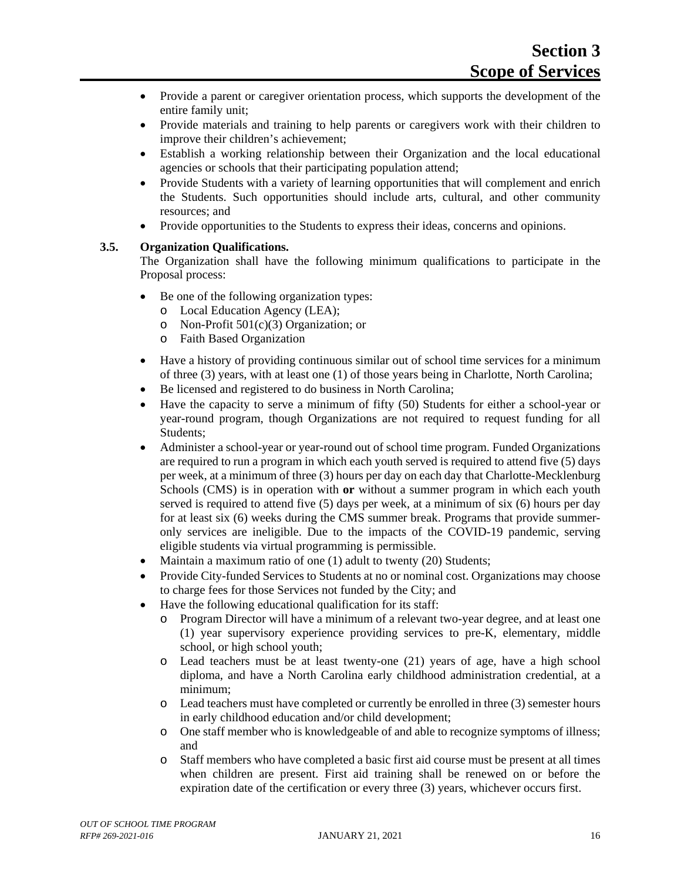- Provide a parent or caregiver orientation process, which supports the development of the entire family unit;
- Provide materials and training to help parents or caregivers work with their children to improve their children's achievement;
- Establish a working relationship between their Organization and the local educational agencies or schools that their participating population attend;
- Provide Students with a variety of learning opportunities that will complement and enrich the Students. Such opportunities should include arts, cultural, and other community resources; and
- Provide opportunities to the Students to express their ideas, concerns and opinions.

### 3.5. Organization Qualifications.

The Organization shall have the following minimum qualifications to participate in the Proposal process:

- Be one of the following organization types:
  - Local Education Agency (LEA);
  - Non-Profit 501(c)(3) Organization; or
  - Faith Based Organization
- Have a history of providing continuous similar out of school time services for a minimum of three (3) years, with at least one (1) of those years being in Charlotte, North Carolina;
- Be licensed and registered to do business in North Carolina;
- Have the capacity to serve a minimum of fifty (50) Students for either a school-year or year-round program, though Organizations are not required to request funding for all Students;
- Administer a school-year or year-round out of school time program. Funded Organizations are required to run a program in which each youth served is required to attend five (5) days per week, at a minimum of three (3) hours per day on each day that Charlotte-Mecklenburg Schools (CMS) is in operation with **or** without a summer program in which each youth served is required to attend five (5) days per week, at a minimum of six (6) hours per day for at least six (6) weeks during the CMS summer break. Programs that provide summer-only services are ineligible. Due to the impacts of the COVID-19 pandemic, serving eligible students via virtual programming is permissible.
- Maintain a maximum ratio of one (1) adult to twenty (20) Students;
- Provide City-funded Services to Students at no or nominal cost. Organizations may choose to charge fees for those Services not funded by the City; and
- Have the following educational qualification for its staff:
  - Program Director will have a minimum of a relevant two-year degree, and at least one (1) year supervisory experience providing services to pre-K, elementary, middle school, or high school youth;
  - Lead teachers must be at least twenty-one (21) years of age, have a high school diploma, and have a North Carolina early childhood administration credential, at a minimum;
  - Lead teachers must have completed or currently be enrolled in three (3) semester hours in early childhood education and/or child development;
  - One staff member who is knowledgeable of and able to recognize symptoms of illness; and
  - Staff members who have completed a basic first aid course must be present at all times when children are present. First aid training shall be renewed on or before the expiration date of the certification or every three (3) years, whichever occurs first.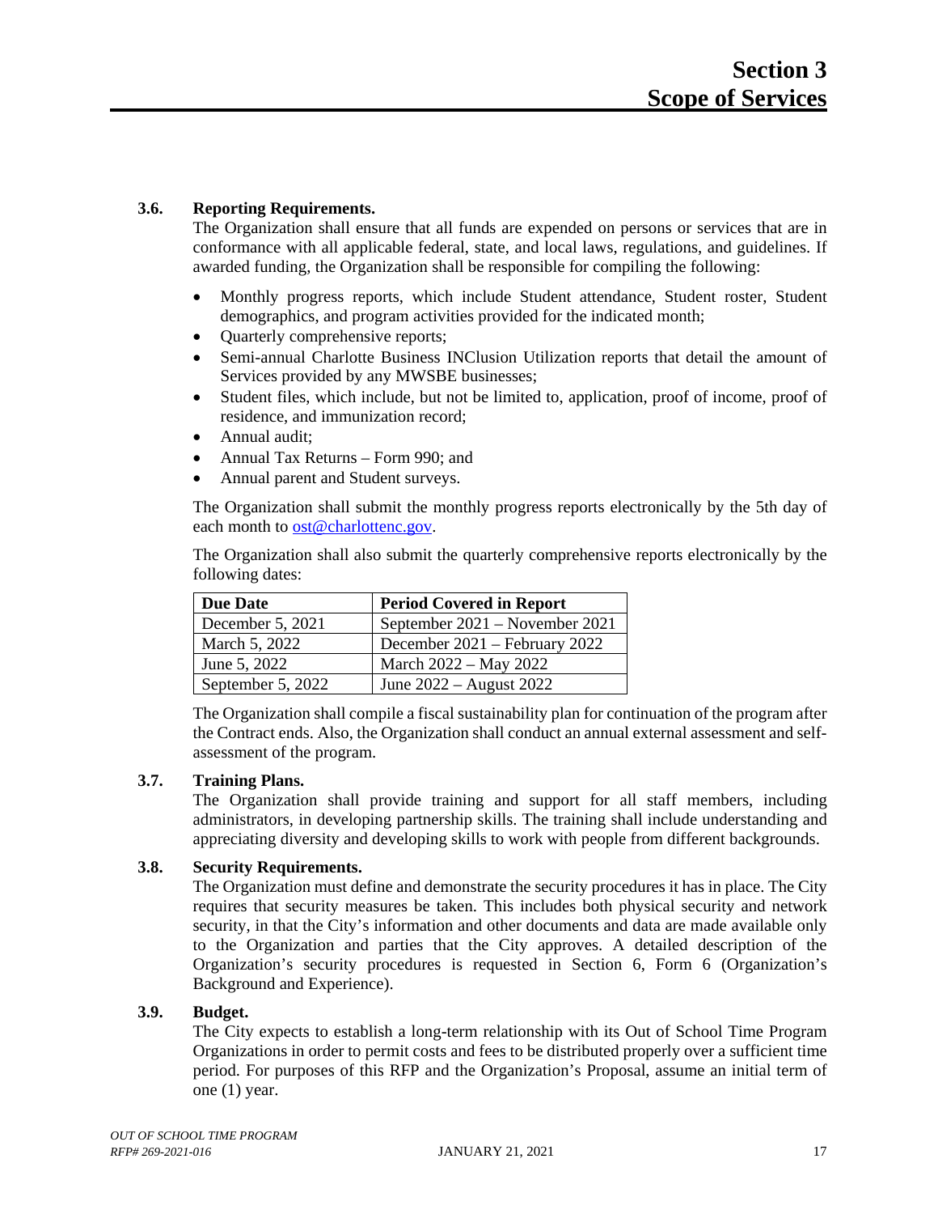# Section 3
# Scope of Services

### 3.6. Reporting Requirements.

The Organization shall ensure that all funds are expended on persons or services that are in conformance with all applicable federal, state, and local laws, regulations, and guidelines. If awarded funding, the Organization shall be responsible for compiling the following:

- Monthly progress reports, which include Student attendance, Student roster, Student demographics, and program activities provided for the indicated month;
- Quarterly comprehensive reports;
- Semi-annual Charlotte Business INClusion Utilization reports that detail the amount of Services provided by any MWSBE businesses;
- Student files, which include, but not be limited to, application, proof of income, proof of residence, and immunization record;
- Annual audit;
- Annual Tax Returns – Form 990; and
- Annual parent and Student surveys.

The Organization shall submit the monthly progress reports electronically by the 5th day of each month to ost@charlottenc.gov.

The Organization shall also submit the quarterly comprehensive reports electronically by the following dates:

| Due Date | Period Covered in Report |
|---|---|
| December 5, 2021 | September 2021 – November 2021 |
| March 5, 2022 | December 2021 – February 2022 |
| June 5, 2022 | March 2022 – May 2022 |
| September 5, 2022 | June 2022 – August 2022 |

The Organization shall compile a fiscal sustainability plan for continuation of the program after the Contract ends. Also, the Organization shall conduct an annual external assessment and self-assessment of the program.

### 3.7. Training Plans.

The Organization shall provide training and support for all staff members, including administrators, in developing partnership skills. The training shall include understanding and appreciating diversity and developing skills to work with people from different backgrounds.

### 3.8. Security Requirements.

The Organization must define and demonstrate the security procedures it has in place. The City requires that security measures be taken. This includes both physical security and network security, in that the City's information and other documents and data are made available only to the Organization and parties that the City approves. A detailed description of the Organization's security procedures is requested in Section 6, Form 6 (Organization's Background and Experience).

### 3.9. Budget.

The City expects to establish a long-term relationship with its Out of School Time Program Organizations in order to permit costs and fees to be distributed properly over a sufficient time period. For purposes of this RFP and the Organization's Proposal, assume an initial term of one (1) year.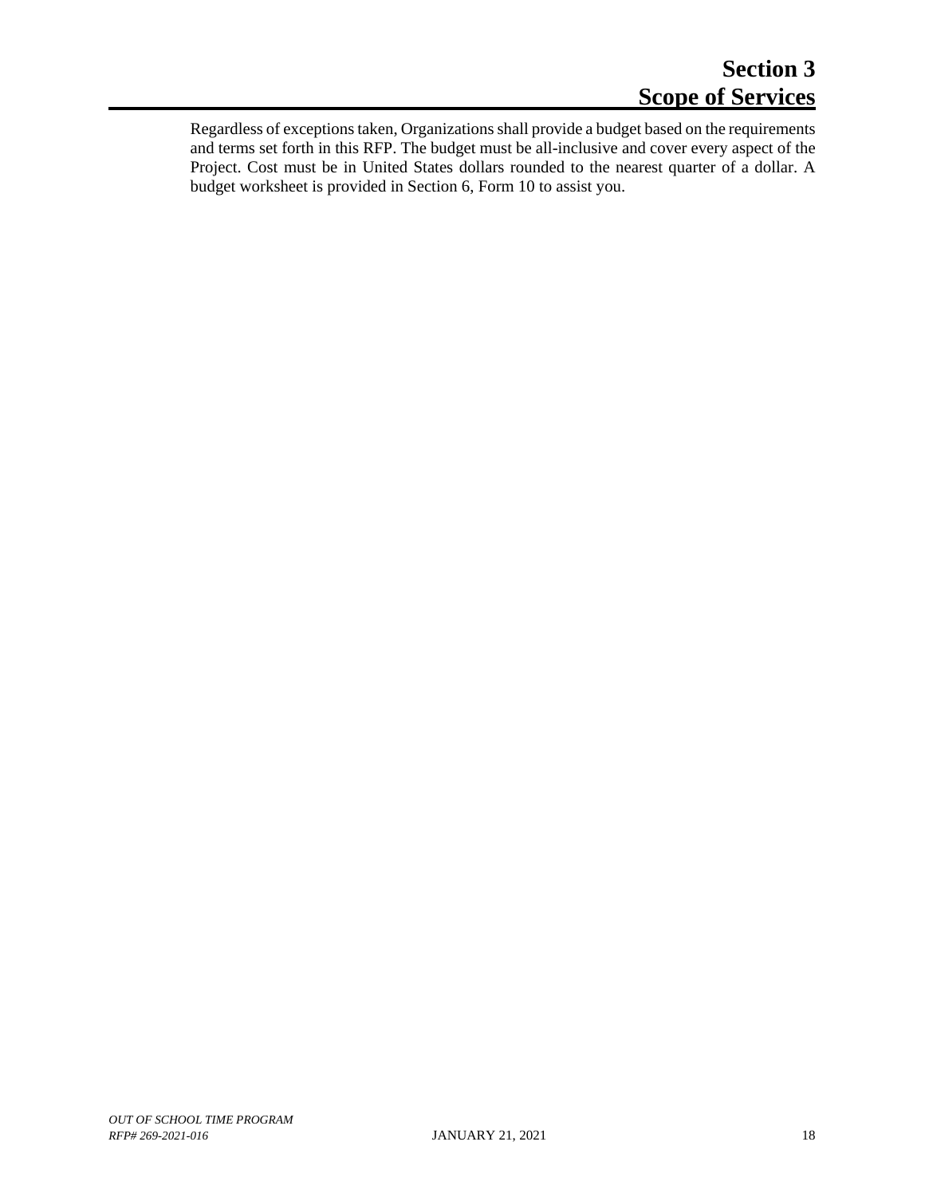# Section 3
# Scope of Services

Regardless of exceptions taken, Organizations shall provide a budget based on the requirements and terms set forth in this RFP. The budget must be all-inclusive and cover every aspect of the Project. Cost must be in United States dollars rounded to the nearest quarter of a dollar. A budget worksheet is provided in Section 6, Form 10 to assist you.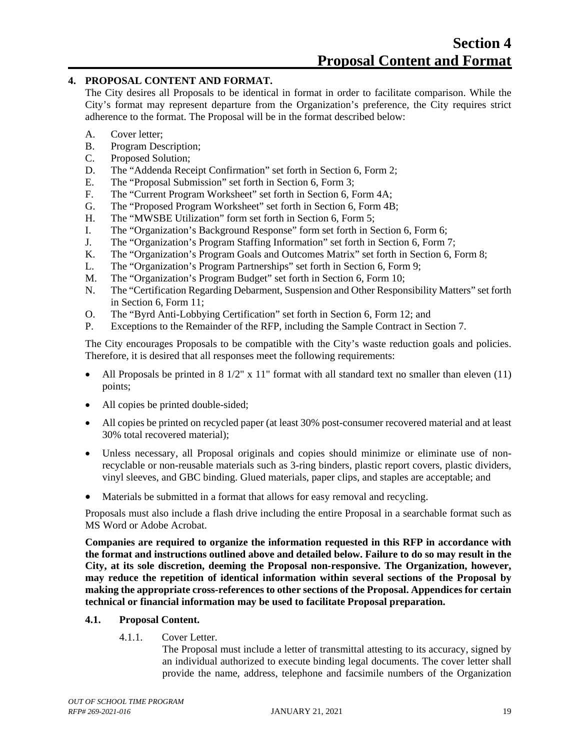# Section 4
# Proposal Content and Format

## 4. PROPOSAL CONTENT AND FORMAT.

The City desires all Proposals to be identical in format in order to facilitate comparison. While the City's format may represent departure from the Organization's preference, the City requires strict adherence to the format. The Proposal will be in the format described below:

A. Cover letter;
B. Program Description;
C. Proposed Solution;
D. The "Addenda Receipt Confirmation" set forth in Section 6, Form 2;
E. The "Proposal Submission" set forth in Section 6, Form 3;
F. The "Current Program Worksheet" set forth in Section 6, Form 4A;
G. The "Proposed Program Worksheet" set forth in Section 6, Form 4B;
H. The "MWSBE Utilization" form set forth in Section 6, Form 5;
I. The "Organization's Background Response" form set forth in Section 6, Form 6;
J. The "Organization's Program Staffing Information" set forth in Section 6, Form 7;
K. The "Organization's Program Goals and Outcomes Matrix" set forth in Section 6, Form 8;
L. The "Organization's Program Partnerships" set forth in Section 6, Form 9;
M. The "Organization's Program Budget" set forth in Section 6, Form 10;
N. The "Certification Regarding Debarment, Suspension and Other Responsibility Matters" set forth in Section 6, Form 11;
O. The "Byrd Anti-Lobbying Certification" set forth in Section 6, Form 12; and
P. Exceptions to the Remainder of the RFP, including the Sample Contract in Section 7.

The City encourages Proposals to be compatible with the City's waste reduction goals and policies. Therefore, it is desired that all responses meet the following requirements:

- All Proposals be printed in 8 1/2" x 11" format with all standard text no smaller than eleven (11) points;
- All copies be printed double-sided;
- All copies be printed on recycled paper (at least 30% post-consumer recovered material and at least 30% total recovered material);
- Unless necessary, all Proposal originals and copies should minimize or eliminate use of non-recyclable or non-reusable materials such as 3-ring binders, plastic report covers, plastic dividers, vinyl sleeves, and GBC binding. Glued materials, paper clips, and staples are acceptable; and
- Materials be submitted in a format that allows for easy removal and recycling.

Proposals must also include a flash drive including the entire Proposal in a searchable format such as MS Word or Adobe Acrobat.

**Companies are required to organize the information requested in this RFP in accordance with the format and instructions outlined above and detailed below. Failure to do so may result in the City, at its sole discretion, deeming the Proposal non-responsive. The Organization, however, may reduce the repetition of identical information within several sections of the Proposal by making the appropriate cross-references to other sections of the Proposal. Appendices for certain technical or financial information may be used to facilitate Proposal preparation.**

### 4.1. Proposal Content.

4.1.1. Cover Letter.

The Proposal must include a letter of transmittal attesting to its accuracy, signed by an individual authorized to execute binding legal documents. The cover letter shall provide the name, address, telephone and facsimile numbers of the Organization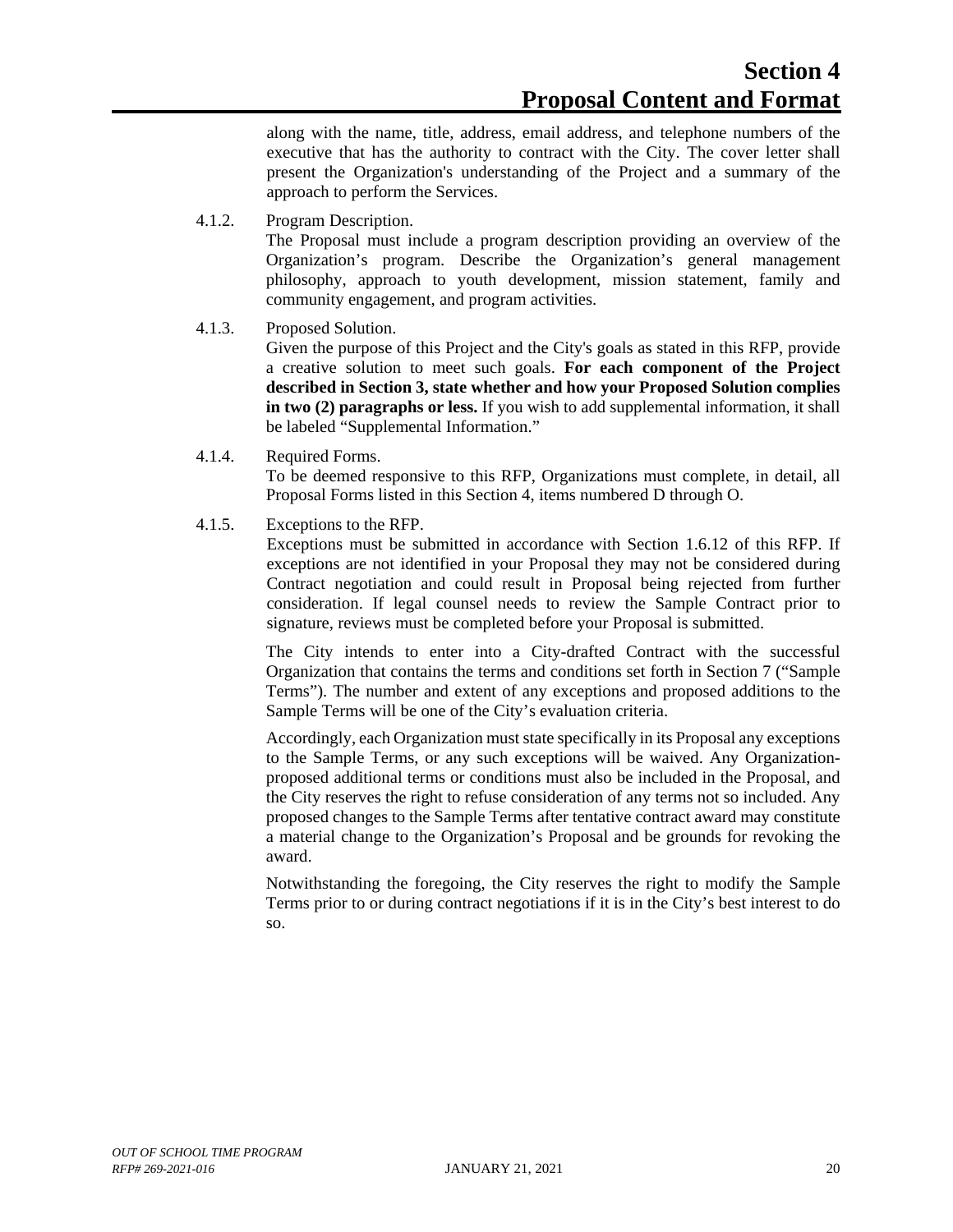along with the name, title, address, email address, and telephone numbers of the executive that has the authority to contract with the City. The cover letter shall present the Organization's understanding of the Project and a summary of the approach to perform the Services.

4.1.2. Program Description.

The Proposal must include a program description providing an overview of the Organization's program. Describe the Organization's general management philosophy, approach to youth development, mission statement, family and community engagement, and program activities.

4.1.3. Proposed Solution.

Given the purpose of this Project and the City's goals as stated in this RFP, provide a creative solution to meet such goals. **For each component of the Project described in Section 3, state whether and how your Proposed Solution complies in two (2) paragraphs or less.** If you wish to add supplemental information, it shall be labeled "Supplemental Information."

4.1.4. Required Forms.

To be deemed responsive to this RFP, Organizations must complete, in detail, all Proposal Forms listed in this Section 4, items numbered D through O.

4.1.5. Exceptions to the RFP.

Exceptions must be submitted in accordance with Section 1.6.12 of this RFP. If exceptions are not identified in your Proposal they may not be considered during Contract negotiation and could result in Proposal being rejected from further consideration. If legal counsel needs to review the Sample Contract prior to signature, reviews must be completed before your Proposal is submitted.

The City intends to enter into a City-drafted Contract with the successful Organization that contains the terms and conditions set forth in Section 7 ("Sample Terms"). The number and extent of any exceptions and proposed additions to the Sample Terms will be one of the City's evaluation criteria.

Accordingly, each Organization must state specifically in its Proposal any exceptions to the Sample Terms, or any such exceptions will be waived. Any Organization-proposed additional terms or conditions must also be included in the Proposal, and the City reserves the right to refuse consideration of any terms not so included. Any proposed changes to the Sample Terms after tentative contract award may constitute a material change to the Organization's Proposal and be grounds for revoking the award.

Notwithstanding the foregoing, the City reserves the right to modify the Sample Terms prior to or during contract negotiations if it is in the City's best interest to do so.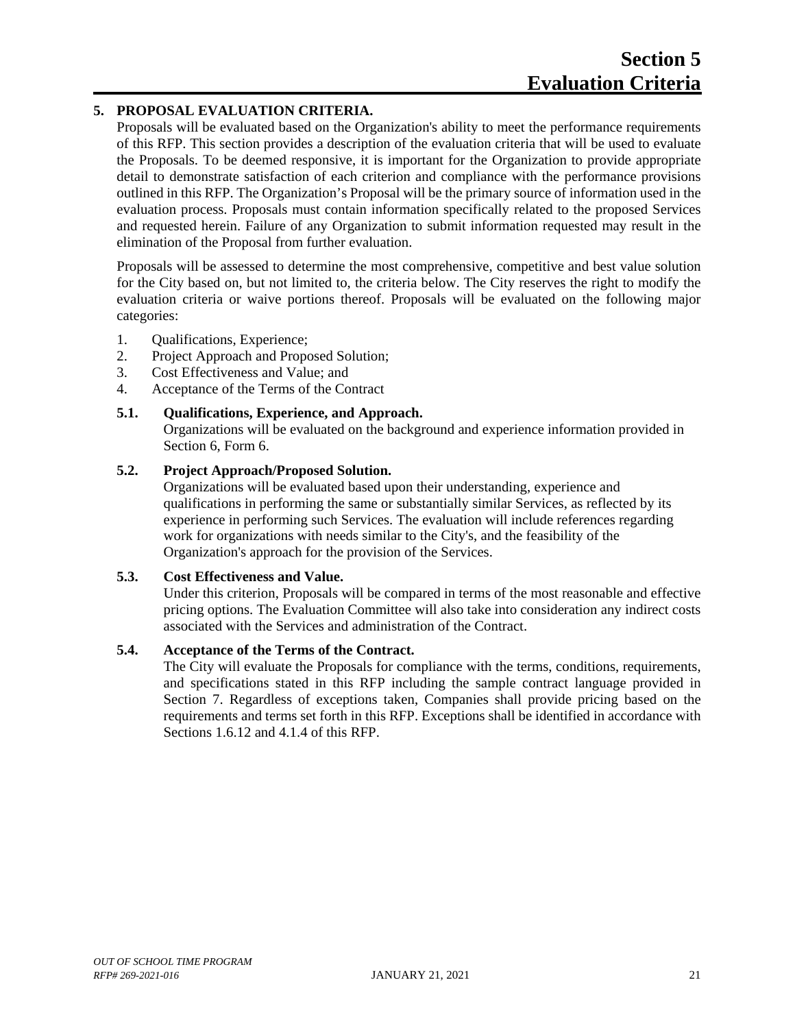# Section 5 Evaluation Criteria

## 5. PROPOSAL EVALUATION CRITERIA.

Proposals will be evaluated based on the Organization's ability to meet the performance requirements of this RFP. This section provides a description of the evaluation criteria that will be used to evaluate the Proposals. To be deemed responsive, it is important for the Organization to provide appropriate detail to demonstrate satisfaction of each criterion and compliance with the performance provisions outlined in this RFP. The Organization's Proposal will be the primary source of information used in the evaluation process. Proposals must contain information specifically related to the proposed Services and requested herein. Failure of any Organization to submit information requested may result in the elimination of the Proposal from further evaluation.

Proposals will be assessed to determine the most comprehensive, competitive and best value solution for the City based on, but not limited to, the criteria below. The City reserves the right to modify the evaluation criteria or waive portions thereof. Proposals will be evaluated on the following major categories:

1. Qualifications, Experience;
2. Project Approach and Proposed Solution;
3. Cost Effectiveness and Value; and
4. Acceptance of the Terms of the Contract

### 5.1. Qualifications, Experience, and Approach.

Organizations will be evaluated on the background and experience information provided in Section 6, Form 6.

### 5.2. Project Approach/Proposed Solution.

Organizations will be evaluated based upon their understanding, experience and qualifications in performing the same or substantially similar Services, as reflected by its experience in performing such Services. The evaluation will include references regarding work for organizations with needs similar to the City's, and the feasibility of the Organization's approach for the provision of the Services.

### 5.3. Cost Effectiveness and Value.

Under this criterion, Proposals will be compared in terms of the most reasonable and effective pricing options. The Evaluation Committee will also take into consideration any indirect costs associated with the Services and administration of the Contract.

### 5.4. Acceptance of the Terms of the Contract.

The City will evaluate the Proposals for compliance with the terms, conditions, requirements, and specifications stated in this RFP including the sample contract language provided in Section 7. Regardless of exceptions taken, Companies shall provide pricing based on the requirements and terms set forth in this RFP. Exceptions shall be identified in accordance with Sections 1.6.12 and 4.1.4 of this RFP.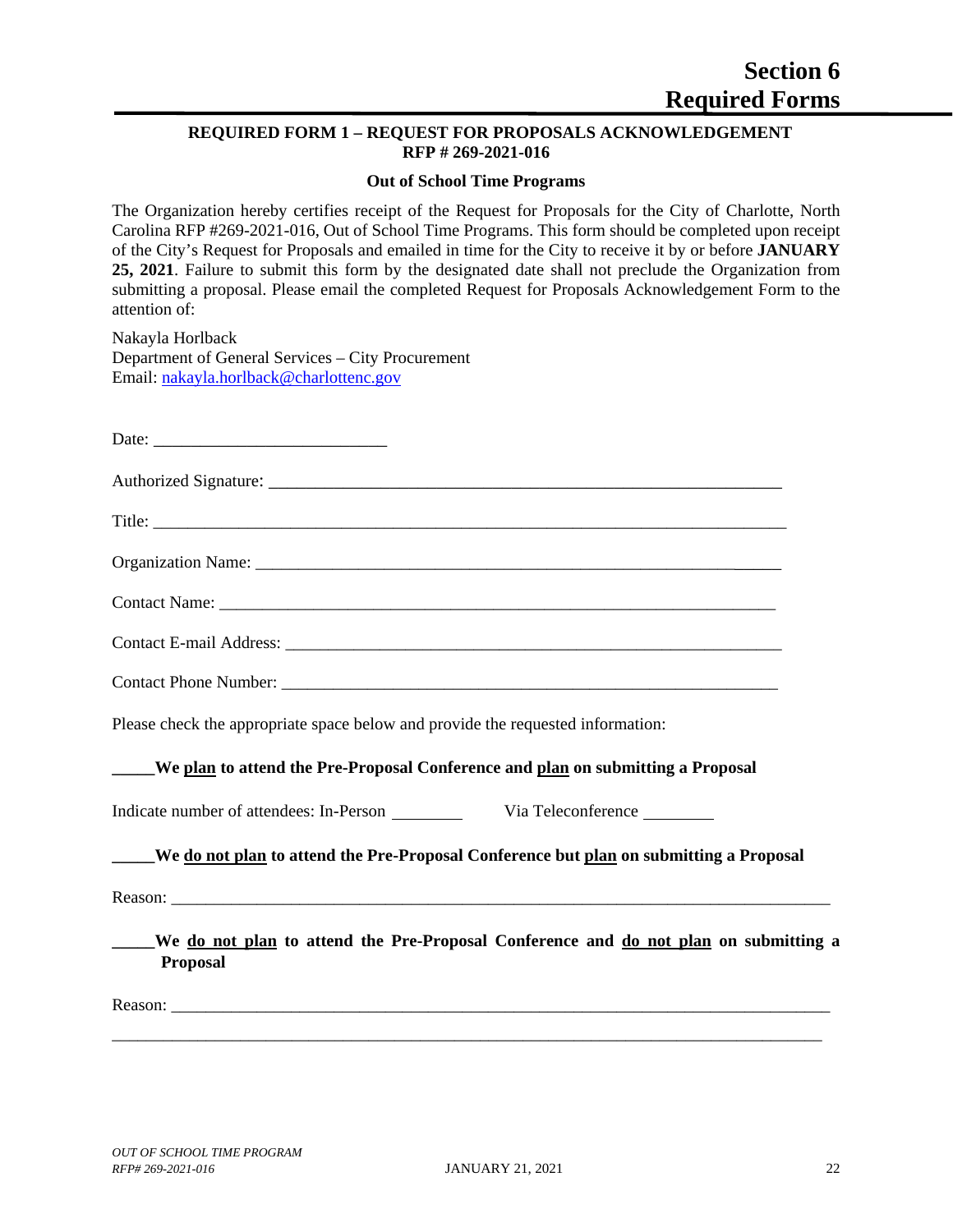# Section 6
# Required Forms

## REQUIRED FORM 1 – REQUEST FOR PROPOSALS ACKNOWLEDGEMENT
## RFP # 269-2021-016

### Out of School Time Programs

The Organization hereby certifies receipt of the Request for Proposals for the City of Charlotte, North Carolina RFP #269-2021-016, Out of School Time Programs. This form should be completed upon receipt of the City's Request for Proposals and emailed in time for the City to receive it by or before **JANUARY 25, 2021**. Failure to submit this form by the designated date shall not preclude the Organization from submitting a proposal. Please email the completed Request for Proposals Acknowledgement Form to the attention of:

Nakayla Horlback
Department of General Services – City Procurement
Email: nakayla.horlback@charlottenc.gov

Date: ___________________________

Authorized Signature: ____________________________________________________________

Title: __________________________________________________________________________

Organization Name: ______________________________________________________________

Contact Name: __________________________________________________________________

Contact E-mail Address: __________________________________________________________

Contact Phone Number: ___________________________________________________________

Please check the appropriate space below and provide the requested information:

**_____We <u>plan</u> to attend the Pre-Proposal Conference and <u>plan</u> on submitting a Proposal**

Indicate number of attendees: In-Person ________ Via Teleconference ________

**_____We <u>do not plan</u> to attend the Pre-Proposal Conference but <u>plan</u> on submitting a Proposal**

Reason: ____________________________________________________________________________

**_____We <u>do not plan</u> to attend the Pre-Proposal Conference and <u>do not plan</u> on submitting a Proposal**

Reason: ____________________________________________________________________________

_________________________________________________________________________________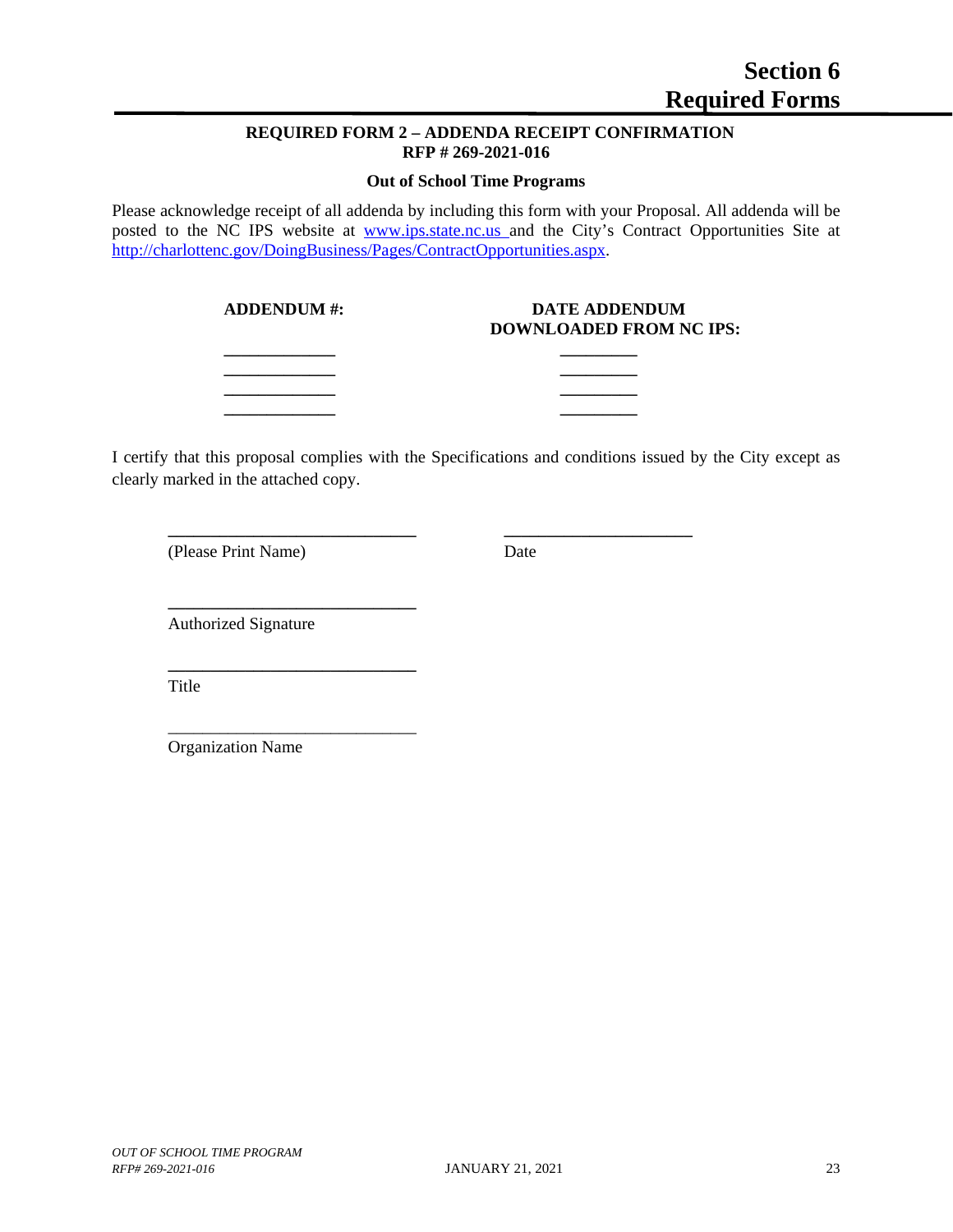## Section 6
## Required Forms

**REQUIRED FORM 2 – ADDENDA RECEIPT CONFIRMATION**
**RFP # 269-2021-016**

**Out of School Time Programs**

Please acknowledge receipt of all addenda by including this form with your Proposal. All addenda will be posted to the NC IPS website at [www.ips.state.nc.us](http://www.ips.state.nc.us) and the City's Contract Opportunities Site at [http://charlottenc.gov/DoingBusiness/Pages/ContractOpportunities.aspx](http://charlottenc.gov/DoingBusiness/Pages/ContractOpportunities.aspx).

| ADDENDUM #: | DATE ADDENDUM DOWNLOADED FROM NC IPS: |
| --- | --- |
| ____________ | ________ |
| ____________ | ________ |
| ____________ | ________ |
| ____________ | ________ |

I certify that this proposal complies with the Specifications and conditions issued by the City except as clearly marked in the attached copy.

____________________________ ____________________
(Please Print Name) Date

____________________________
Authorized Signature

____________________________
Title

____________________________
Organization Name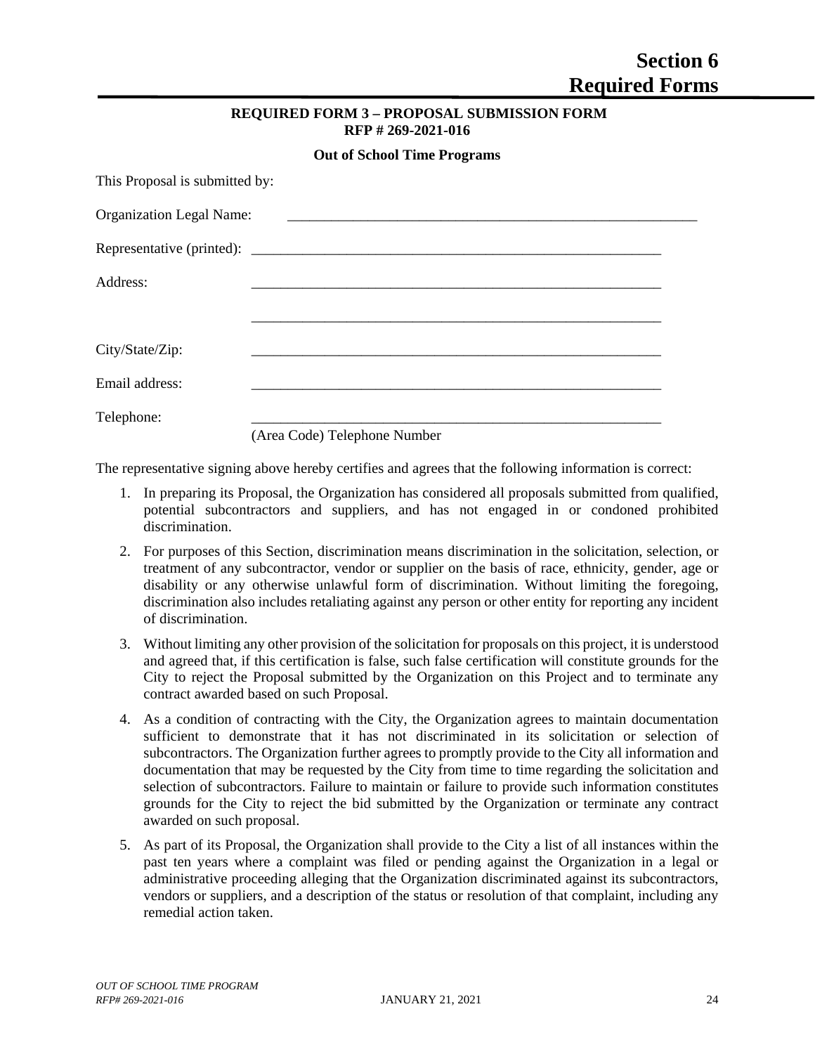# Section 6
# Required Forms

**REQUIRED FORM 3 – PROPOSAL SUBMISSION FORM**
**RFP # 269-2021-016**

**Out of School Time Programs**

This Proposal is submitted by:

Organization Legal Name: ____________________________________________________________

Representative (printed): ____________________________________________________________

Address: ____________________________________________________________

____________________________________________________________

City/State/Zip: ____________________________________________________________

Email address: ____________________________________________________________

Telephone: ____________________________________________________________
(Area Code) Telephone Number

The representative signing above hereby certifies and agrees that the following information is correct:

1. In preparing its Proposal, the Organization has considered all proposals submitted from qualified, potential subcontractors and suppliers, and has not engaged in or condoned prohibited discrimination.
2. For purposes of this Section, discrimination means discrimination in the solicitation, selection, or treatment of any subcontractor, vendor or supplier on the basis of race, ethnicity, gender, age or disability or any otherwise unlawful form of discrimination. Without limiting the foregoing, discrimination also includes retaliating against any person or other entity for reporting any incident of discrimination.
3. Without limiting any other provision of the solicitation for proposals on this project, it is understood and agreed that, if this certification is false, such false certification will constitute grounds for the City to reject the Proposal submitted by the Organization on this Project and to terminate any contract awarded based on such Proposal.
4. As a condition of contracting with the City, the Organization agrees to maintain documentation sufficient to demonstrate that it has not discriminated in its solicitation or selection of subcontractors. The Organization further agrees to promptly provide to the City all information and documentation that may be requested by the City from time to time regarding the solicitation and selection of subcontractors. Failure to maintain or failure to provide such information constitutes grounds for the City to reject the bid submitted by the Organization or terminate any contract awarded on such proposal.
5. As part of its Proposal, the Organization shall provide to the City a list of all instances within the past ten years where a complaint was filed or pending against the Organization in a legal or administrative proceeding alleging that the Organization discriminated against its subcontractors, vendors or suppliers, and a description of the status or resolution of that complaint, including any remedial action taken.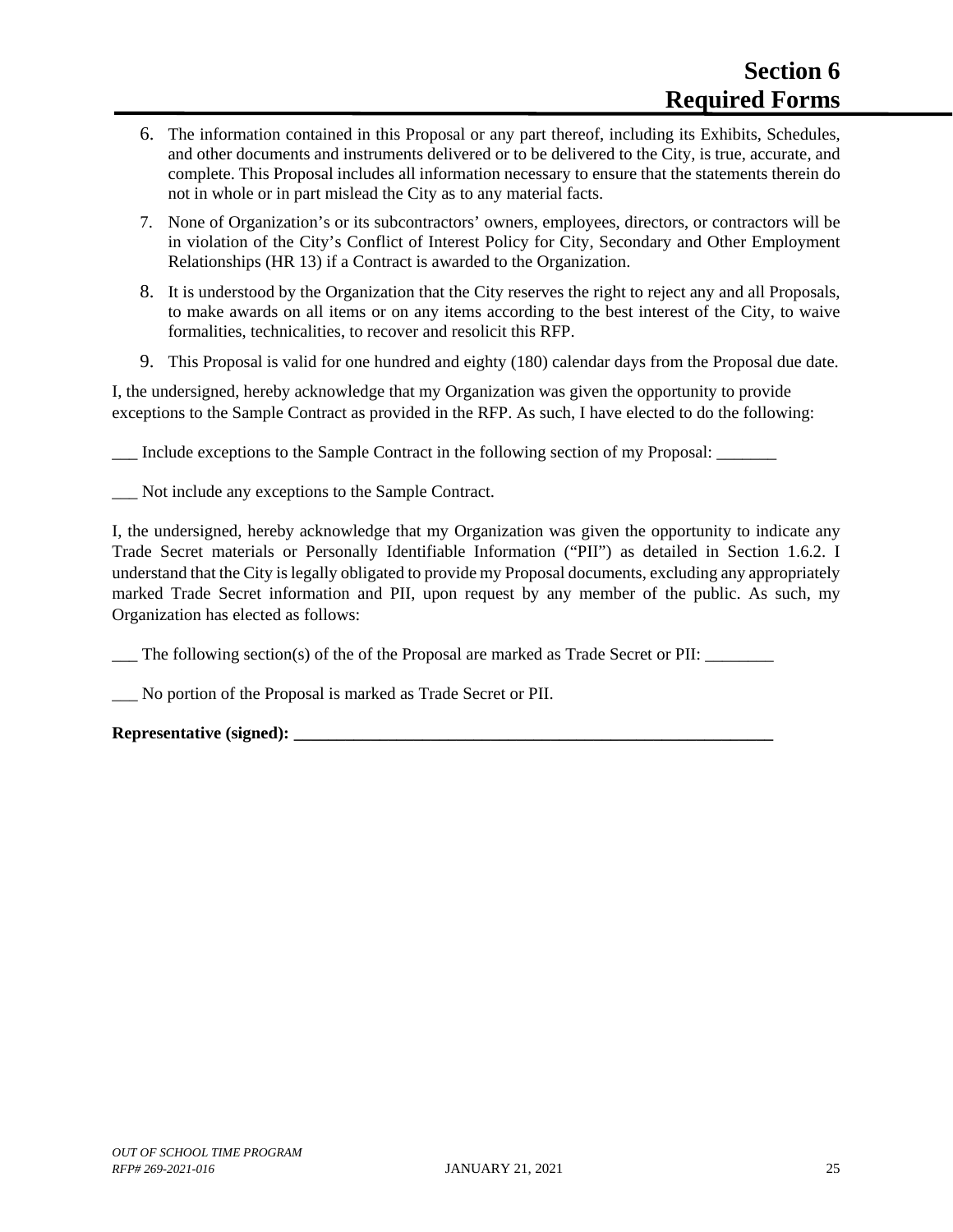6. The information contained in this Proposal or any part thereof, including its Exhibits, Schedules, and other documents and instruments delivered or to be delivered to the City, is true, accurate, and complete. This Proposal includes all information necessary to ensure that the statements therein do not in whole or in part mislead the City as to any material facts.
7. None of Organization's or its subcontractors' owners, employees, directors, or contractors will be in violation of the City's Conflict of Interest Policy for City, Secondary and Other Employment Relationships (HR 13) if a Contract is awarded to the Organization.
8. It is understood by the Organization that the City reserves the right to reject any and all Proposals, to make awards on all items or on any items according to the best interest of the City, to waive formalities, technicalities, to recover and resolicit this RFP.
9. This Proposal is valid for one hundred and eighty (180) calendar days from the Proposal due date.

I, the undersigned, hereby acknowledge that my Organization was given the opportunity to provide exceptions to the Sample Contract as provided in the RFP. As such, I have elected to do the following:

___ Include exceptions to the Sample Contract in the following section of my Proposal: _______

___ Not include any exceptions to the Sample Contract.

I, the undersigned, hereby acknowledge that my Organization was given the opportunity to indicate any Trade Secret materials or Personally Identifiable Information ("PII") as detailed in Section 1.6.2. I understand that the City is legally obligated to provide my Proposal documents, excluding any appropriately marked Trade Secret information and PII, upon request by any member of the public. As such, my Organization has elected as follows:

___ The following section(s) of the of the Proposal are marked as Trade Secret or PII: ________

___ No portion of the Proposal is marked as Trade Secret or PII.

**Representative (signed): ___________________________________________________________**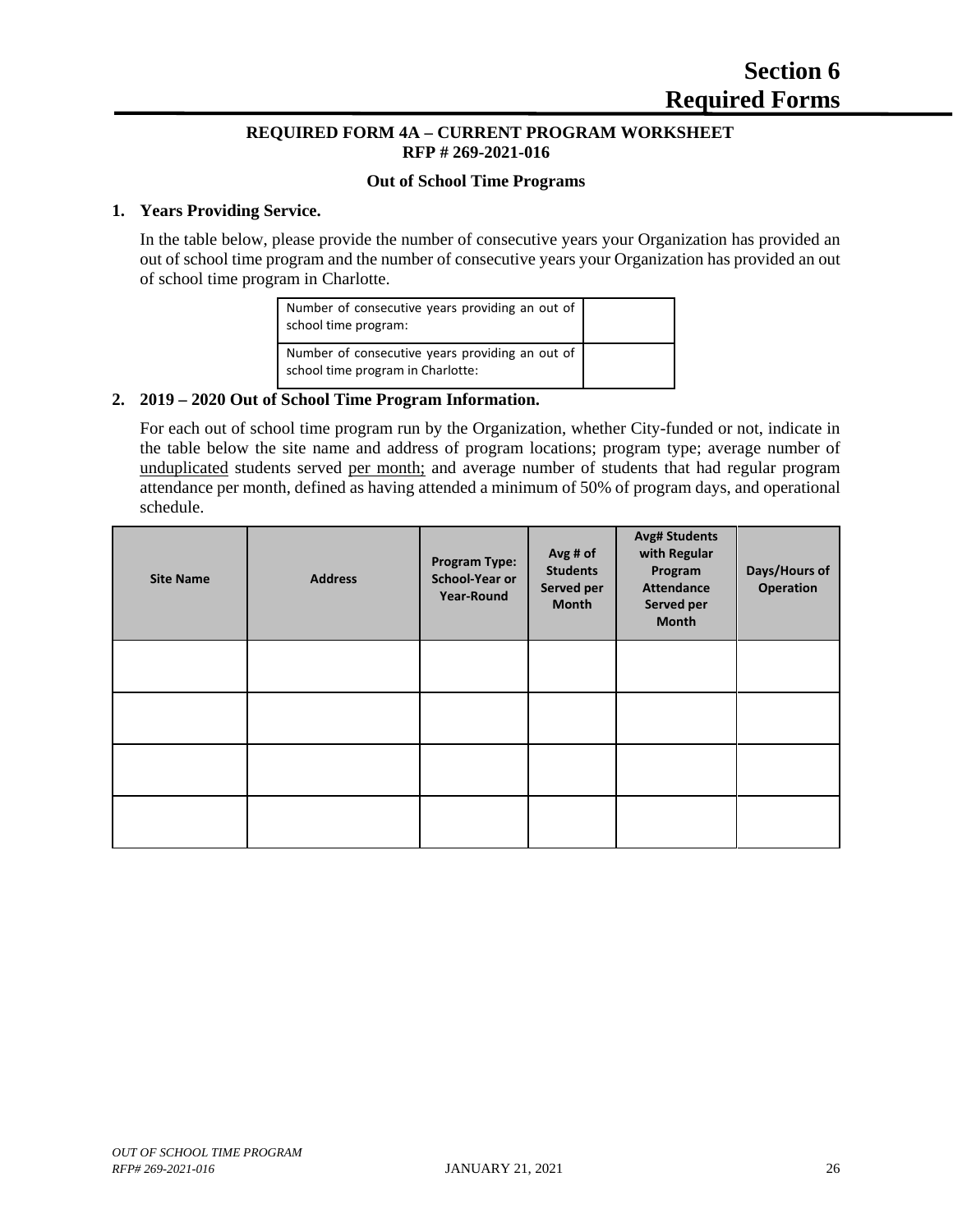# Section 6
# Required Forms

**REQUIRED FORM 4A – CURRENT PROGRAM WORKSHEET**
**RFP # 269-2021-016**

**Out of School Time Programs**

**1. Years Providing Service.**

In the table below, please provide the number of consecutive years your Organization has provided an out of school time program and the number of consecutive years your Organization has provided an out of school time program in Charlotte.

| | |
|---|---|
| Number of consecutive years providing an out of school time program: | |
| Number of consecutive years providing an out of school time program in Charlotte: | |

**2. 2019 – 2020 Out of School Time Program Information.**

For each out of school time program run by the Organization, whether City-funded or not, indicate in the table below the site name and address of program locations; program type; average number of unduplicated students served per month; and average number of students that had regular program attendance per month, defined as having attended a minimum of 50% of program days, and operational schedule.

| Site Name | Address | Program Type: School-Year or Year-Round | Avg # of Students Served per Month | Avg# Students with Regular Program Attendance Served per Month | Days/Hours of Operation |
|---|---|---|---|---|---|
| | | | | | |
| | | | | | |
| | | | | | |
| | | | | | |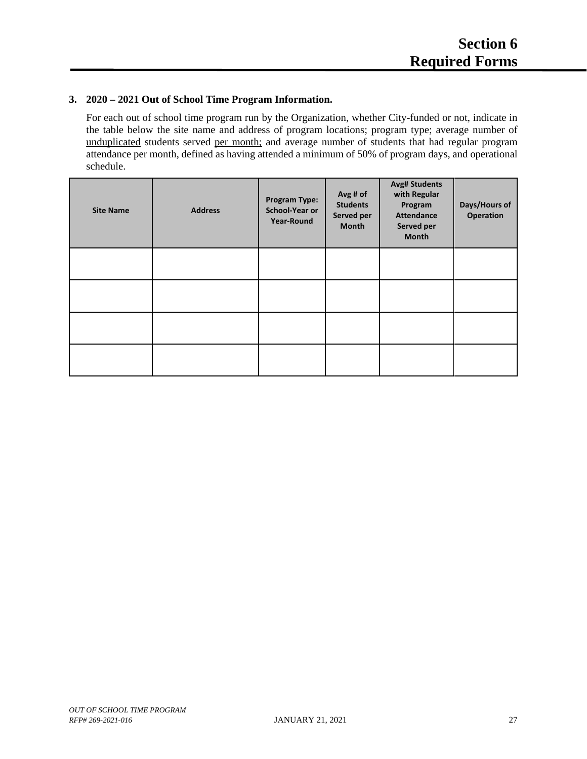# Section 6
# Required Forms

**3. 2020 – 2021 Out of School Time Program Information.**

For each out of school time program run by the Organization, whether City-funded or not, indicate in the table below the site name and address of program locations; program type; average number of <u>unduplicated</u> students served <u>per month;</u> and average number of students that had regular program attendance per month, defined as having attended a minimum of 50% of program days, and operational schedule.

| Site Name | Address | Program Type: School-Year or Year-Round | Avg # of Students Served per Month | Avg# Students with Regular Program Attendance Served per Month | Days/Hours of Operation |
|---|---|---|---|---|---|
| | | | | | |
| | | | | | |
| | | | | | |
| | | | | | |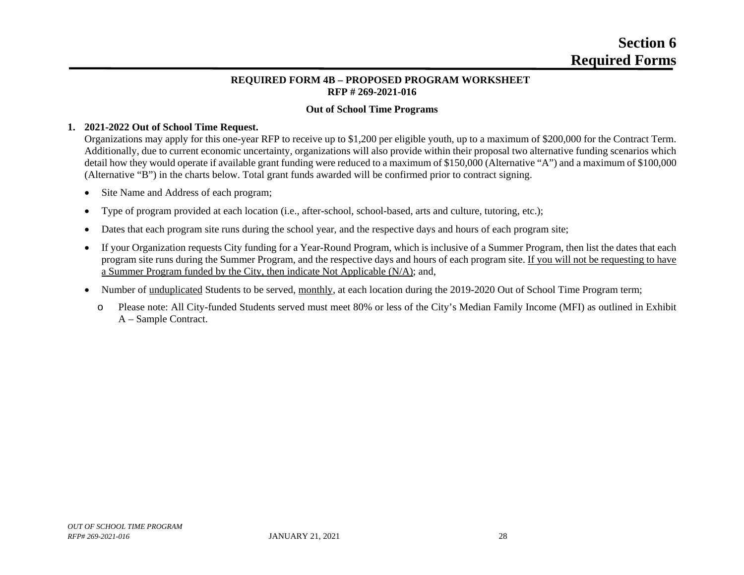# Section 6
# Required Forms

**REQUIRED FORM 4B – PROPOSED PROGRAM WORKSHEET**
**RFP # 269-2021-016**

**Out of School Time Programs**

**1. 2021-2022 Out of School Time Request.**
Organizations may apply for this one-year RFP to receive up to $1,200 per eligible youth, up to a maximum of $200,000 for the Contract Term. Additionally, due to current economic uncertainty, organizations will also provide within their proposal two alternative funding scenarios which detail how they would operate if available grant funding were reduced to a maximum of $150,000 (Alternative "A") and a maximum of $100,000 (Alternative "B") in the charts below. Total grant funds awarded will be confirmed prior to contract signing.

- Site Name and Address of each program;
- Type of program provided at each location (i.e., after-school, school-based, arts and culture, tutoring, etc.);
- Dates that each program site runs during the school year, and the respective days and hours of each program site;
- If your Organization requests City funding for a Year-Round Program, which is inclusive of a Summer Program, then list the dates that each program site runs during the Summer Program, and the respective days and hours of each program site. <u>If you will not be requesting to have a Summer Program funded by the City, then indicate Not Applicable (N/A)</u>; and,
- Number of <u>unduplicated</u> Students to be served, <u>monthly</u>, at each location during the 2019-2020 Out of School Time Program term;
  - Please note: All City-funded Students served must meet 80% or less of the City's Median Family Income (MFI) as outlined in Exhibit A – Sample Contract.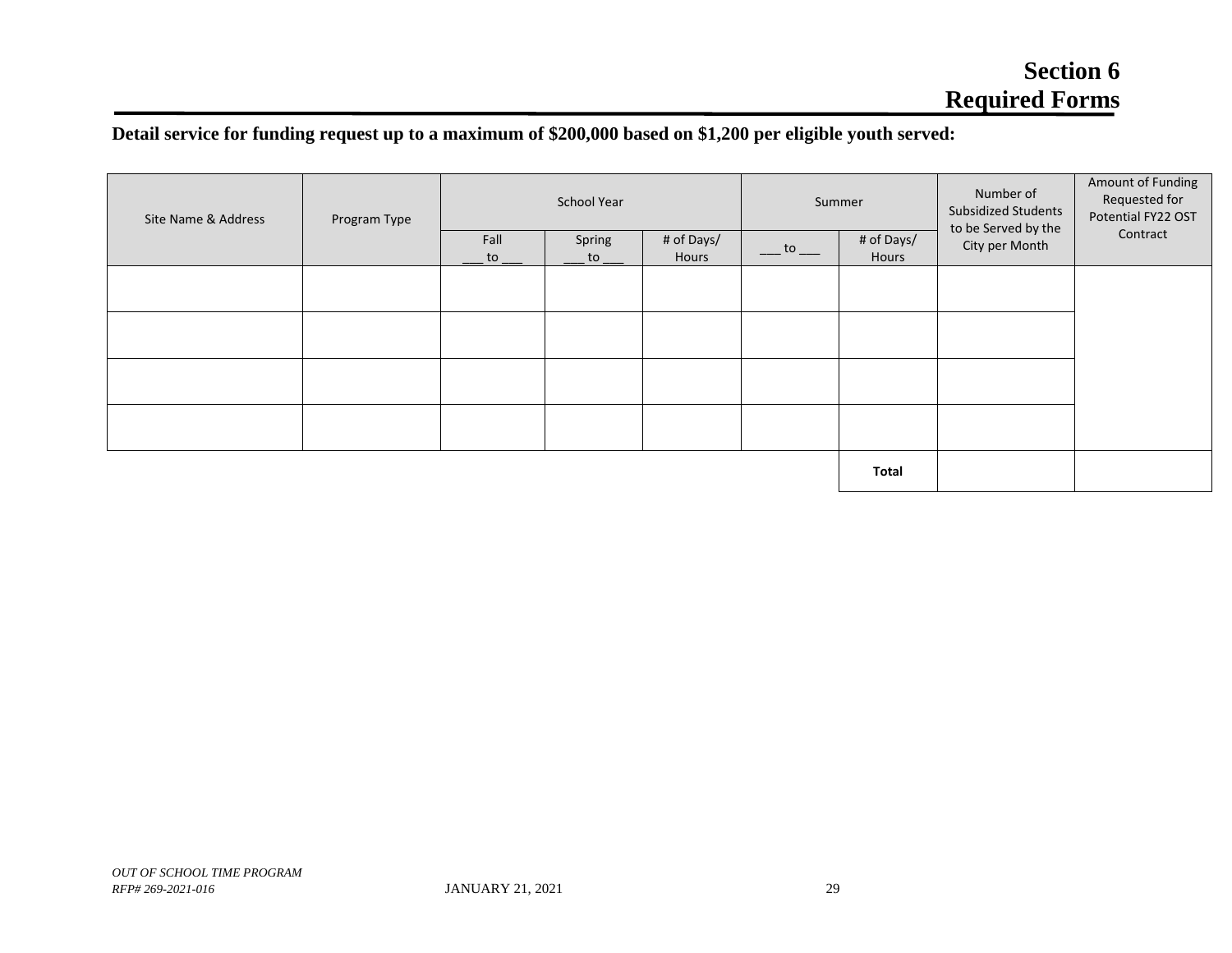# Section 6
# Required Forms

**Detail service for funding request up to a maximum of $200,000 based on $1,200 per eligible youth served:**

| Site Name & Address | Program Type | School Year | | | Summer | | Number of Subsidized Students to be Served by the City per Month | Amount of Funding Requested for Potential FY22 OST Contract |
|---|---|---|---|---|---|---|---|---|
| | | Fall ___ to ___ | Spring ___ to ___ | # of Days/ Hours | ___ to ___ | # of Days/ Hours | | |
| | | | | | | | | |
| | | | | | | | | |
| | | | | | | | | |
| | | | | | | | | |
| | | | | | | **Total** | | |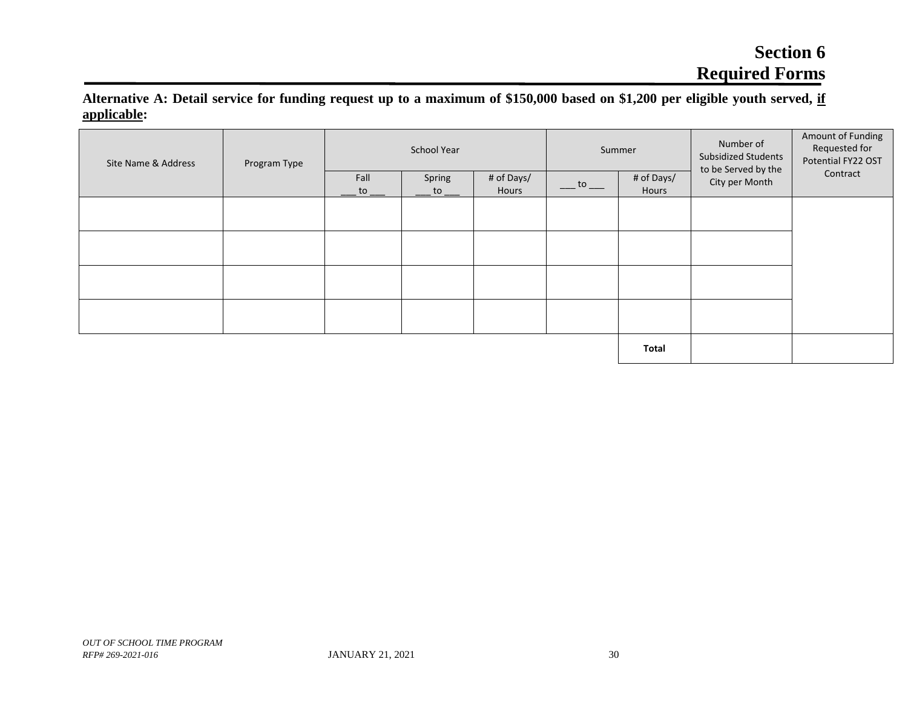# Section 6
# Required Forms

**Alternative A: Detail service for funding request up to a maximum of $150,000 based on $1,200 per eligible youth served, <u>if applicable</u>:**

| Site Name & Address | Program Type | School Year | | | Summer | | Number of Subsidized Students to be Served by the City per Month | Amount of Funding Requested for Potential FY22 OST Contract |
|---|---|---|---|---|---|---|---|---|
| | | Fall ___ to ___ | Spring ___ to ___ | # of Days/ Hours | ___ to ___ | # of Days/ Hours | | |
| | | | | | | | | |
| | | | | | | | | |
| | | | | | | | | |
| | | | | | | | | |
| | | | | | | **Total** | | |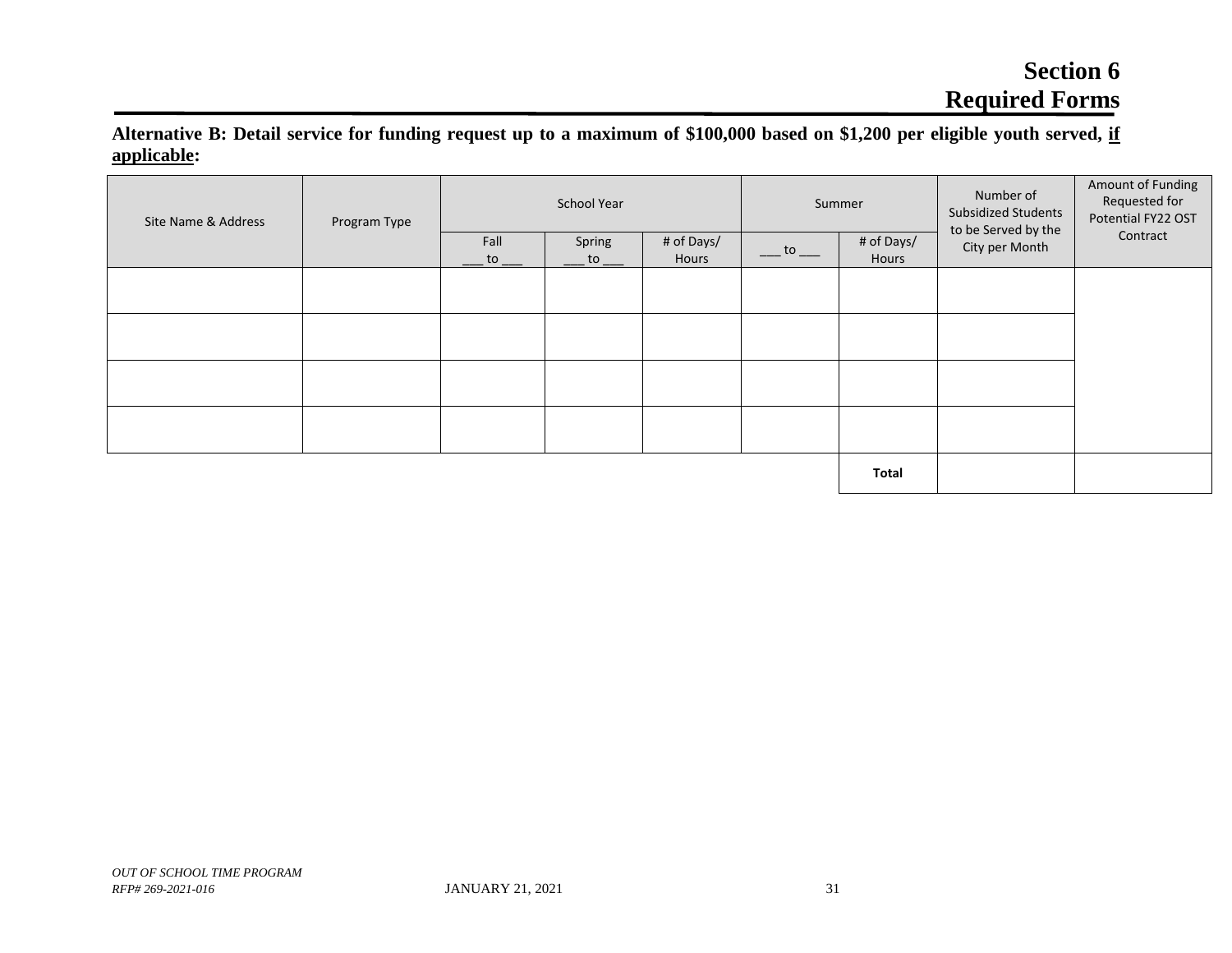# Section 6
# Required Forms

**Alternative B: Detail service for funding request up to a maximum of $100,000 based on $1,200 per eligible youth served, <u>if applicable</u>:**

| Site Name & Address | Program Type | School Year | | | Summer | | Number of Subsidized Students to be Served by the City per Month | Amount of Funding Requested for Potential FY22 OST Contract |
|---|---|---|---|---|---|---|---|---|
| | | Fall ___ to ___ | Spring ___ to ___ | # of Days/ Hours | ___ to ___ | # of Days/ Hours | | |
| | | | | | | | | |
| | | | | | | | | |
| | | | | | | | | |
| | | | | | | | | |
| | | | | | | **Total** | | |

*OUT OF SCHOOL TIME PROGRAM*
*RFP# 269-2021-016* JANUARY 21, 2021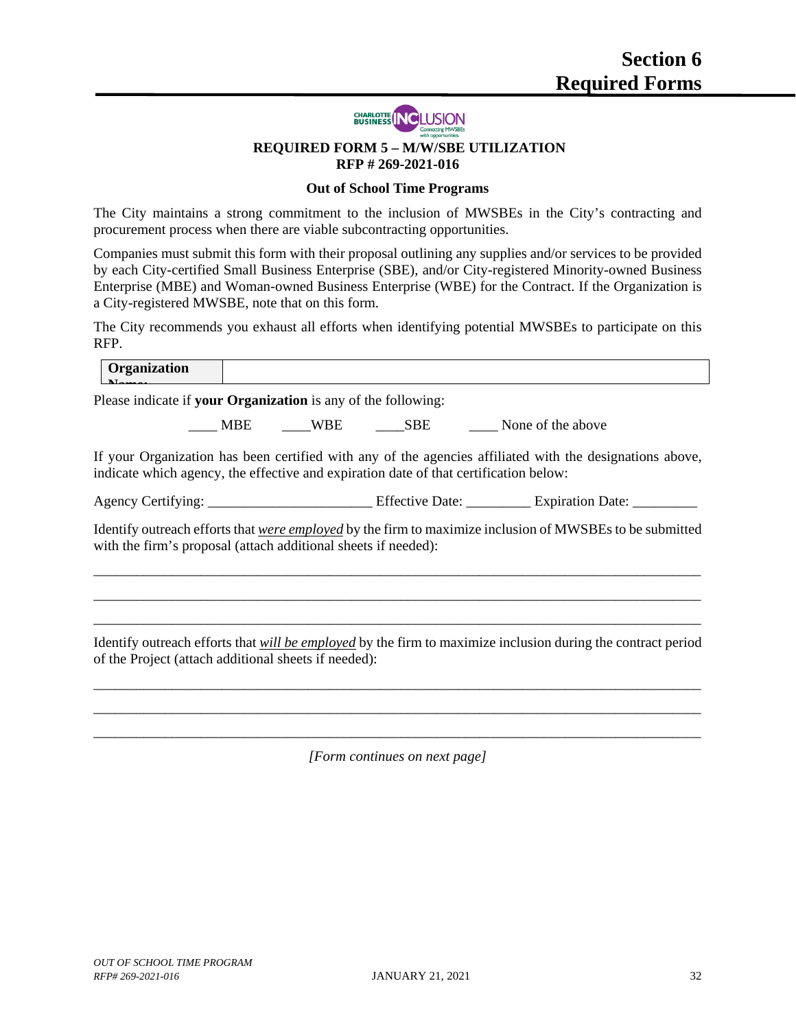# Section 6
# Required Forms

**REQUIRED FORM 5 – M/W/SBE UTILIZATION**
**RFP # 269-2021-016**

**Out of School Time Programs**

The City maintains a strong commitment to the inclusion of MWSBEs in the City's contracting and procurement process when there are viable subcontracting opportunities.

Companies must submit this form with their proposal outlining any supplies and/or services to be provided by each City-certified Small Business Enterprise (SBE), and/or City-registered Minority-owned Business Enterprise (MBE) and Woman-owned Business Enterprise (WBE) for the Contract. If the Organization is a City-registered MWSBE, note that on this form.

The City recommends you exhaust all efforts when identifying potential MWSBEs to participate on this RFP.

| **Organization Name:** | |
|---|---|

Please indicate if **your Organization** is any of the following:

____ MBE ____WBE ____SBE ____ None of the above

If your Organization has been certified with any of the agencies affiliated with the designations above, indicate which agency, the effective and expiration date of that certification below:

Agency Certifying: ______________________ Effective Date: _________ Expiration Date: _________

Identify outreach efforts that ***were employed*** by the firm to maximize inclusion of MWSBEs to be submitted with the firm's proposal (attach additional sheets if needed):

_______________________________________________________________________________

_______________________________________________________________________________

_______________________________________________________________________________

Identify outreach efforts that ***will be employed*** by the firm to maximize inclusion during the contract period of the Project (attach additional sheets if needed):

_______________________________________________________________________________

_______________________________________________________________________________

_______________________________________________________________________________

*[Form continues on next page]*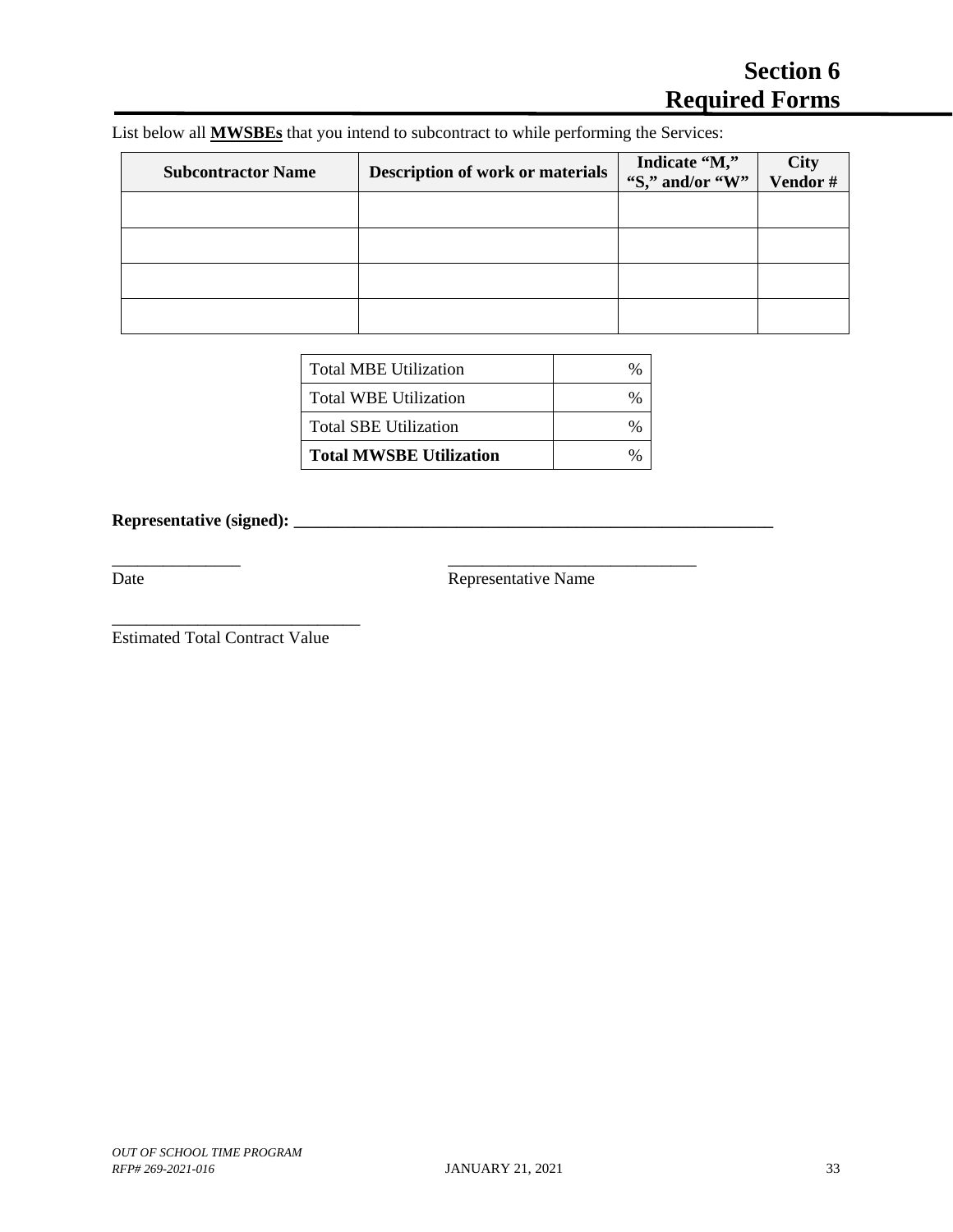# Section 6
# Required Forms

List below all **MWSBEs** that you intend to subcontract to while performing the Services:

| Subcontractor Name | Description of work or materials | Indicate "M," "S," and/or "W" | City Vendor # |
|---|---|---|---|
| | | | |
| | | | |
| | | | |
| | | | |

| | |
|---|---|
| Total MBE Utilization | % |
| Total WBE Utilization | % |
| Total SBE Utilization | % |
| **Total MWSBE Utilization** | % |

**Representative (signed): ___________________________________________________________**

_______________ Date

_____________________________ Representative Name

_____________________________ Estimated Total Contract Value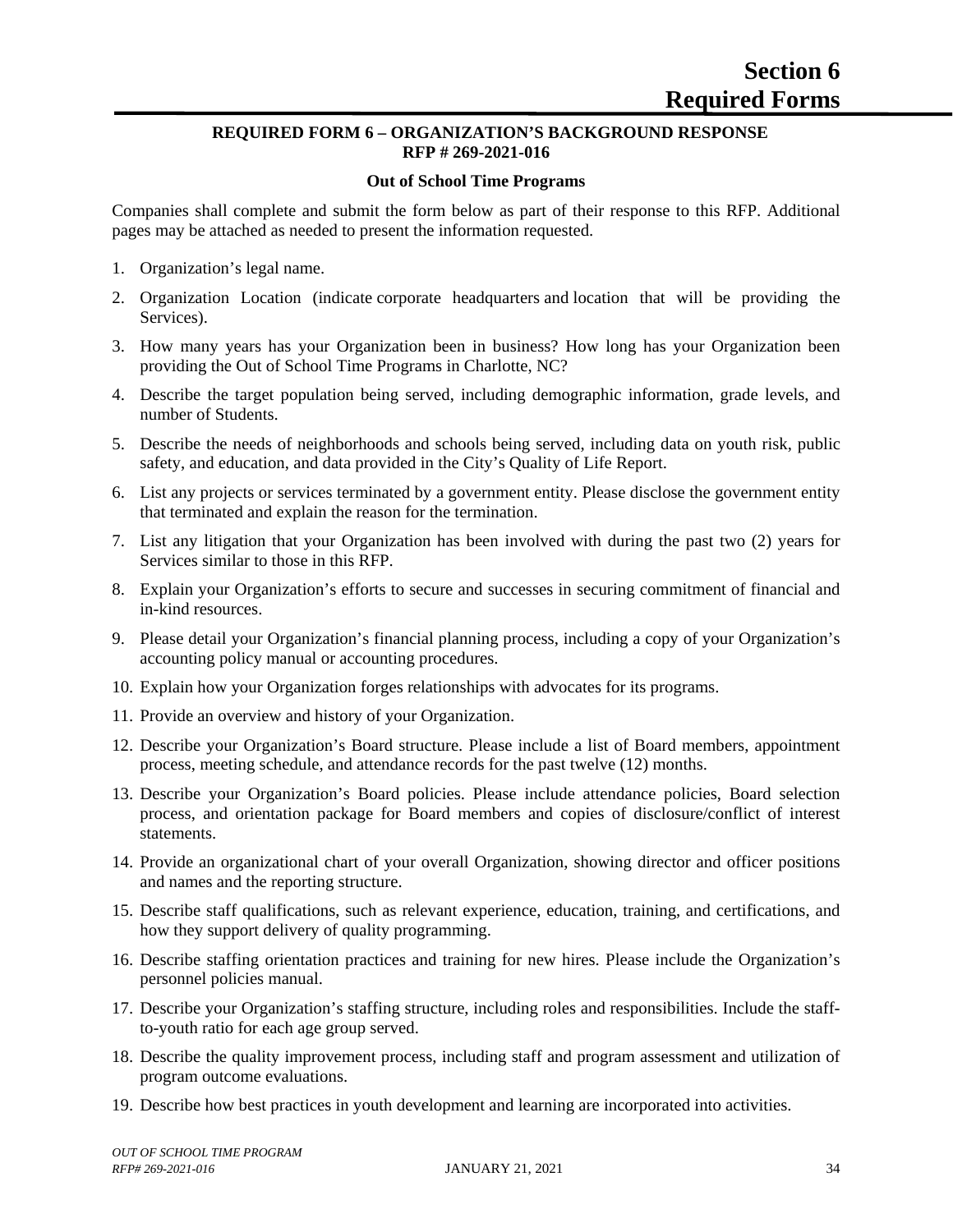# Section 6
# Required Forms

**REQUIRED FORM 6 – ORGANIZATION'S BACKGROUND RESPONSE**
**RFP # 269-2021-016**

**Out of School Time Programs**

Companies shall complete and submit the form below as part of their response to this RFP. Additional pages may be attached as needed to present the information requested.

1. Organization's legal name.
2. Organization Location (indicate corporate headquarters and location that will be providing the Services).
3. How many years has your Organization been in business? How long has your Organization been providing the Out of School Time Programs in Charlotte, NC?
4. Describe the target population being served, including demographic information, grade levels, and number of Students.
5. Describe the needs of neighborhoods and schools being served, including data on youth risk, public safety, and education, and data provided in the City's Quality of Life Report.
6. List any projects or services terminated by a government entity. Please disclose the government entity that terminated and explain the reason for the termination.
7. List any litigation that your Organization has been involved with during the past two (2) years for Services similar to those in this RFP.
8. Explain your Organization's efforts to secure and successes in securing commitment of financial and in-kind resources.
9. Please detail your Organization's financial planning process, including a copy of your Organization's accounting policy manual or accounting procedures.
10. Explain how your Organization forges relationships with advocates for its programs.
11. Provide an overview and history of your Organization.
12. Describe your Organization's Board structure. Please include a list of Board members, appointment process, meeting schedule, and attendance records for the past twelve (12) months.
13. Describe your Organization's Board policies. Please include attendance policies, Board selection process, and orientation package for Board members and copies of disclosure/conflict of interest statements.
14. Provide an organizational chart of your overall Organization, showing director and officer positions and names and the reporting structure.
15. Describe staff qualifications, such as relevant experience, education, training, and certifications, and how they support delivery of quality programming.
16. Describe staffing orientation practices and training for new hires. Please include the Organization's personnel policies manual.
17. Describe your Organization's staffing structure, including roles and responsibilities. Include the staff-to-youth ratio for each age group served.
18. Describe the quality improvement process, including staff and program assessment and utilization of program outcome evaluations.
19. Describe how best practices in youth development and learning are incorporated into activities.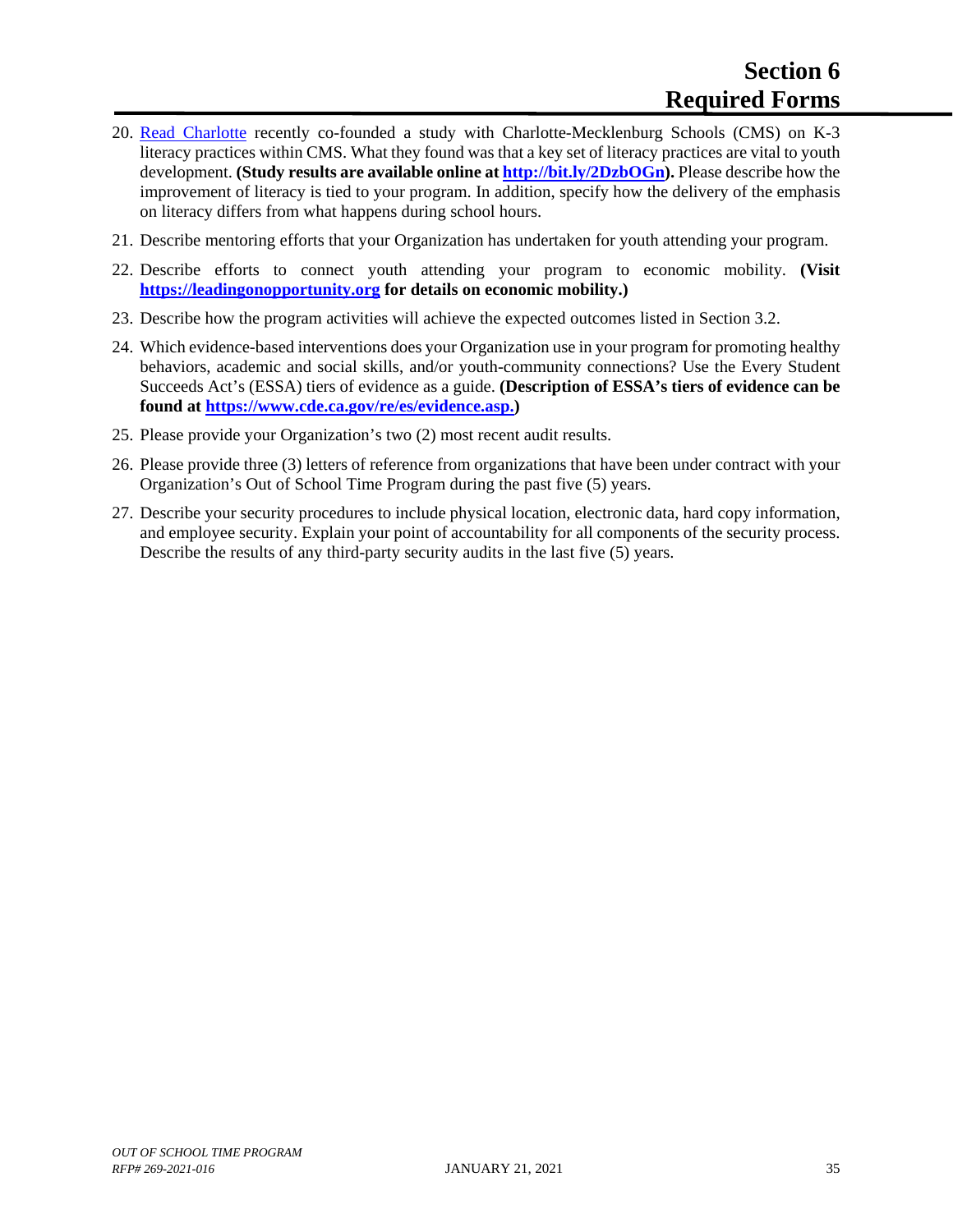# Section 6
# Required Forms

20. Read Charlotte recently co-founded a study with Charlotte-Mecklenburg Schools (CMS) on K-3 literacy practices within CMS. What they found was that a key set of literacy practices are vital to youth development. **(Study results are available online at http://bit.ly/2DzbOGn).** Please describe how the improvement of literacy is tied to your program. In addition, specify how the delivery of the emphasis on literacy differs from what happens during school hours.

21. Describe mentoring efforts that your Organization has undertaken for youth attending your program.

22. Describe efforts to connect youth attending your program to economic mobility. **(Visit https://leadingonopportunity.org for details on economic mobility.)**

23. Describe how the program activities will achieve the expected outcomes listed in Section 3.2.

24. Which evidence-based interventions does your Organization use in your program for promoting healthy behaviors, academic and social skills, and/or youth-community connections? Use the Every Student Succeeds Act's (ESSA) tiers of evidence as a guide. **(Description of ESSA's tiers of evidence can be found at https://www.cde.ca.gov/re/es/evidence.asp.)**

25. Please provide your Organization's two (2) most recent audit results.

26. Please provide three (3) letters of reference from organizations that have been under contract with your Organization's Out of School Time Program during the past five (5) years.

27. Describe your security procedures to include physical location, electronic data, hard copy information, and employee security. Explain your point of accountability for all components of the security process. Describe the results of any third-party security audits in the last five (5) years.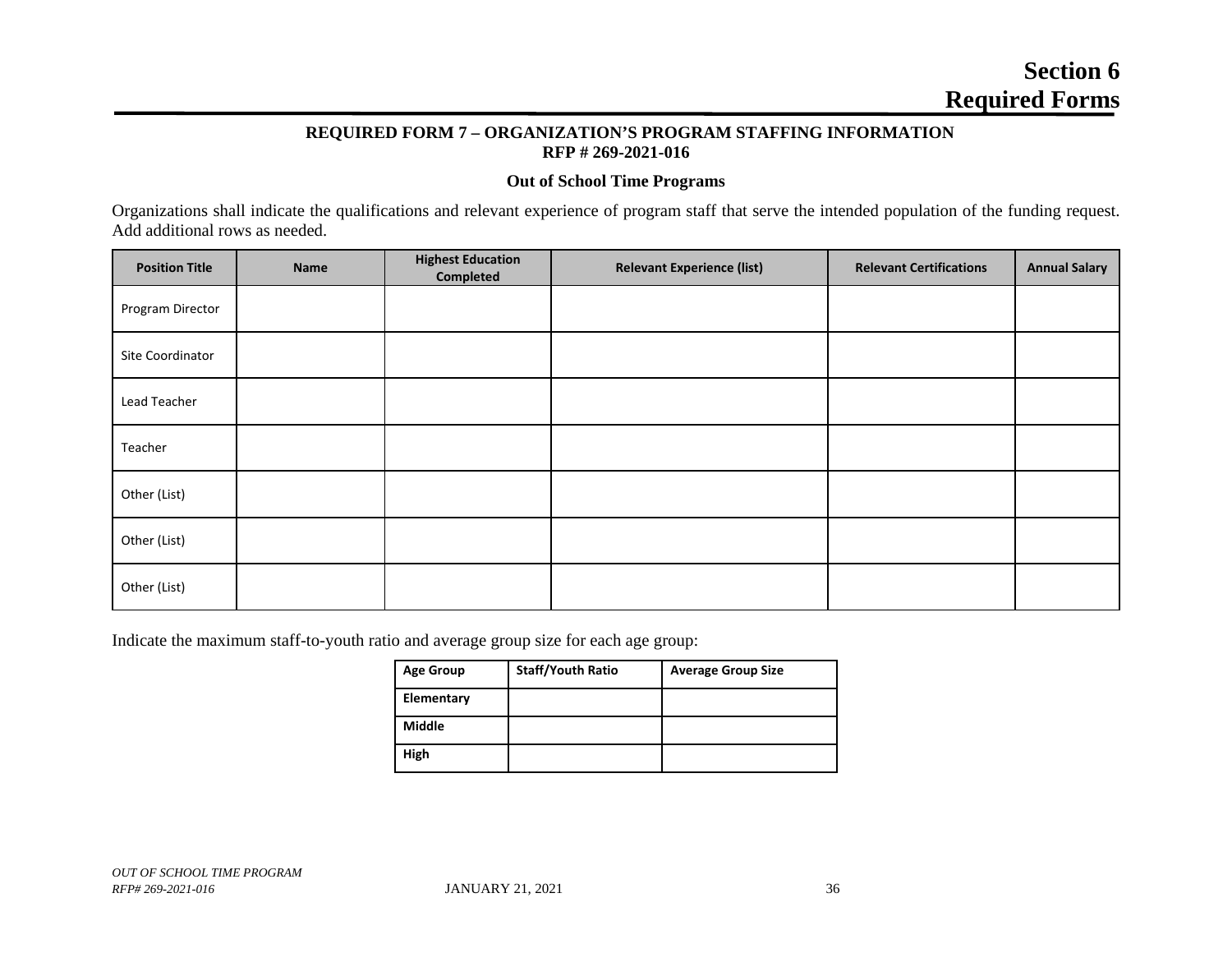# Section 6
# Required Forms

**REQUIRED FORM 7 – ORGANIZATION'S PROGRAM STAFFING INFORMATION**
**RFP # 269-2021-016**

**Out of School Time Programs**

Organizations shall indicate the qualifications and relevant experience of program staff that serve the intended population of the funding request. Add additional rows as needed.

| Position Title | Name | Highest Education Completed | Relevant Experience (list) | Relevant Certifications | Annual Salary |
|---|---|---|---|---|---|
| Program Director | | | | | |
| Site Coordinator | | | | | |
| Lead Teacher | | | | | |
| Teacher | | | | | |
| Other (List) | | | | | |
| Other (List) | | | | | |
| Other (List) | | | | | |

Indicate the maximum staff-to-youth ratio and average group size for each age group:

| Age Group | Staff/Youth Ratio | Average Group Size |
|---|---|---|
| **Elementary** | | |
| **Middle** | | |
| **High** | | |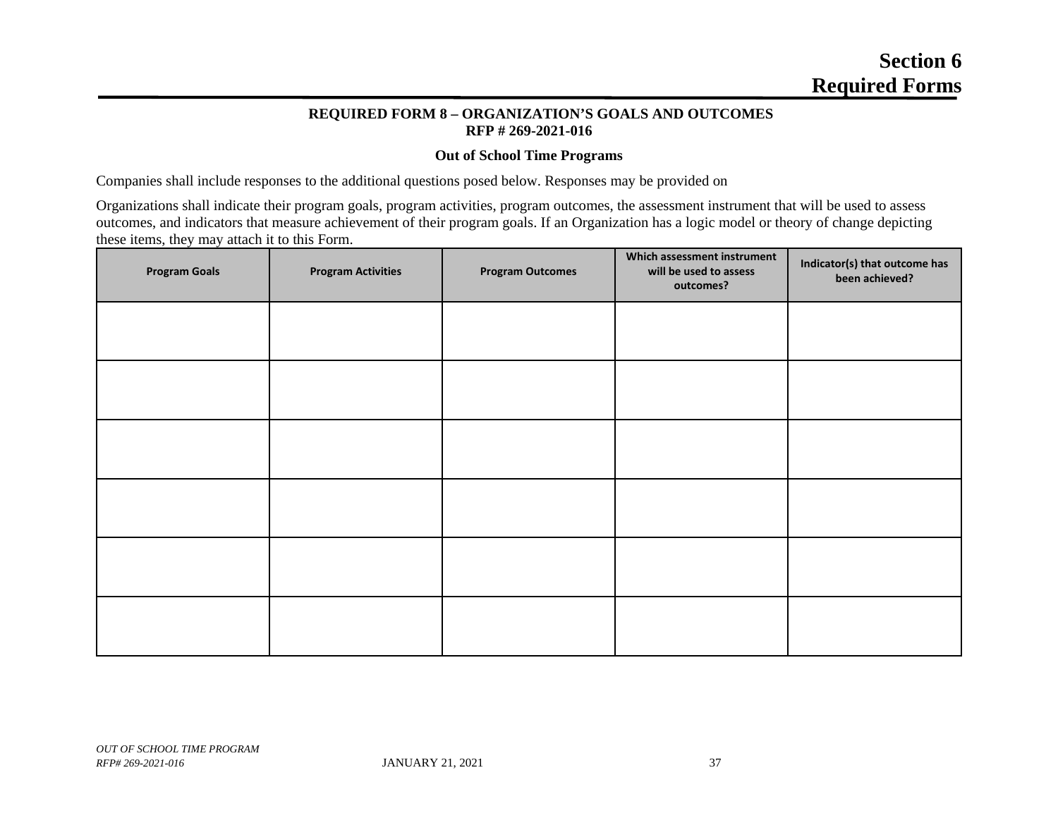# Section 6
# Required Forms

**REQUIRED FORM 8 – ORGANIZATION'S GOALS AND OUTCOMES**
**RFP # 269-2021-016**

**Out of School Time Programs**

Companies shall include responses to the additional questions posed below. Responses may be provided on

Organizations shall indicate their program goals, program activities, program outcomes, the assessment instrument that will be used to assess outcomes, and indicators that measure achievement of their program goals. If an Organization has a logic model or theory of change depicting these items, they may attach it to this Form.

| Program Goals | Program Activities | Program Outcomes | Which assessment instrument will be used to assess outcomes? | Indicator(s) that outcome has been achieved? |
|---|---|---|---|---|
| | | | | |
| | | | | |
| | | | | |
| | | | | |
| | | | | |
| | | | | |

*OUT OF SCHOOL TIME PROGRAM*
*RFP# 269-2021-016* JANUARY 21, 2021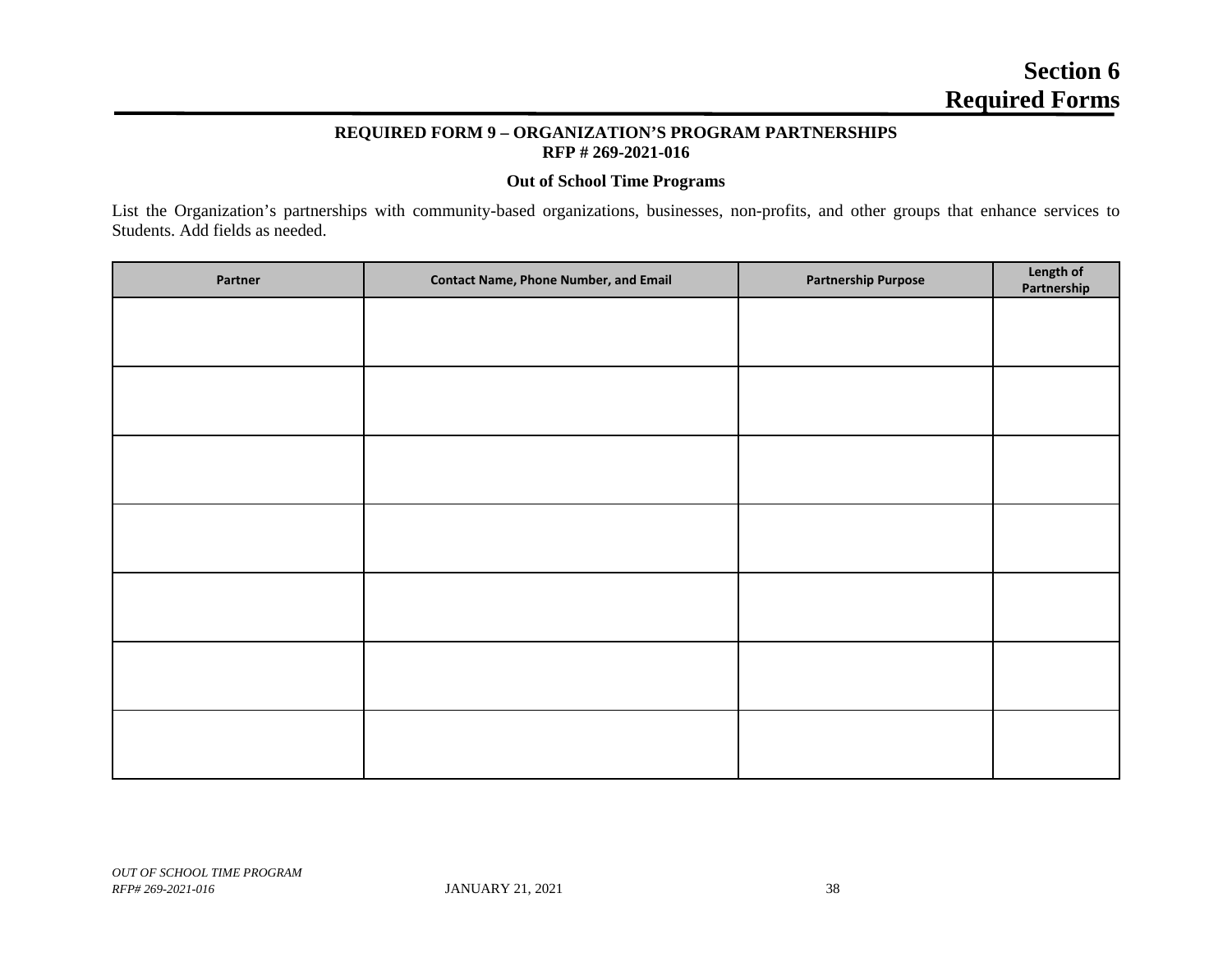# Section 6
# Required Forms

**REQUIRED FORM 9 – ORGANIZATION'S PROGRAM PARTNERSHIPS**
**RFP # 269-2021-016**

**Out of School Time Programs**

List the Organization's partnerships with community-based organizations, businesses, non-profits, and other groups that enhance services to Students. Add fields as needed.

| Partner | Contact Name, Phone Number, and Email | Partnership Purpose | Length of Partnership |
|---|---|---|---|
| | | | |
| | | | |
| | | | |
| | | | |
| | | | |
| | | | |
| | | | |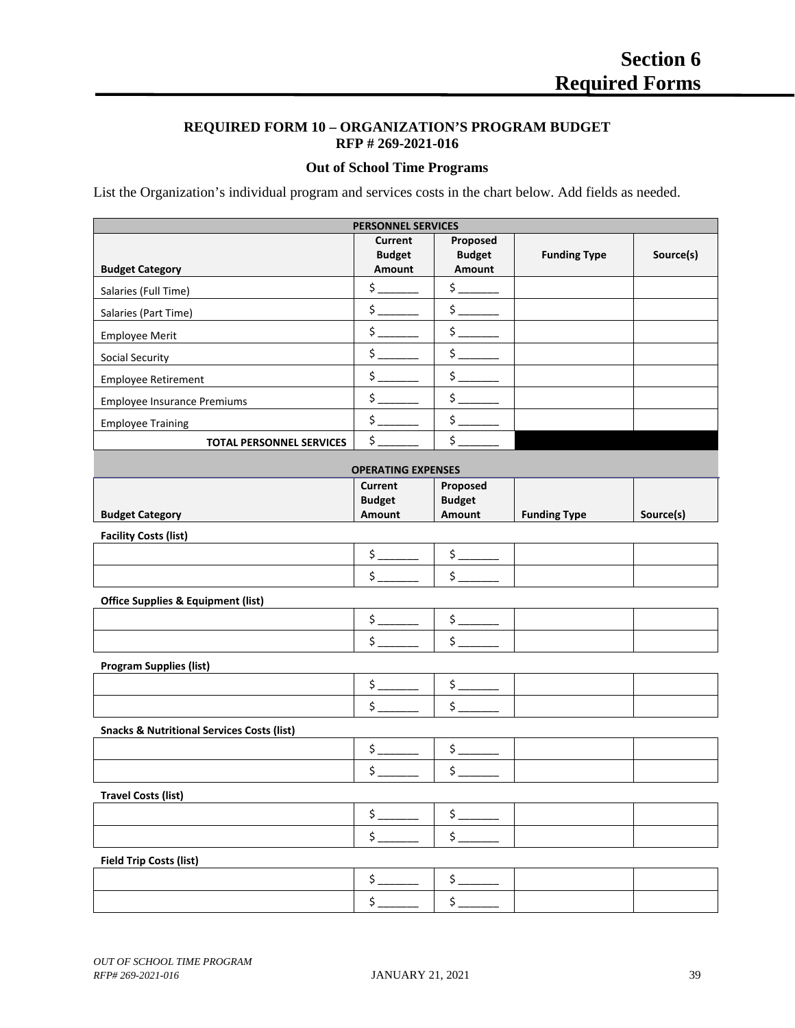# Section 6
# Required Forms

**REQUIRED FORM 10 – ORGANIZATION'S PROGRAM BUDGET**
**RFP # 269-2021-016**

**Out of School Time Programs**

List the Organization's individual program and services costs in the chart below. Add fields as needed.

| **PERSONNEL SERVICES** | | | | |
|---|---|---|---|---|
| **Budget Category** | **Current Budget Amount** | **Proposed Budget Amount** | **Funding Type** | **Source(s)** |
| Salaries (Full Time) | $ _______ | $ _______ | | |
| Salaries (Part Time) | $ _______ | $ _______ | | |
| Employee Merit | $ _______ | $ _______ | | |
| Social Security | $ _______ | $ _______ | | |
| Employee Retirement | $ _______ | $ _______ | | |
| Employee Insurance Premiums | $ _______ | $ _______ | | |
| Employee Training | $ _______ | $ _______ | | |
| **TOTAL PERSONNEL SERVICES** | $ _______ | $ _______ | | |

| **OPERATING EXPENSES** | | | | |
|---|---|---|---|---|
| **Budget Category** | **Current Budget Amount** | **Proposed Budget Amount** | **Funding Type** | **Source(s)** |
| **Facility Costs (list)** | | | | |
| | $ _______ | $ _______ | | |
| | $ _______ | $ _______ | | |
| **Office Supplies & Equipment (list)** | | | | |
| | $ _______ | $ _______ | | |
| | $ _______ | $ _______ | | |
| **Program Supplies (list)** | | | | |
| | $ _______ | $ _______ | | |
| | $ _______ | $ _______ | | |
| **Snacks & Nutritional Services Costs (list)** | | | | |
| | $ _______ | $ _______ | | |
| | $ _______ | $ _______ | | |
| **Travel Costs (list)** | | | | |
| | $ _______ | $ _______ | | |
| | $ _______ | $ _______ | | |
| **Field Trip Costs (list)** | | | | |
| | $ _______ | $ _______ | | |
| | $ _______ | $ _______ | | |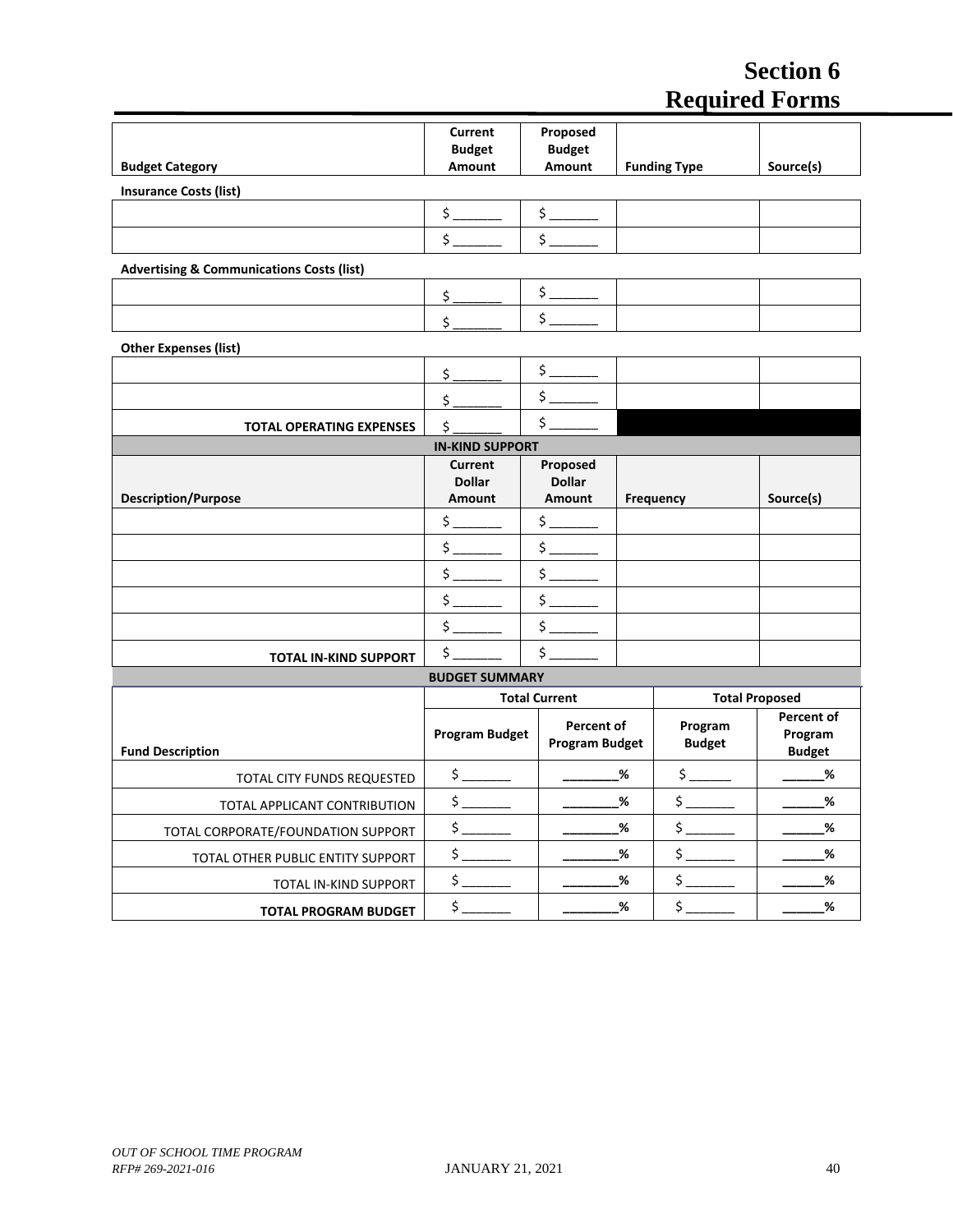# Section 6 Required Forms

| Budget Category | Current Budget Amount | Proposed Budget Amount | Funding Type | Source(s) |
|---|---|---|---|---|
| **Insurance Costs (list)** | | | | |
| | $ _______ | $ _______ | | |
| | $ _______ | $ _______ | | |
| **Advertising & Communications Costs (list)** | | | | |
| | $ _______ | $ _______ | | |
| | $ _______ | $ _______ | | |
| **Other Expenses (list)** | | | | |
| | $ _______ | $ _______ | | |
| | $ _______ | $ _______ | | |
| **TOTAL OPERATING EXPENSES** | $ _______ | $ _______ | | |

**IN-KIND SUPPORT**

| Description/Purpose | Current Dollar Amount | Proposed Dollar Amount | Frequency | Source(s) |
|---|---|---|---|---|
| | $ _______ | $ _______ | | |
| | $ _______ | $ _______ | | |
| | $ _______ | $ _______ | | |
| | $ _______ | $ _______ | | |
| | $ _______ | $ _______ | | |
| **TOTAL IN-KIND SUPPORT** | $ _______ | $ _______ | | |

**BUDGET SUMMARY**

| | Total Current | | Total Proposed | |
|---|---|---|---|---|
| **Fund Description** | **Program Budget** | **Percent of Program Budget** | **Program Budget** | **Percent of Program Budget** |
| TOTAL CITY FUNDS REQUESTED | $ _______ | ________% | $ ______ | ______% |
| TOTAL APPLICANT CONTRIBUTION | $ _______ | ________% | $ _______ | ______% |
| TOTAL CORPORATE/FOUNDATION SUPPORT | $ _______ | ________% | $ _______ | ______% |
| TOTAL OTHER PUBLIC ENTITY SUPPORT | $ _______ | ________% | $ _______ | ______% |
| TOTAL IN-KIND SUPPORT | $ _______ | ________% | $ _______ | ______% |
| **TOTAL PROGRAM BUDGET** | $ _______ | ________% | $ _______ | ______% |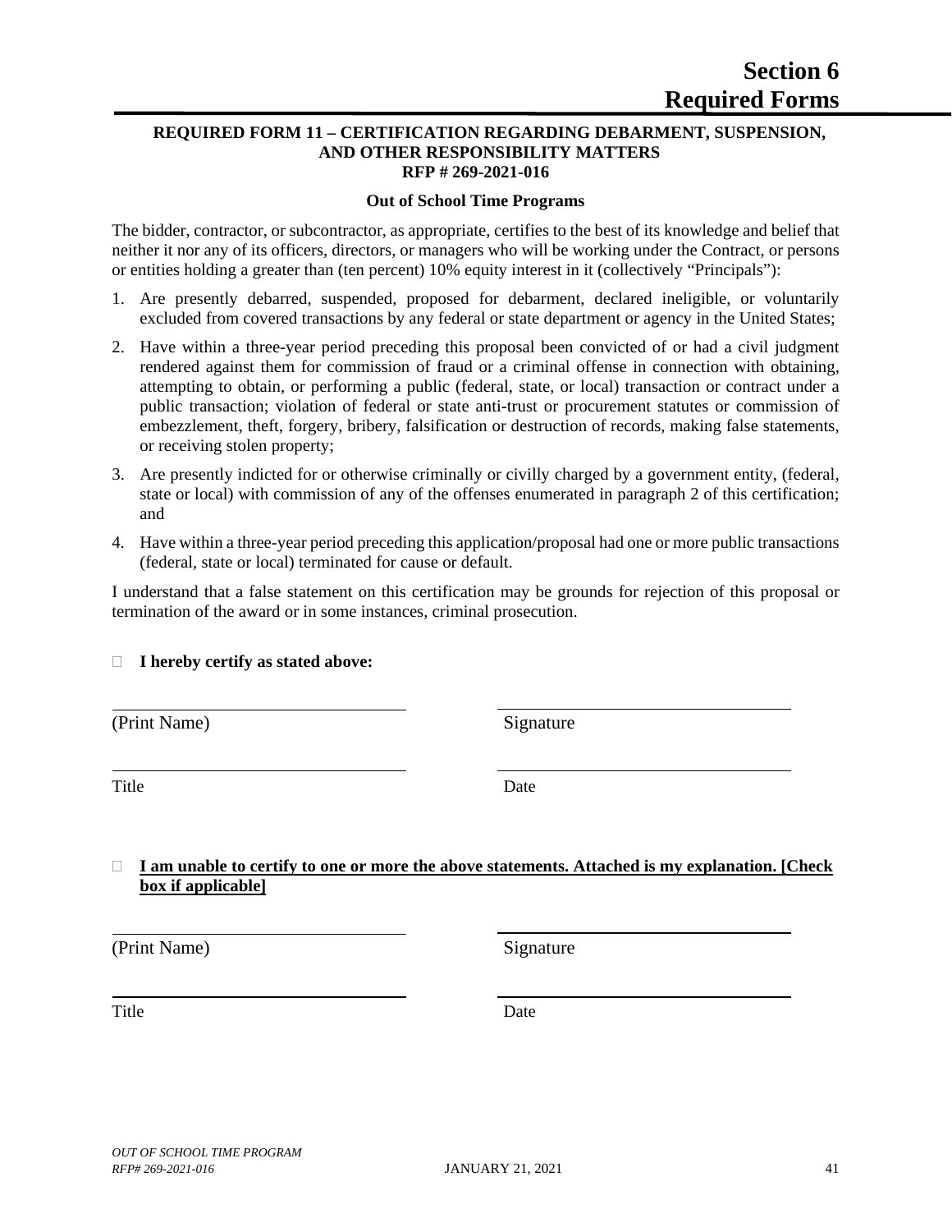# Section 6
# Required Forms

**REQUIRED FORM 11 – CERTIFICATION REGARDING DEBARMENT, SUSPENSION, AND OTHER RESPONSIBILITY MATTERS**
**RFP # 269-2021-016**

**Out of School Time Programs**

The bidder, contractor, or subcontractor, as appropriate, certifies to the best of its knowledge and belief that neither it nor any of its officers, directors, or managers who will be working under the Contract, or persons or entities holding a greater than (ten percent) 10% equity interest in it (collectively "Principals"):

1. Are presently debarred, suspended, proposed for debarment, declared ineligible, or voluntarily excluded from covered transactions by any federal or state department or agency in the United States;
2. Have within a three-year period preceding this proposal been convicted of or had a civil judgment rendered against them for commission of fraud or a criminal offense in connection with obtaining, attempting to obtain, or performing a public (federal, state, or local) transaction or contract under a public transaction; violation of federal or state anti-trust or procurement statutes or commission of embezzlement, theft, forgery, bribery, falsification or destruction of records, making false statements, or receiving stolen property;
3. Are presently indicted for or otherwise criminally or civilly charged by a government entity, (federal, state or local) with commission of any of the offenses enumerated in paragraph 2 of this certification; and
4. Have within a three-year period preceding this application/proposal had one or more public transactions (federal, state or local) terminated for cause or default.

I understand that a false statement on this certification may be grounds for rejection of this proposal or termination of the award or in some instances, criminal prosecution.

☐ **I hereby certify as stated above:**

| | |
|---|---|
| ______________________________ | ______________________________ |
| (Print Name) | Signature |
| ______________________________ | ______________________________ |
| Title | Date |

☐ **I am unable to certify to one or more the above statements. Attached is my explanation. [Check box if applicable]**

| | |
|---|---|
| ______________________________ | ______________________________ |
| (Print Name) | Signature |
| ______________________________ | ______________________________ |
| Title | Date |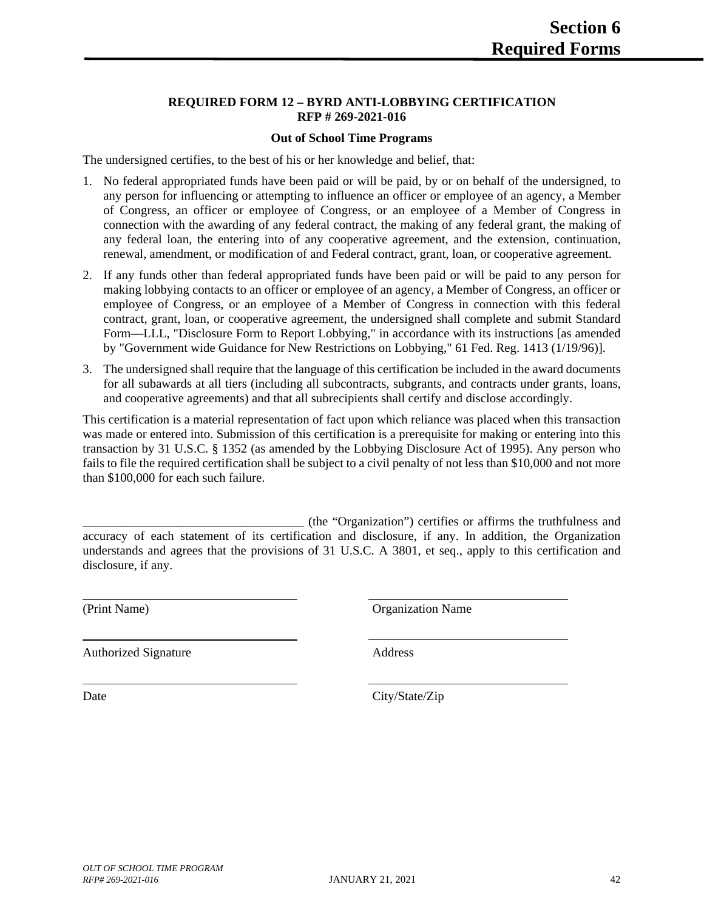# Section 6
# Required Forms

**REQUIRED FORM 12 – BYRD ANTI-LOBBYING CERTIFICATION**
**RFP # 269-2021-016**

**Out of School Time Programs**

The undersigned certifies, to the best of his or her knowledge and belief, that:

1. No federal appropriated funds have been paid or will be paid, by or on behalf of the undersigned, to any person for influencing or attempting to influence an officer or employee of an agency, a Member of Congress, an officer or employee of Congress, or an employee of a Member of Congress in connection with the awarding of any federal contract, the making of any federal grant, the making of any federal loan, the entering into of any cooperative agreement, and the extension, continuation, renewal, amendment, or modification of and Federal contract, grant, loan, or cooperative agreement.
2. If any funds other than federal appropriated funds have been paid or will be paid to any person for making lobbying contacts to an officer or employee of an agency, a Member of Congress, an officer or employee of Congress, or an employee of a Member of Congress in connection with this federal contract, grant, loan, or cooperative agreement, the undersigned shall complete and submit Standard Form—LLL, "Disclosure Form to Report Lobbying," in accordance with its instructions [as amended by "Government wide Guidance for New Restrictions on Lobbying," 61 Fed. Reg. 1413 (1/19/96)].
3. The undersigned shall require that the language of this certification be included in the award documents for all subawards at all tiers (including all subcontracts, subgrants, and contracts under grants, loans, and cooperative agreements) and that all subrecipients shall certify and disclose accordingly.

This certification is a material representation of fact upon which reliance was placed when this transaction was made or entered into. Submission of this certification is a prerequisite for making or entering into this transaction by 31 U.S.C. § 1352 (as amended by the Lobbying Disclosure Act of 1995). Any person who fails to file the required certification shall be subject to a civil penalty of not less than $10,000 and not more than $100,000 for each such failure.

___________________________________ (the "Organization") certifies or affirms the truthfulness and accuracy of each statement of its certification and disclosure, if any. In addition, the Organization understands and agrees that the provisions of 31 U.S.C. A 3801, et seq., apply to this certification and disclosure, if any.

| | |
|---|---|
| ______________________________ | ______________________________ |
| (Print Name) | Organization Name |
| ______________________________ | ______________________________ |
| Authorized Signature | Address |
| ______________________________ | ______________________________ |
| Date | City/State/Zip |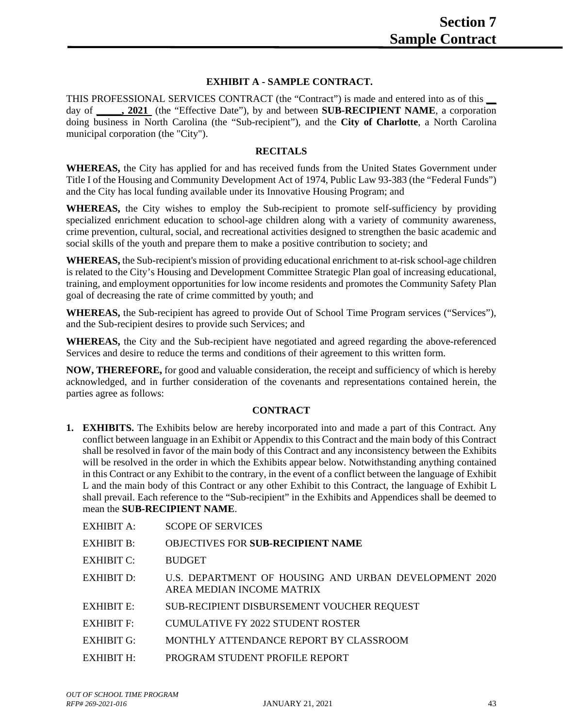# Section 7
# Sample Contract

### EXHIBIT A - SAMPLE CONTRACT.

THIS PROFESSIONAL SERVICES CONTRACT (the "Contract") is made and entered into as of this __ day of _____, 2021 (the "Effective Date"), by and between **SUB-RECIPIENT NAME**, a corporation doing business in North Carolina (the "Sub-recipient"), and the **City of Charlotte**, a North Carolina municipal corporation (the "City").

### RECITALS

**WHEREAS,** the City has applied for and has received funds from the United States Government under Title I of the Housing and Community Development Act of 1974, Public Law 93-383 (the "Federal Funds") and the City has local funding available under its Innovative Housing Program; and

**WHEREAS,** the City wishes to employ the Sub-recipient to promote self-sufficiency by providing specialized enrichment education to school-age children along with a variety of community awareness, crime prevention, cultural, social, and recreational activities designed to strengthen the basic academic and social skills of the youth and prepare them to make a positive contribution to society; and

**WHEREAS,** the Sub-recipient's mission of providing educational enrichment to at-risk school-age children is related to the City's Housing and Development Committee Strategic Plan goal of increasing educational, training, and employment opportunities for low income residents and promotes the Community Safety Plan goal of decreasing the rate of crime committed by youth; and

**WHEREAS,** the Sub-recipient has agreed to provide Out of School Time Program services ("Services"), and the Sub-recipient desires to provide such Services; and

**WHEREAS,** the City and the Sub-recipient have negotiated and agreed regarding the above-referenced Services and desire to reduce the terms and conditions of their agreement to this written form.

**NOW, THEREFORE,** for good and valuable consideration, the receipt and sufficiency of which is hereby acknowledged, and in further consideration of the covenants and representations contained herein, the parties agree as follows:

### CONTRACT

1. **EXHIBITS.** The Exhibits below are hereby incorporated into and made a part of this Contract. Any conflict between language in an Exhibit or Appendix to this Contract and the main body of this Contract shall be resolved in favor of the main body of this Contract and any inconsistency between the Exhibits will be resolved in the order in which the Exhibits appear below. Notwithstanding anything contained in this Contract or any Exhibit to the contrary, in the event of a conflict between the language of Exhibit L and the main body of this Contract or any other Exhibit to this Contract, the language of Exhibit L shall prevail. Each reference to the "Sub-recipient" in the Exhibits and Appendices shall be deemed to mean the **SUB-RECIPIENT NAME**.

   EXHIBIT A: SCOPE OF SERVICES

   EXHIBIT B: OBJECTIVES FOR **SUB-RECIPIENT NAME**

   EXHIBIT C: BUDGET

   EXHIBIT D: U.S. DEPARTMENT OF HOUSING AND URBAN DEVELOPMENT 2020 AREA MEDIAN INCOME MATRIX

   EXHIBIT E: SUB-RECIPIENT DISBURSEMENT VOUCHER REQUEST

   EXHIBIT F: CUMULATIVE FY 2022 STUDENT ROSTER

   EXHIBIT G: MONTHLY ATTENDANCE REPORT BY CLASSROOM

   EXHIBIT H: PROGRAM STUDENT PROFILE REPORT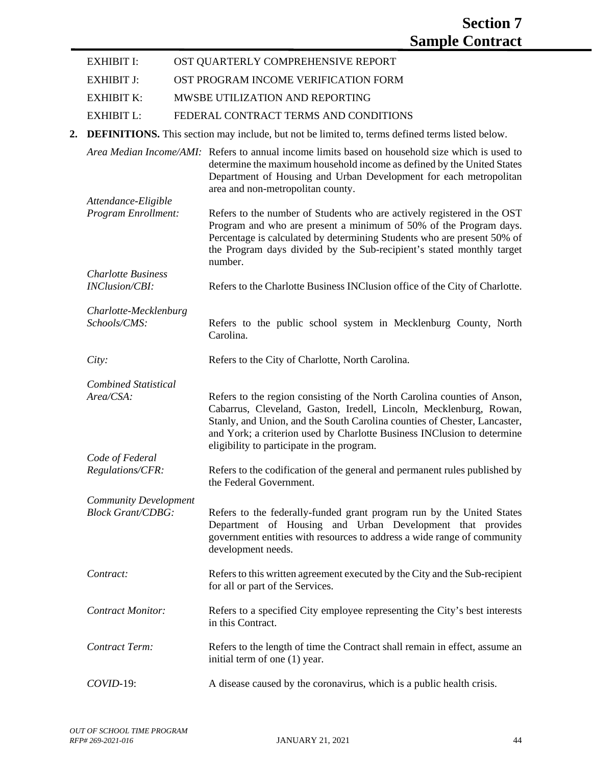EXHIBIT I: OST QUARTERLY COMPREHENSIVE REPORT

EXHIBIT J: OST PROGRAM INCOME VERIFICATION FORM

EXHIBIT K: MWSBE UTILIZATION AND REPORTING

EXHIBIT L: FEDERAL CONTRACT TERMS AND CONDITIONS

**2. DEFINITIONS.** This section may include, but not be limited to, terms defined terms listed below.

*Area Median Income/AMI:* Refers to annual income limits based on household size which is used to determine the maximum household income as defined by the United States Department of Housing and Urban Development for each metropolitan area and non-metropolitan county.

*Attendance-Eligible Program Enrollment:* Refers to the number of Students who are actively registered in the OST Program and who are present a minimum of 50% of the Program days. Percentage is calculated by determining Students who are present 50% of the Program days divided by the Sub-recipient's stated monthly target number.

*Charlotte Business INClusion/CBI:* Refers to the Charlotte Business INClusion office of the City of Charlotte.

*Charlotte-Mecklenburg Schools/CMS:* Refers to the public school system in Mecklenburg County, North Carolina.

*City:* Refers to the City of Charlotte, North Carolina.

*Combined Statistical Area/CSA:* Refers to the region consisting of the North Carolina counties of Anson, Cabarrus, Cleveland, Gaston, Iredell, Lincoln, Mecklenburg, Rowan, Stanly, and Union, and the South Carolina counties of Chester, Lancaster, and York; a criterion used by Charlotte Business INClusion to determine eligibility to participate in the program.

*Code of Federal Regulations/CFR:* Refers to the codification of the general and permanent rules published by the Federal Government.

*Community Development Block Grant/CDBG:* Refers to the federally-funded grant program run by the United States Department of Housing and Urban Development that provides government entities with resources to address a wide range of community development needs.

*Contract:* Refers to this written agreement executed by the City and the Sub-recipient for all or part of the Services.

*Contract Monitor:* Refers to a specified City employee representing the City's best interests in this Contract.

*Contract Term:* Refers to the length of time the Contract shall remain in effect, assume an initial term of one (1) year.

*COVID-*19: A disease caused by the coronavirus, which is a public health crisis.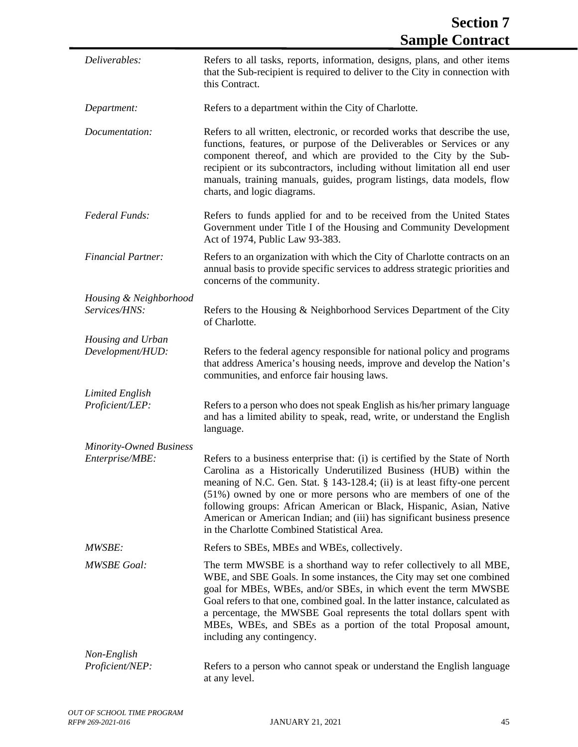| | |
|---|---|
| *Deliverables:* | Refers to all tasks, reports, information, designs, plans, and other items that the Sub-recipient is required to deliver to the City in connection with this Contract. |
| *Department:* | Refers to a department within the City of Charlotte. |
| *Documentation:* | Refers to all written, electronic, or recorded works that describe the use, functions, features, or purpose of the Deliverables or Services or any component thereof, and which are provided to the City by the Sub-recipient or its subcontractors, including without limitation all end user manuals, training manuals, guides, program listings, data models, flow charts, and logic diagrams. |
| *Federal Funds:* | Refers to funds applied for and to be received from the United States Government under Title I of the Housing and Community Development Act of 1974, Public Law 93-383. |
| *Financial Partner:* | Refers to an organization with which the City of Charlotte contracts on an annual basis to provide specific services to address strategic priorities and concerns of the community. |
| *Housing & Neighborhood Services/HNS:* | Refers to the Housing & Neighborhood Services Department of the City of Charlotte. |
| *Housing and Urban Development/HUD:* | Refers to the federal agency responsible for national policy and programs that address America's housing needs, improve and develop the Nation's communities, and enforce fair housing laws. |
| *Limited English Proficient/LEP:* | Refers to a person who does not speak English as his/her primary language and has a limited ability to speak, read, write, or understand the English language. |
| *Minority-Owned Business Enterprise/MBE:* | Refers to a business enterprise that: (i) is certified by the State of North Carolina as a Historically Underutilized Business (HUB) within the meaning of N.C. Gen. Stat. § 143-128.4; (ii) is at least fifty-one percent (51%) owned by one or more persons who are members of one of the following groups: African American or Black, Hispanic, Asian, Native American or American Indian; and (iii) has significant business presence in the Charlotte Combined Statistical Area. |
| *MWSBE:* | Refers to SBEs, MBEs and WBEs, collectively. |
| *MWSBE Goal:* | The term MWSBE is a shorthand way to refer collectively to all MBE, WBE, and SBE Goals. In some instances, the City may set one combined goal for MBEs, WBEs, and/or SBEs, in which event the term MWSBE Goal refers to that one, combined goal. In the latter instance, calculated as a percentage, the MWSBE Goal represents the total dollars spent with MBEs, WBEs, and SBEs as a portion of the total Proposal amount, including any contingency. |
| *Non-English Proficient/NEP:* | Refers to a person who cannot speak or understand the English language at any level. |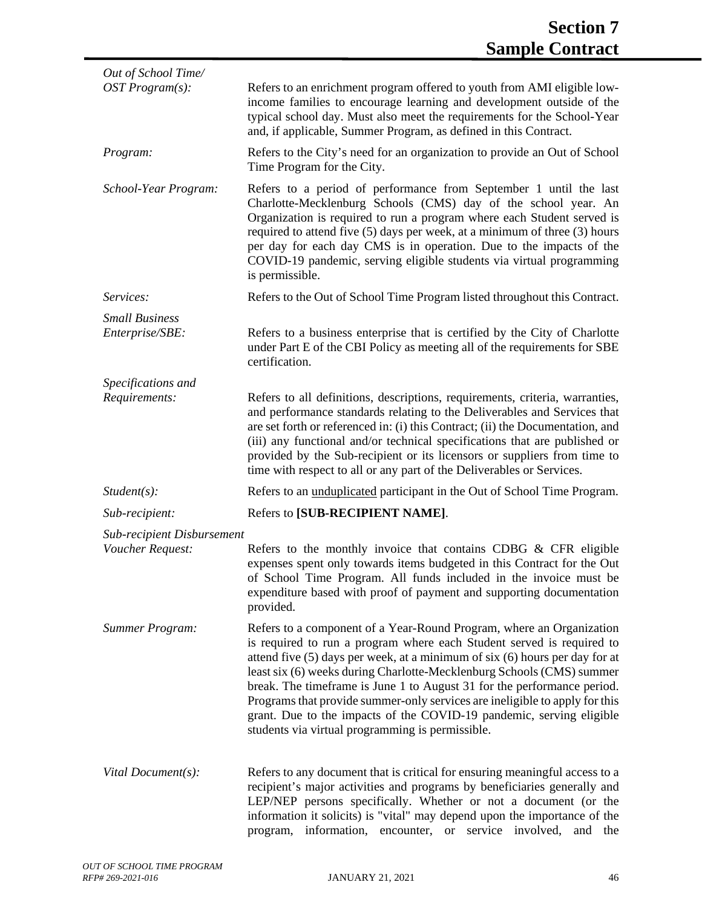*Out of School Time/ OST Program(s):* Refers to an enrichment program offered to youth from AMI eligible low-income families to encourage learning and development outside of the typical school day. Must also meet the requirements for the School-Year and, if applicable, Summer Program, as defined in this Contract.

*Program:* Refers to the City's need for an organization to provide an Out of School Time Program for the City.

*School-Year Program:* Refers to a period of performance from September 1 until the last Charlotte-Mecklenburg Schools (CMS) day of the school year. An Organization is required to run a program where each Student served is required to attend five (5) days per week, at a minimum of three (3) hours per day for each day CMS is in operation. Due to the impacts of the COVID-19 pandemic, serving eligible students via virtual programming is permissible.

*Services:* Refers to the Out of School Time Program listed throughout this Contract.

*Small Business Enterprise/SBE:* Refers to a business enterprise that is certified by the City of Charlotte under Part E of the CBI Policy as meeting all of the requirements for SBE certification.

*Specifications and Requirements:* Refers to all definitions, descriptions, requirements, criteria, warranties, and performance standards relating to the Deliverables and Services that are set forth or referenced in: (i) this Contract; (ii) the Documentation, and (iii) any functional and/or technical specifications that are published or provided by the Sub-recipient or its licensors or suppliers from time to time with respect to all or any part of the Deliverables or Services.

*Student(s):* Refers to an unduplicated participant in the Out of School Time Program.

*Sub-recipient:* Refers to **[SUB-RECIPIENT NAME]**.

*Sub-recipient Disbursement Voucher Request:* Refers to the monthly invoice that contains CDBG & CFR eligible expenses spent only towards items budgeted in this Contract for the Out of School Time Program. All funds included in the invoice must be expenditure based with proof of payment and supporting documentation provided.

*Summer Program:* Refers to a component of a Year-Round Program, where an Organization is required to run a program where each Student served is required to attend five (5) days per week, at a minimum of six (6) hours per day for at least six (6) weeks during Charlotte-Mecklenburg Schools (CMS) summer break. The timeframe is June 1 to August 31 for the performance period. Programs that provide summer-only services are ineligible to apply for this grant. Due to the impacts of the COVID-19 pandemic, serving eligible students via virtual programming is permissible.

*Vital Document(s):* Refers to any document that is critical for ensuring meaningful access to a recipient's major activities and programs by beneficiaries generally and LEP/NEP persons specifically. Whether or not a document (or the information it solicits) is "vital" may depend upon the importance of the program, information, encounter, or service involved, and the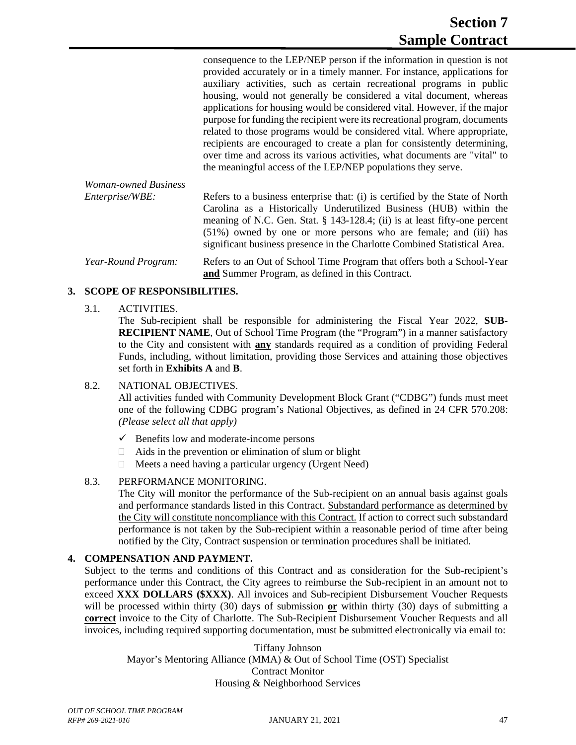consequence to the LEP/NEP person if the information in question is not provided accurately or in a timely manner. For instance, applications for auxiliary activities, such as certain recreational programs in public housing, would not generally be considered a vital document, whereas applications for housing would be considered vital. However, if the major purpose for funding the recipient were its recreational program, documents related to those programs would be considered vital. Where appropriate, recipients are encouraged to create a plan for consistently determining, over time and across its various activities, what documents are "vital" to the meaningful access of the LEP/NEP populations they serve.

*Woman-owned Business Enterprise/WBE:* Refers to a business enterprise that: (i) is certified by the State of North Carolina as a Historically Underutilized Business (HUB) within the meaning of N.C. Gen. Stat. § 143-128.4; (ii) is at least fifty-one percent (51%) owned by one or more persons who are female; and (iii) has significant business presence in the Charlotte Combined Statistical Area.

*Year-Round Program:* Refers to an Out of School Time Program that offers both a School-Year **<u>and</u>** Summer Program, as defined in this Contract.

**3. SCOPE OF RESPONSIBILITIES.**

3.1. ACTIVITIES.

The Sub-recipient shall be responsible for administering the Fiscal Year 2022, **SUB-RECIPIENT NAME**, Out of School Time Program (the "Program") in a manner satisfactory to the City and consistent with **<u>any</u>** standards required as a condition of providing Federal Funds, including, without limitation, providing those Services and attaining those objectives set forth in **Exhibits A** and **B**.

8.2. NATIONAL OBJECTIVES.

All activities funded with Community Development Block Grant ("CDBG") funds must meet one of the following CDBG program's National Objectives, as defined in 24 CFR 570.208: *(Please select all that apply)*

- ✓ Benefits low and moderate-income persons
- ☐ Aids in the prevention or elimination of slum or blight
- ☐ Meets a need having a particular urgency (Urgent Need)

8.3. PERFORMANCE MONITORING.

The City will monitor the performance of the Sub-recipient on an annual basis against goals and performance standards listed in this Contract. <u>Substandard performance as determined by the City will constitute noncompliance with this Contract.</u> If action to correct such substandard performance is not taken by the Sub-recipient within a reasonable period of time after being notified by the City, Contract suspension or termination procedures shall be initiated.

**4. COMPENSATION AND PAYMENT.**

Subject to the terms and conditions of this Contract and as consideration for the Sub-recipient's performance under this Contract, the City agrees to reimburse the Sub-recipient in an amount not to exceed **XXX DOLLARS ($XXX)**. All invoices and Sub-recipient Disbursement Voucher Requests will be processed within thirty (30) days of submission **<u>or</u>** within thirty (30) days of submitting a **<u>correct</u>** invoice to the City of Charlotte. The Sub-Recipient Disbursement Voucher Requests and all invoices, including required supporting documentation, must be submitted electronically via email to:

Tiffany Johnson
Mayor's Mentoring Alliance (MMA) & Out of School Time (OST) Specialist
Contract Monitor
Housing & Neighborhood Services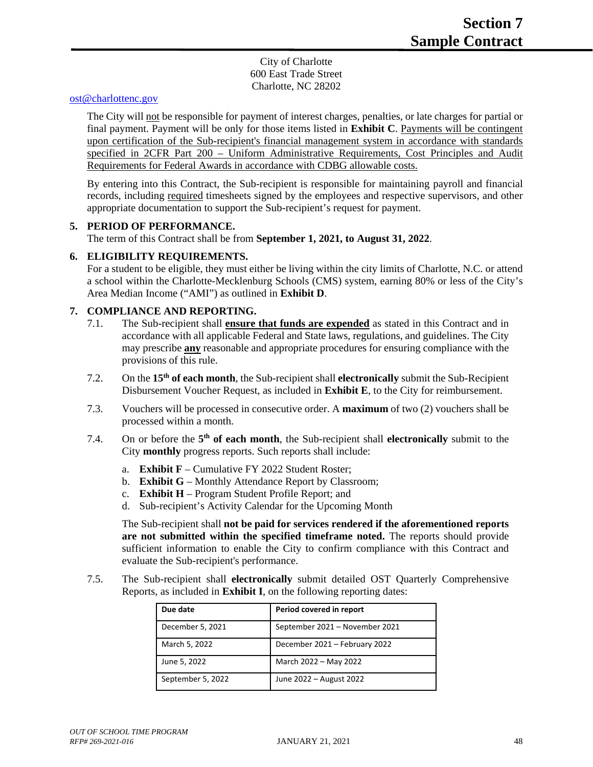City of Charlotte
600 East Trade Street
Charlotte, NC 28202

ost@charlottenc.gov

The City will not be responsible for payment of interest charges, penalties, or late charges for partial or final payment. Payment will be only for those items listed in **Exhibit C**. Payments will be contingent upon certification of the Sub-recipient's financial management system in accordance with standards specified in 2CFR Part 200 – Uniform Administrative Requirements, Cost Principles and Audit Requirements for Federal Awards in accordance with CDBG allowable costs.

By entering into this Contract, the Sub-recipient is responsible for maintaining payroll and financial records, including required timesheets signed by the employees and respective supervisors, and other appropriate documentation to support the Sub-recipient's request for payment.

**5. PERIOD OF PERFORMANCE.**

The term of this Contract shall be from **September 1, 2021, to August 31, 2022**.

**6. ELIGIBILITY REQUIREMENTS.**

For a student to be eligible, they must either be living within the city limits of Charlotte, N.C. or attend a school within the Charlotte-Mecklenburg Schools (CMS) system, earning 80% or less of the City's Area Median Income ("AMI") as outlined in **Exhibit D**.

**7. COMPLIANCE AND REPORTING.**

7.1. The Sub-recipient shall **ensure that funds are expended** as stated in this Contract and in accordance with all applicable Federal and State laws, regulations, and guidelines. The City may prescribe **any** reasonable and appropriate procedures for ensuring compliance with the provisions of this rule.

7.2. On the **15th of each month**, the Sub-recipient shall **electronically** submit the Sub-Recipient Disbursement Voucher Request, as included in **Exhibit E**, to the City for reimbursement.

7.3. Vouchers will be processed in consecutive order. A **maximum** of two (2) vouchers shall be processed within a month.

7.4. On or before the **5th of each month**, the Sub-recipient shall **electronically** submit to the City **monthly** progress reports. Such reports shall include:

a. **Exhibit F** – Cumulative FY 2022 Student Roster;
b. **Exhibit G** – Monthly Attendance Report by Classroom;
c. **Exhibit H** – Program Student Profile Report; and
d. Sub-recipient's Activity Calendar for the Upcoming Month

The Sub-recipient shall **not be paid for services rendered if the aforementioned reports are not submitted within the specified timeframe noted.** The reports should provide sufficient information to enable the City to confirm compliance with this Contract and evaluate the Sub-recipient's performance.

7.5. The Sub-recipient shall **electronically** submit detailed OST Quarterly Comprehensive Reports, as included in **Exhibit I**, on the following reporting dates:

| Due date | Period covered in report |
|---|---|
| December 5, 2021 | September 2021 – November 2021 |
| March 5, 2022 | December 2021 – February 2022 |
| June 5, 2022 | March 2022 – May 2022 |
| September 5, 2022 | June 2022 – August 2022 |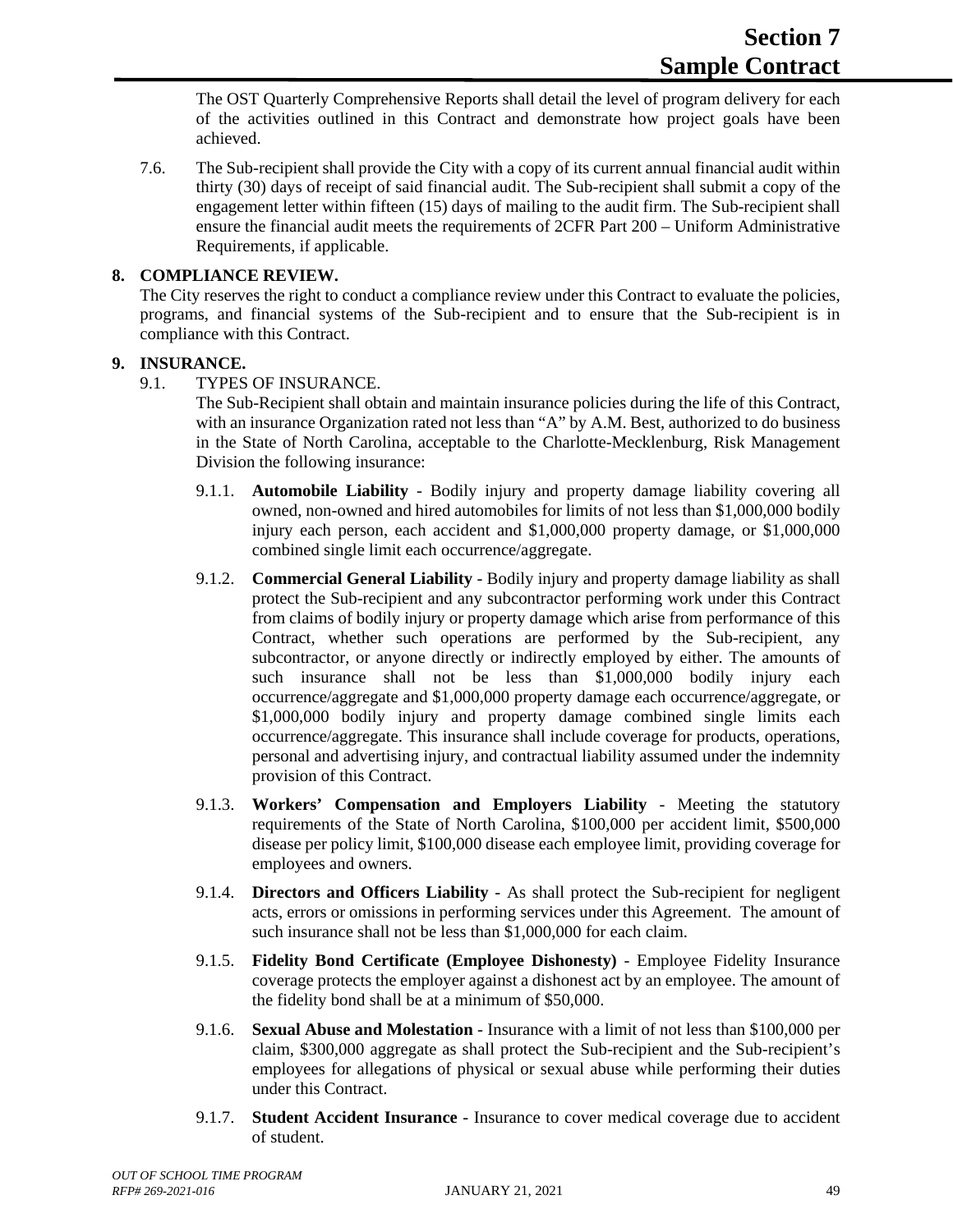The OST Quarterly Comprehensive Reports shall detail the level of program delivery for each of the activities outlined in this Contract and demonstrate how project goals have been achieved.

7.6. The Sub-recipient shall provide the City with a copy of its current annual financial audit within thirty (30) days of receipt of said financial audit. The Sub-recipient shall submit a copy of the engagement letter within fifteen (15) days of mailing to the audit firm. The Sub-recipient shall ensure the financial audit meets the requirements of 2CFR Part 200 – Uniform Administrative Requirements, if applicable.

**8. COMPLIANCE REVIEW.**

The City reserves the right to conduct a compliance review under this Contract to evaluate the policies, programs, and financial systems of the Sub-recipient and to ensure that the Sub-recipient is in compliance with this Contract.

**9. INSURANCE.**

9.1. TYPES OF INSURANCE.

The Sub-Recipient shall obtain and maintain insurance policies during the life of this Contract, with an insurance Organization rated not less than "A" by A.M. Best, authorized to do business in the State of North Carolina, acceptable to the Charlotte-Mecklenburg, Risk Management Division the following insurance:

9.1.1. **Automobile Liability** - Bodily injury and property damage liability covering all owned, non-owned and hired automobiles for limits of not less than $1,000,000 bodily injury each person, each accident and $1,000,000 property damage, or $1,000,000 combined single limit each occurrence/aggregate.

9.1.2. **Commercial General Liability** - Bodily injury and property damage liability as shall protect the Sub-recipient and any subcontractor performing work under this Contract from claims of bodily injury or property damage which arise from performance of this Contract, whether such operations are performed by the Sub-recipient, any subcontractor, or anyone directly or indirectly employed by either. The amounts of such insurance shall not be less than $1,000,000 bodily injury each occurrence/aggregate and $1,000,000 property damage each occurrence/aggregate, or $1,000,000 bodily injury and property damage combined single limits each occurrence/aggregate. This insurance shall include coverage for products, operations, personal and advertising injury, and contractual liability assumed under the indemnity provision of this Contract.

9.1.3. **Workers' Compensation and Employers Liability** - Meeting the statutory requirements of the State of North Carolina, $100,000 per accident limit, $500,000 disease per policy limit, $100,000 disease each employee limit, providing coverage for employees and owners.

9.1.4. **Directors and Officers Liability** - As shall protect the Sub-recipient for negligent acts, errors or omissions in performing services under this Agreement. The amount of such insurance shall not be less than $1,000,000 for each claim.

9.1.5. **Fidelity Bond Certificate (Employee Dishonesty)** - Employee Fidelity Insurance coverage protects the employer against a dishonest act by an employee. The amount of the fidelity bond shall be at a minimum of $50,000.

9.1.6. **Sexual Abuse and Molestation** - Insurance with a limit of not less than $100,000 per claim, $300,000 aggregate as shall protect the Sub-recipient and the Sub-recipient's employees for allegations of physical or sexual abuse while performing their duties under this Contract.

9.1.7. **Student Accident Insurance** - Insurance to cover medical coverage due to accident of student.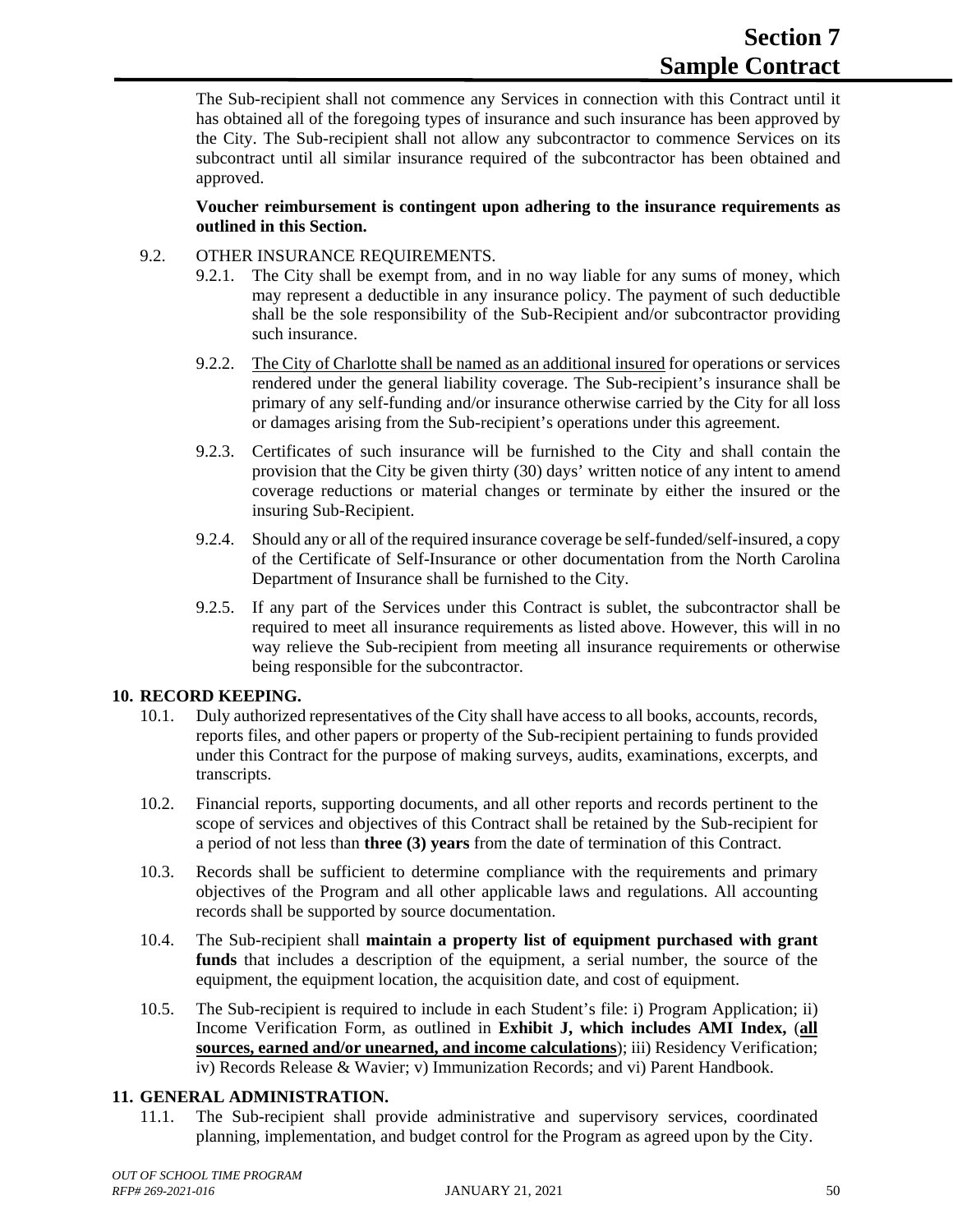The Sub-recipient shall not commence any Services in connection with this Contract until it has obtained all of the foregoing types of insurance and such insurance has been approved by the City. The Sub-recipient shall not allow any subcontractor to commence Services on its subcontract until all similar insurance required of the subcontractor has been obtained and approved.

**Voucher reimbursement is contingent upon adhering to the insurance requirements as outlined in this Section.**

9.2. OTHER INSURANCE REQUIREMENTS.

9.2.1. The City shall be exempt from, and in no way liable for any sums of money, which may represent a deductible in any insurance policy. The payment of such deductible shall be the sole responsibility of the Sub-Recipient and/or subcontractor providing such insurance.

9.2.2. <u>The City of Charlotte shall be named as an additional insured</u> for operations or services rendered under the general liability coverage. The Sub-recipient's insurance shall be primary of any self-funding and/or insurance otherwise carried by the City for all loss or damages arising from the Sub-recipient's operations under this agreement.

9.2.3. Certificates of such insurance will be furnished to the City and shall contain the provision that the City be given thirty (30) days' written notice of any intent to amend coverage reductions or material changes or terminate by either the insured or the insuring Sub-Recipient.

9.2.4. Should any or all of the required insurance coverage be self-funded/self-insured, a copy of the Certificate of Self-Insurance or other documentation from the North Carolina Department of Insurance shall be furnished to the City.

9.2.5. If any part of the Services under this Contract is sublet, the subcontractor shall be required to meet all insurance requirements as listed above. However, this will in no way relieve the Sub-recipient from meeting all insurance requirements or otherwise being responsible for the subcontractor.

**10. RECORD KEEPING.**

10.1. Duly authorized representatives of the City shall have access to all books, accounts, records, reports files, and other papers or property of the Sub-recipient pertaining to funds provided under this Contract for the purpose of making surveys, audits, examinations, excerpts, and transcripts.

10.2. Financial reports, supporting documents, and all other reports and records pertinent to the scope of services and objectives of this Contract shall be retained by the Sub-recipient for a period of not less than **three (3) years** from the date of termination of this Contract.

10.3. Records shall be sufficient to determine compliance with the requirements and primary objectives of the Program and all other applicable laws and regulations. All accounting records shall be supported by source documentation.

10.4. The Sub-recipient shall **maintain a property list of equipment purchased with grant funds** that includes a description of the equipment, a serial number, the source of the equipment, the equipment location, the acquisition date, and cost of equipment.

10.5. The Sub-recipient is required to include in each Student's file: i) Program Application; ii) Income Verification Form, as outlined in **Exhibit J, which includes AMI Index,** (**<u>all sources, earned and/or unearned, and income calculations</u>**); iii) Residency Verification; iv) Records Release & Wavier; v) Immunization Records; and vi) Parent Handbook.

**11. GENERAL ADMINISTRATION.**

11.1. The Sub-recipient shall provide administrative and supervisory services, coordinated planning, implementation, and budget control for the Program as agreed upon by the City.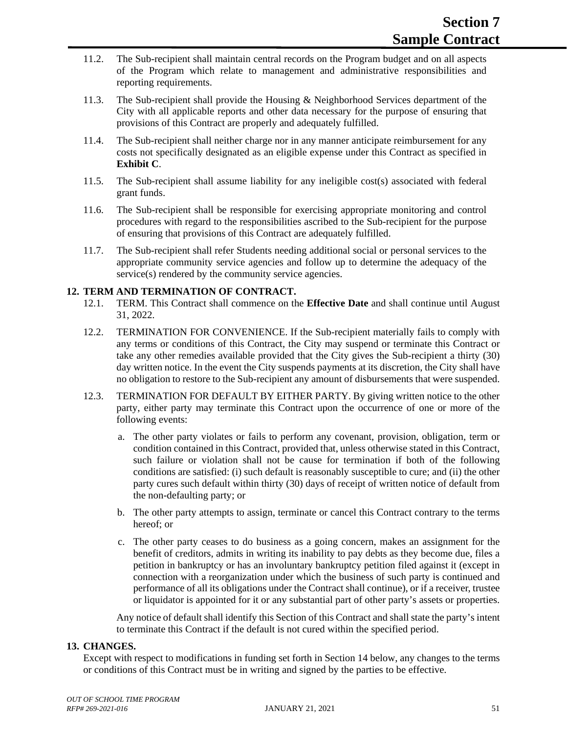11.2. The Sub-recipient shall maintain central records on the Program budget and on all aspects of the Program which relate to management and administrative responsibilities and reporting requirements.

11.3. The Sub-recipient shall provide the Housing & Neighborhood Services department of the City with all applicable reports and other data necessary for the purpose of ensuring that provisions of this Contract are properly and adequately fulfilled.

11.4. The Sub-recipient shall neither charge nor in any manner anticipate reimbursement for any costs not specifically designated as an eligible expense under this Contract as specified in **Exhibit C**.

11.5. The Sub-recipient shall assume liability for any ineligible cost(s) associated with federal grant funds.

11.6. The Sub-recipient shall be responsible for exercising appropriate monitoring and control procedures with regard to the responsibilities ascribed to the Sub-recipient for the purpose of ensuring that provisions of this Contract are adequately fulfilled.

11.7. The Sub-recipient shall refer Students needing additional social or personal services to the appropriate community service agencies and follow up to determine the adequacy of the service(s) rendered by the community service agencies.

**12. TERM AND TERMINATION OF CONTRACT.**

12.1. TERM. This Contract shall commence on the **Effective Date** and shall continue until August 31, 2022.

12.2. TERMINATION FOR CONVENIENCE. If the Sub-recipient materially fails to comply with any terms or conditions of this Contract, the City may suspend or terminate this Contract or take any other remedies available provided that the City gives the Sub-recipient a thirty (30) day written notice. In the event the City suspends payments at its discretion, the City shall have no obligation to restore to the Sub-recipient any amount of disbursements that were suspended.

12.3. TERMINATION FOR DEFAULT BY EITHER PARTY. By giving written notice to the other party, either party may terminate this Contract upon the occurrence of one or more of the following events:

a. The other party violates or fails to perform any covenant, provision, obligation, term or condition contained in this Contract, provided that, unless otherwise stated in this Contract, such failure or violation shall not be cause for termination if both of the following conditions are satisfied: (i) such default is reasonably susceptible to cure; and (ii) the other party cures such default within thirty (30) days of receipt of written notice of default from the non-defaulting party; or

b. The other party attempts to assign, terminate or cancel this Contract contrary to the terms hereof; or

c. The other party ceases to do business as a going concern, makes an assignment for the benefit of creditors, admits in writing its inability to pay debts as they become due, files a petition in bankruptcy or has an involuntary bankruptcy petition filed against it (except in connection with a reorganization under which the business of such party is continued and performance of all its obligations under the Contract shall continue), or if a receiver, trustee or liquidator is appointed for it or any substantial part of other party's assets or properties.

Any notice of default shall identify this Section of this Contract and shall state the party's intent to terminate this Contract if the default is not cured within the specified period.

**13. CHANGES.**

Except with respect to modifications in funding set forth in Section 14 below, any changes to the terms or conditions of this Contract must be in writing and signed by the parties to be effective.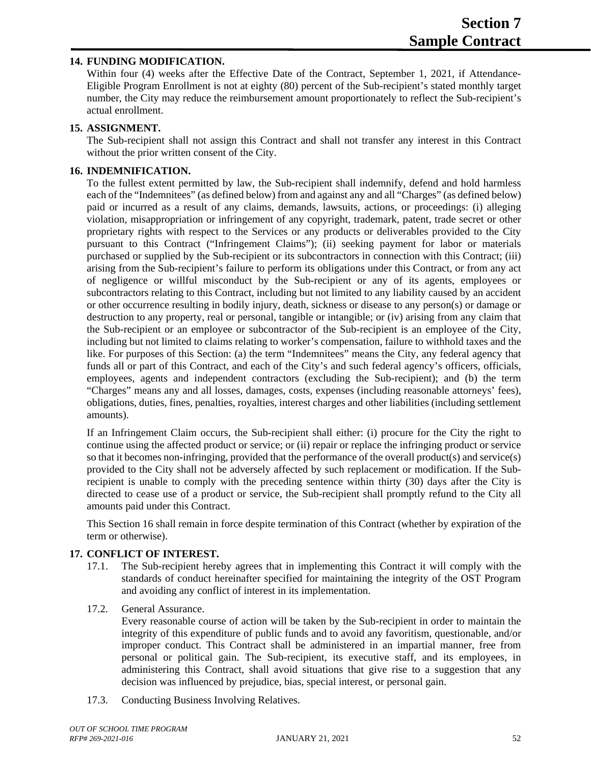**14. FUNDING MODIFICATION.**

Within four (4) weeks after the Effective Date of the Contract, September 1, 2021, if Attendance-Eligible Program Enrollment is not at eighty (80) percent of the Sub-recipient's stated monthly target number, the City may reduce the reimbursement amount proportionately to reflect the Sub-recipient's actual enrollment.

**15. ASSIGNMENT.**

The Sub-recipient shall not assign this Contract and shall not transfer any interest in this Contract without the prior written consent of the City.

**16. INDEMNIFICATION.**

To the fullest extent permitted by law, the Sub-recipient shall indemnify, defend and hold harmless each of the "Indemnitees" (as defined below) from and against any and all "Charges" (as defined below) paid or incurred as a result of any claims, demands, lawsuits, actions, or proceedings: (i) alleging violation, misappropriation or infringement of any copyright, trademark, patent, trade secret or other proprietary rights with respect to the Services or any products or deliverables provided to the City pursuant to this Contract ("Infringement Claims"); (ii) seeking payment for labor or materials purchased or supplied by the Sub-recipient or its subcontractors in connection with this Contract; (iii) arising from the Sub-recipient's failure to perform its obligations under this Contract, or from any act of negligence or willful misconduct by the Sub-recipient or any of its agents, employees or subcontractors relating to this Contract, including but not limited to any liability caused by an accident or other occurrence resulting in bodily injury, death, sickness or disease to any person(s) or damage or destruction to any property, real or personal, tangible or intangible; or (iv) arising from any claim that the Sub-recipient or an employee or subcontractor of the Sub-recipient is an employee of the City, including but not limited to claims relating to worker's compensation, failure to withhold taxes and the like. For purposes of this Section: (a) the term "Indemnitees" means the City, any federal agency that funds all or part of this Contract, and each of the City's and such federal agency's officers, officials, employees, agents and independent contractors (excluding the Sub-recipient); and (b) the term "Charges" means any and all losses, damages, costs, expenses (including reasonable attorneys' fees), obligations, duties, fines, penalties, royalties, interest charges and other liabilities (including settlement amounts).

If an Infringement Claim occurs, the Sub-recipient shall either: (i) procure for the City the right to continue using the affected product or service; or (ii) repair or replace the infringing product or service so that it becomes non-infringing, provided that the performance of the overall product(s) and service(s) provided to the City shall not be adversely affected by such replacement or modification. If the Sub-recipient is unable to comply with the preceding sentence within thirty (30) days after the City is directed to cease use of a product or service, the Sub-recipient shall promptly refund to the City all amounts paid under this Contract.

This Section 16 shall remain in force despite termination of this Contract (whether by expiration of the term or otherwise).

**17. CONFLICT OF INTEREST.**

17.1. The Sub-recipient hereby agrees that in implementing this Contract it will comply with the standards of conduct hereinafter specified for maintaining the integrity of the OST Program and avoiding any conflict of interest in its implementation.

17.2. General Assurance.

Every reasonable course of action will be taken by the Sub-recipient in order to maintain the integrity of this expenditure of public funds and to avoid any favoritism, questionable, and/or improper conduct. This Contract shall be administered in an impartial manner, free from personal or political gain. The Sub-recipient, its executive staff, and its employees, in administering this Contract, shall avoid situations that give rise to a suggestion that any decision was influenced by prejudice, bias, special interest, or personal gain.

17.3. Conducting Business Involving Relatives.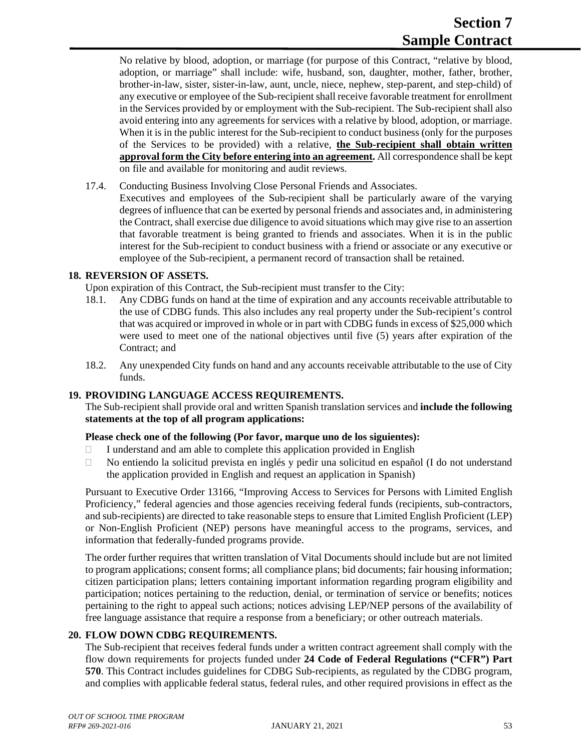No relative by blood, adoption, or marriage (for purpose of this Contract, "relative by blood, adoption, or marriage" shall include: wife, husband, son, daughter, mother, father, brother, brother-in-law, sister, sister-in-law, aunt, uncle, niece, nephew, step-parent, and step-child) of any executive or employee of the Sub-recipient shall receive favorable treatment for enrollment in the Services provided by or employment with the Sub-recipient. The Sub-recipient shall also avoid entering into any agreements for services with a relative by blood, adoption, or marriage. When it is in the public interest for the Sub-recipient to conduct business (only for the purposes of the Services to be provided) with a relative, **the Sub-recipient shall obtain written approval form the City before entering into an agreement.** All correspondence shall be kept on file and available for monitoring and audit reviews.

17.4. Conducting Business Involving Close Personal Friends and Associates.
Executives and employees of the Sub-recipient shall be particularly aware of the varying degrees of influence that can be exerted by personal friends and associates and, in administering the Contract, shall exercise due diligence to avoid situations which may give rise to an assertion that favorable treatment is being granted to friends and associates. When it is in the public interest for the Sub-recipient to conduct business with a friend or associate or any executive or employee of the Sub-recipient, a permanent record of transaction shall be retained.

## 18. REVERSION OF ASSETS.

Upon expiration of this Contract, the Sub-recipient must transfer to the City:

18.1. Any CDBG funds on hand at the time of expiration and any accounts receivable attributable to the use of CDBG funds. This also includes any real property under the Sub-recipient's control that was acquired or improved in whole or in part with CDBG funds in excess of $25,000 which were used to meet one of the national objectives until five (5) years after expiration of the Contract; and

18.2. Any unexpended City funds on hand and any accounts receivable attributable to the use of City funds.

## 19. PROVIDING LANGUAGE ACCESS REQUIREMENTS.

The Sub-recipient shall provide oral and written Spanish translation services and **include the following statements at the top of all program applications:**

**Please check one of the following (Por favor, marque uno de los siguientes):**

- ☐ I understand and am able to complete this application provided in English
- ☐ No entiendo la solicitud prevista en inglés y pedir una solicitud en español (I do not understand the application provided in English and request an application in Spanish)

Pursuant to Executive Order 13166, "Improving Access to Services for Persons with Limited English Proficiency," federal agencies and those agencies receiving federal funds (recipients, sub-contractors, and sub-recipients) are directed to take reasonable steps to ensure that Limited English Proficient (LEP) or Non-English Proficient (NEP) persons have meaningful access to the programs, services, and information that federally-funded programs provide.

The order further requires that written translation of Vital Documents should include but are not limited to program applications; consent forms; all compliance plans; bid documents; fair housing information; citizen participation plans; letters containing important information regarding program eligibility and participation; notices pertaining to the reduction, denial, or termination of service or benefits; notices pertaining to the right to appeal such actions; notices advising LEP/NEP persons of the availability of free language assistance that require a response from a beneficiary; or other outreach materials.

## 20. FLOW DOWN CDBG REQUIREMENTS.

The Sub-recipient that receives federal funds under a written contract agreement shall comply with the flow down requirements for projects funded under **24 Code of Federal Regulations ("CFR") Part 570**. This Contract includes guidelines for CDBG Sub-recipients, as regulated by the CDBG program, and complies with applicable federal status, federal rules, and other required provisions in effect as the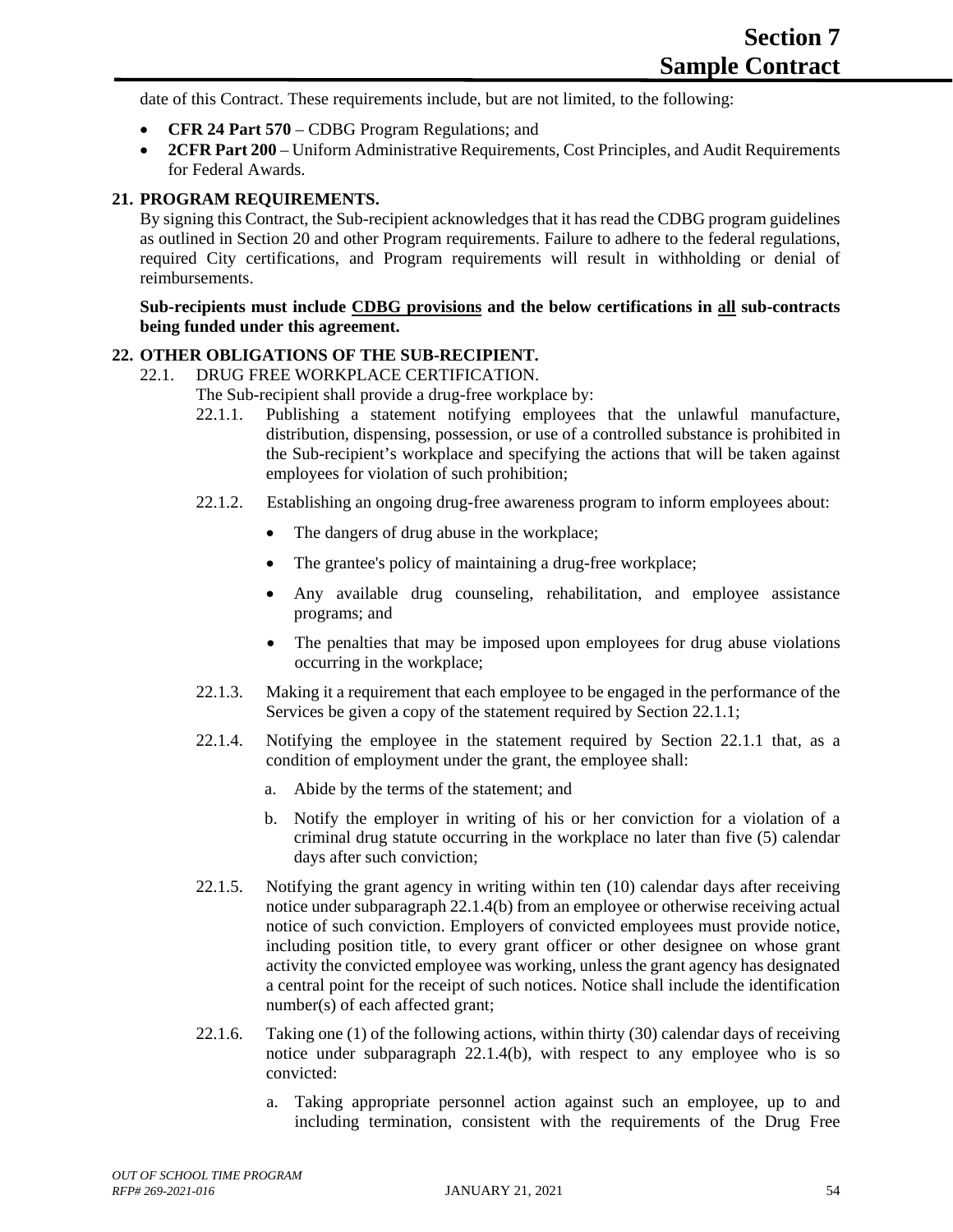date of this Contract. These requirements include, but are not limited, to the following:

- **CFR 24 Part 570** – CDBG Program Regulations; and
- **2CFR Part 200** – Uniform Administrative Requirements, Cost Principles, and Audit Requirements for Federal Awards.

**21. PROGRAM REQUIREMENTS.**

By signing this Contract, the Sub-recipient acknowledges that it has read the CDBG program guidelines as outlined in Section 20 and other Program requirements. Failure to adhere to the federal regulations, required City certifications, and Program requirements will result in withholding or denial of reimbursements.

**Sub-recipients must include <u>CDBG provisions</u> and the below certifications in <u>all</u> sub-contracts being funded under this agreement.**

**22. OTHER OBLIGATIONS OF THE SUB-RECIPIENT.**

22.1. DRUG FREE WORKPLACE CERTIFICATION.

The Sub-recipient shall provide a drug-free workplace by:

22.1.1. Publishing a statement notifying employees that the unlawful manufacture, distribution, dispensing, possession, or use of a controlled substance is prohibited in the Sub-recipient's workplace and specifying the actions that will be taken against employees for violation of such prohibition;

22.1.2. Establishing an ongoing drug-free awareness program to inform employees about:

- The dangers of drug abuse in the workplace;
- The grantee's policy of maintaining a drug-free workplace;
- Any available drug counseling, rehabilitation, and employee assistance programs; and
- The penalties that may be imposed upon employees for drug abuse violations occurring in the workplace;

22.1.3. Making it a requirement that each employee to be engaged in the performance of the Services be given a copy of the statement required by Section 22.1.1;

22.1.4. Notifying the employee in the statement required by Section 22.1.1 that, as a condition of employment under the grant, the employee shall:

a. Abide by the terms of the statement; and

b. Notify the employer in writing of his or her conviction for a violation of a criminal drug statute occurring in the workplace no later than five (5) calendar days after such conviction;

22.1.5. Notifying the grant agency in writing within ten (10) calendar days after receiving notice under subparagraph 22.1.4(b) from an employee or otherwise receiving actual notice of such conviction. Employers of convicted employees must provide notice, including position title, to every grant officer or other designee on whose grant activity the convicted employee was working, unless the grant agency has designated a central point for the receipt of such notices. Notice shall include the identification number(s) of each affected grant;

22.1.6. Taking one (1) of the following actions, within thirty (30) calendar days of receiving notice under subparagraph 22.1.4(b), with respect to any employee who is so convicted:

a. Taking appropriate personnel action against such an employee, up to and including termination, consistent with the requirements of the Drug Free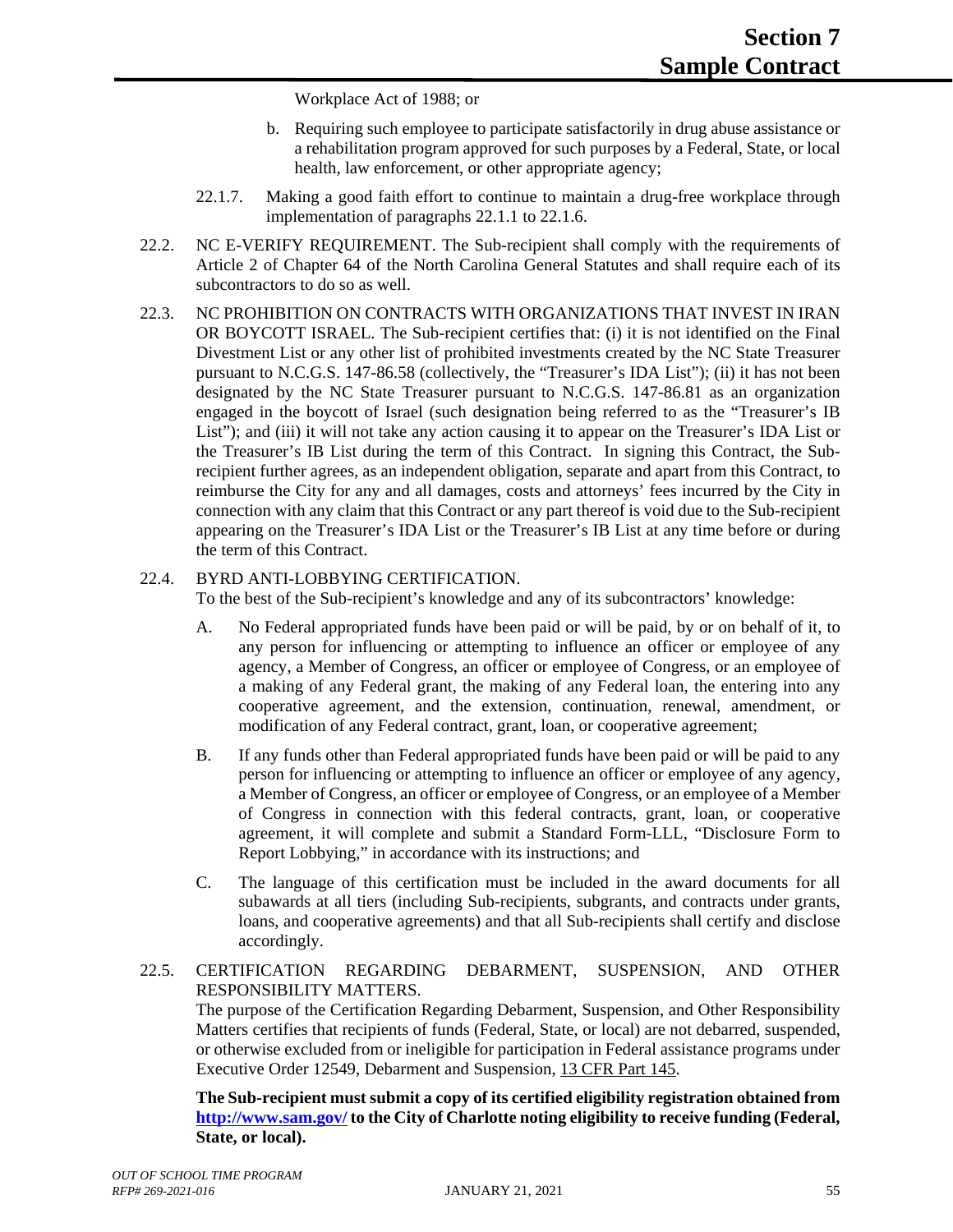Workplace Act of 1988; or

b. Requiring such employee to participate satisfactorily in drug abuse assistance or a rehabilitation program approved for such purposes by a Federal, State, or local health, law enforcement, or other appropriate agency;

22.1.7. Making a good faith effort to continue to maintain a drug-free workplace through implementation of paragraphs 22.1.1 to 22.1.6.

22.2. NC E-VERIFY REQUIREMENT. The Sub-recipient shall comply with the requirements of Article 2 of Chapter 64 of the North Carolina General Statutes and shall require each of its subcontractors to do so as well.

22.3. NC PROHIBITION ON CONTRACTS WITH ORGANIZATIONS THAT INVEST IN IRAN OR BOYCOTT ISRAEL. The Sub-recipient certifies that: (i) it is not identified on the Final Divestment List or any other list of prohibited investments created by the NC State Treasurer pursuant to N.C.G.S. 147-86.58 (collectively, the "Treasurer's IDA List"); (ii) it has not been designated by the NC State Treasurer pursuant to N.C.G.S. 147-86.81 as an organization engaged in the boycott of Israel (such designation being referred to as the "Treasurer's IB List"); and (iii) it will not take any action causing it to appear on the Treasurer's IDA List or the Treasurer's IB List during the term of this Contract. In signing this Contract, the Sub-recipient further agrees, as an independent obligation, separate and apart from this Contract, to reimburse the City for any and all damages, costs and attorneys' fees incurred by the City in connection with any claim that this Contract or any part thereof is void due to the Sub-recipient appearing on the Treasurer's IDA List or the Treasurer's IB List at any time before or during the term of this Contract.

22.4. BYRD ANTI-LOBBYING CERTIFICATION.
To the best of the Sub-recipient's knowledge and any of its subcontractors' knowledge:

A. No Federal appropriated funds have been paid or will be paid, by or on behalf of it, to any person for influencing or attempting to influence an officer or employee of any agency, a Member of Congress, an officer or employee of Congress, or an employee of a making of any Federal grant, the making of any Federal loan, the entering into any cooperative agreement, and the extension, continuation, renewal, amendment, or modification of any Federal contract, grant, loan, or cooperative agreement;

B. If any funds other than Federal appropriated funds have been paid or will be paid to any person for influencing or attempting to influence an officer or employee of any agency, a Member of Congress, an officer or employee of Congress, or an employee of a Member of Congress in connection with this federal contracts, grant, loan, or cooperative agreement, it will complete and submit a Standard Form-LLL, "Disclosure Form to Report Lobbying," in accordance with its instructions; and

C. The language of this certification must be included in the award documents for all subawards at all tiers (including Sub-recipients, subgrants, and contracts under grants, loans, and cooperative agreements) and that all Sub-recipients shall certify and disclose accordingly.

22.5. CERTIFICATION REGARDING DEBARMENT, SUSPENSION, AND OTHER RESPONSIBILITY MATTERS.
The purpose of the Certification Regarding Debarment, Suspension, and Other Responsibility Matters certifies that recipients of funds (Federal, State, or local) are not debarred, suspended, or otherwise excluded from or ineligible for participation in Federal assistance programs under Executive Order 12549, Debarment and Suspension, 13 CFR Part 145.

**The Sub-recipient must submit a copy of its certified eligibility registration obtained from [http://www.sam.gov/](http://www.sam.gov/) to the City of Charlotte noting eligibility to receive funding (Federal, State, or local).**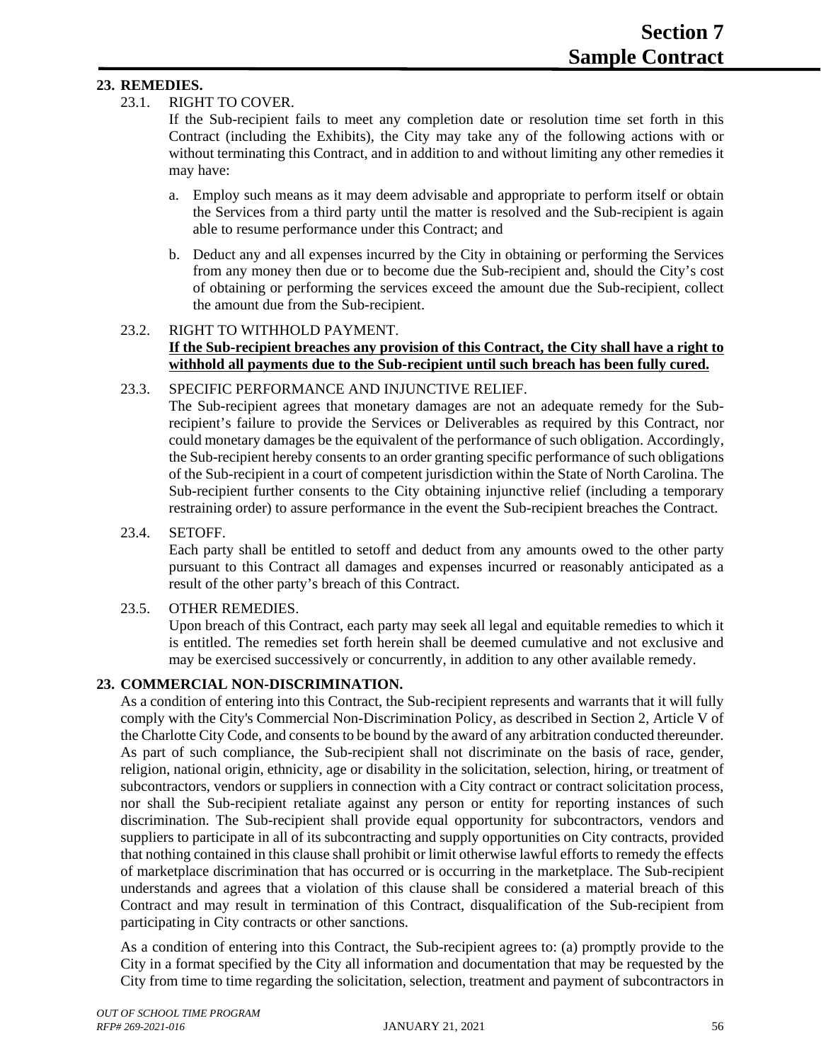## 23. REMEDIES.

23.1. RIGHT TO COVER.

If the Sub-recipient fails to meet any completion date or resolution time set forth in this Contract (including the Exhibits), the City may take any of the following actions with or without terminating this Contract, and in addition to and without limiting any other remedies it may have:

a. Employ such means as it may deem advisable and appropriate to perform itself or obtain the Services from a third party until the matter is resolved and the Sub-recipient is again able to resume performance under this Contract; and

b. Deduct any and all expenses incurred by the City in obtaining or performing the Services from any money then due or to become due the Sub-recipient and, should the City's cost of obtaining or performing the services exceed the amount due the Sub-recipient, collect the amount due from the Sub-recipient.

23.2. RIGHT TO WITHHOLD PAYMENT.

**If the Sub-recipient breaches any provision of this Contract, the City shall have a right to withhold all payments due to the Sub-recipient until such breach has been fully cured.**

23.3. SPECIFIC PERFORMANCE AND INJUNCTIVE RELIEF.

The Sub-recipient agrees that monetary damages are not an adequate remedy for the Sub-recipient's failure to provide the Services or Deliverables as required by this Contract, nor could monetary damages be the equivalent of the performance of such obligation. Accordingly, the Sub-recipient hereby consents to an order granting specific performance of such obligations of the Sub-recipient in a court of competent jurisdiction within the State of North Carolina. The Sub-recipient further consents to the City obtaining injunctive relief (including a temporary restraining order) to assure performance in the event the Sub-recipient breaches the Contract.

23.4. SETOFF.

Each party shall be entitled to setoff and deduct from any amounts owed to the other party pursuant to this Contract all damages and expenses incurred or reasonably anticipated as a result of the other party's breach of this Contract.

23.5. OTHER REMEDIES.

Upon breach of this Contract, each party may seek all legal and equitable remedies to which it is entitled. The remedies set forth herein shall be deemed cumulative and not exclusive and may be exercised successively or concurrently, in addition to any other available remedy.

## 23. COMMERCIAL NON-DISCRIMINATION.

As a condition of entering into this Contract, the Sub-recipient represents and warrants that it will fully comply with the City's Commercial Non-Discrimination Policy, as described in Section 2, Article V of the Charlotte City Code, and consents to be bound by the award of any arbitration conducted thereunder. As part of such compliance, the Sub-recipient shall not discriminate on the basis of race, gender, religion, national origin, ethnicity, age or disability in the solicitation, selection, hiring, or treatment of subcontractors, vendors or suppliers in connection with a City contract or contract solicitation process, nor shall the Sub-recipient retaliate against any person or entity for reporting instances of such discrimination. The Sub-recipient shall provide equal opportunity for subcontractors, vendors and suppliers to participate in all of its subcontracting and supply opportunities on City contracts, provided that nothing contained in this clause shall prohibit or limit otherwise lawful efforts to remedy the effects of marketplace discrimination that has occurred or is occurring in the marketplace. The Sub-recipient understands and agrees that a violation of this clause shall be considered a material breach of this Contract and may result in termination of this Contract, disqualification of the Sub-recipient from participating in City contracts or other sanctions.

As a condition of entering into this Contract, the Sub-recipient agrees to: (a) promptly provide to the City in a format specified by the City all information and documentation that may be requested by the City from time to time regarding the solicitation, selection, treatment and payment of subcontractors in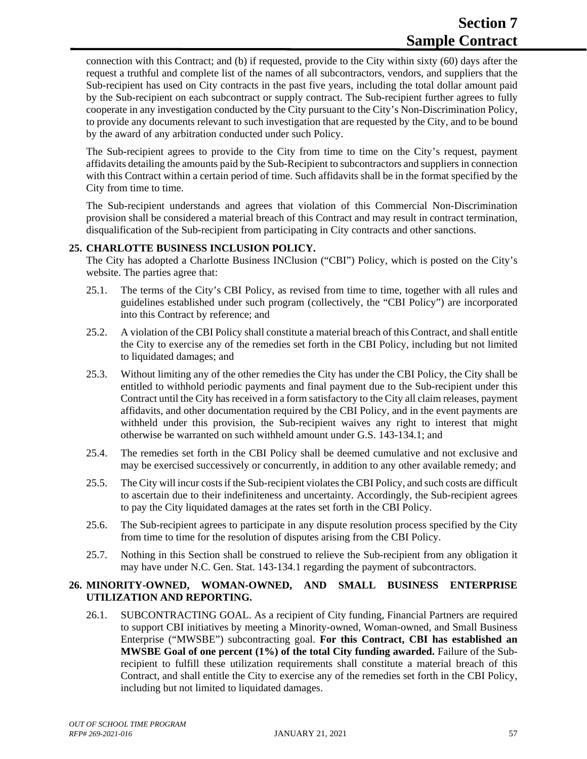connection with this Contract; and (b) if requested, provide to the City within sixty (60) days after the request a truthful and complete list of the names of all subcontractors, vendors, and suppliers that the Sub-recipient has used on City contracts in the past five years, including the total dollar amount paid by the Sub-recipient on each subcontract or supply contract. The Sub-recipient further agrees to fully cooperate in any investigation conducted by the City pursuant to the City's Non-Discrimination Policy, to provide any documents relevant to such investigation that are requested by the City, and to be bound by the award of any arbitration conducted under such Policy.

The Sub-recipient agrees to provide to the City from time to time on the City's request, payment affidavits detailing the amounts paid by the Sub-Recipient to subcontractors and suppliers in connection with this Contract within a certain period of time. Such affidavits shall be in the format specified by the City from time to time.

The Sub-recipient understands and agrees that violation of this Commercial Non-Discrimination provision shall be considered a material breach of this Contract and may result in contract termination, disqualification of the Sub-recipient from participating in City contracts and other sanctions.

### 25. CHARLOTTE BUSINESS INCLUSION POLICY.

The City has adopted a Charlotte Business INClusion ("CBI") Policy, which is posted on the City's website. The parties agree that:

25.1. The terms of the City's CBI Policy, as revised from time to time, together with all rules and guidelines established under such program (collectively, the "CBI Policy") are incorporated into this Contract by reference; and

25.2. A violation of the CBI Policy shall constitute a material breach of this Contract, and shall entitle the City to exercise any of the remedies set forth in the CBI Policy, including but not limited to liquidated damages; and

25.3. Without limiting any of the other remedies the City has under the CBI Policy, the City shall be entitled to withhold periodic payments and final payment due to the Sub-recipient under this Contract until the City has received in a form satisfactory to the City all claim releases, payment affidavits, and other documentation required by the CBI Policy, and in the event payments are withheld under this provision, the Sub-recipient waives any right to interest that might otherwise be warranted on such withheld amount under G.S. 143-134.1; and

25.4. The remedies set forth in the CBI Policy shall be deemed cumulative and not exclusive and may be exercised successively or concurrently, in addition to any other available remedy; and

25.5. The City will incur costs if the Sub-recipient violates the CBI Policy, and such costs are difficult to ascertain due to their indefiniteness and uncertainty. Accordingly, the Sub-recipient agrees to pay the City liquidated damages at the rates set forth in the CBI Policy.

25.6. The Sub-recipient agrees to participate in any dispute resolution process specified by the City from time to time for the resolution of disputes arising from the CBI Policy.

25.7. Nothing in this Section shall be construed to relieve the Sub-recipient from any obligation it may have under N.C. Gen. Stat. 143-134.1 regarding the payment of subcontractors.

### 26. MINORITY-OWNED, WOMAN-OWNED, AND SMALL BUSINESS ENTERPRISE UTILIZATION AND REPORTING.

26.1. SUBCONTRACTING GOAL. As a recipient of City funding, Financial Partners are required to support CBI initiatives by meeting a Minority-owned, Woman-owned, and Small Business Enterprise ("MWSBE") subcontracting goal. **For this Contract, CBI has established an MWSBE Goal of one percent (1%) of the total City funding awarded.** Failure of the Sub-recipient to fulfill these utilization requirements shall constitute a material breach of this Contract, and shall entitle the City to exercise any of the remedies set forth in the CBI Policy, including but not limited to liquidated damages.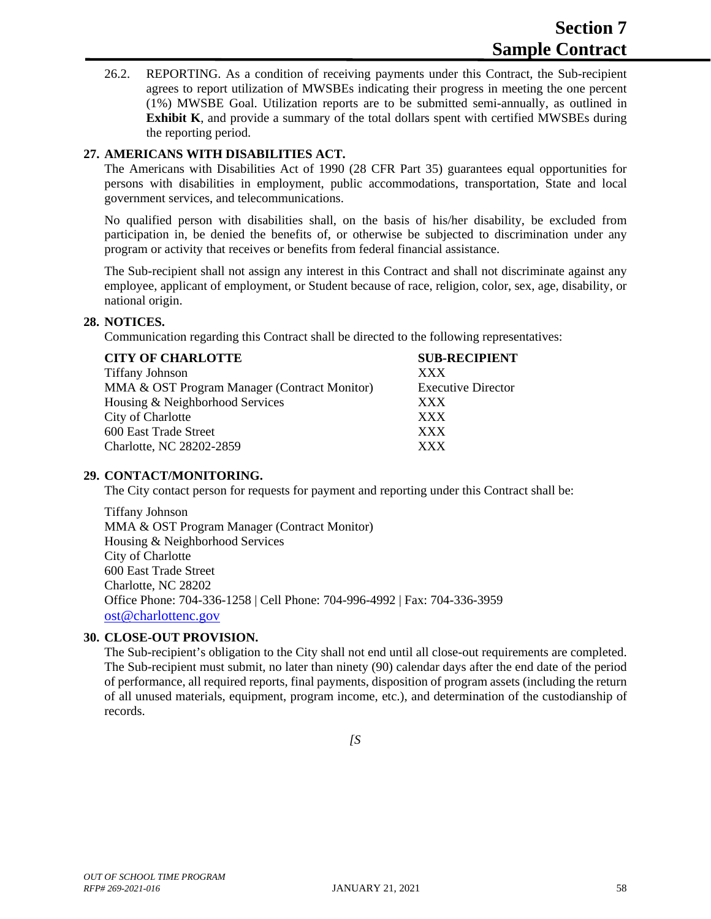26.2. REPORTING. As a condition of receiving payments under this Contract, the Sub-recipient agrees to report utilization of MWSBEs indicating their progress in meeting the one percent (1%) MWSBE Goal. Utilization reports are to be submitted semi-annually, as outlined in **Exhibit K**, and provide a summary of the total dollars spent with certified MWSBEs during the reporting period.

**27. AMERICANS WITH DISABILITIES ACT.**

The Americans with Disabilities Act of 1990 (28 CFR Part 35) guarantees equal opportunities for persons with disabilities in employment, public accommodations, transportation, State and local government services, and telecommunications.

No qualified person with disabilities shall, on the basis of his/her disability, be excluded from participation in, be denied the benefits of, or otherwise be subjected to discrimination under any program or activity that receives or benefits from federal financial assistance.

The Sub-recipient shall not assign any interest in this Contract and shall not discriminate against any employee, applicant of employment, or Student because of race, religion, color, sex, age, disability, or national origin.

**28. NOTICES.**

Communication regarding this Contract shall be directed to the following representatives:

| **CITY OF CHARLOTTE** | **SUB-RECIPIENT** |
|---|---|
| Tiffany Johnson | XXX |
| MMA & OST Program Manager (Contract Monitor) | Executive Director |
| Housing & Neighborhood Services | XXX |
| City of Charlotte | XXX |
| 600 East Trade Street | XXX |
| Charlotte, NC 28202-2859 | XXX |

**29. CONTACT/MONITORING.**

The City contact person for requests for payment and reporting under this Contract shall be:

Tiffany Johnson
MMA & OST Program Manager (Contract Monitor)
Housing & Neighborhood Services
City of Charlotte
600 East Trade Street
Charlotte, NC 28202
Office Phone: 704-336-1258 | Cell Phone: 704-996-4992 | Fax: 704-336-3959
ost@charlottenc.gov

**30. CLOSE-OUT PROVISION.**

The Sub-recipient's obligation to the City shall not end until all close-out requirements are completed. The Sub-recipient must submit, no later than ninety (90) calendar days after the end date of the period of performance, all required reports, final payments, disposition of program assets (including the return of all unused materials, equipment, program income, etc.), and determination of the custodianship of records.

*[S*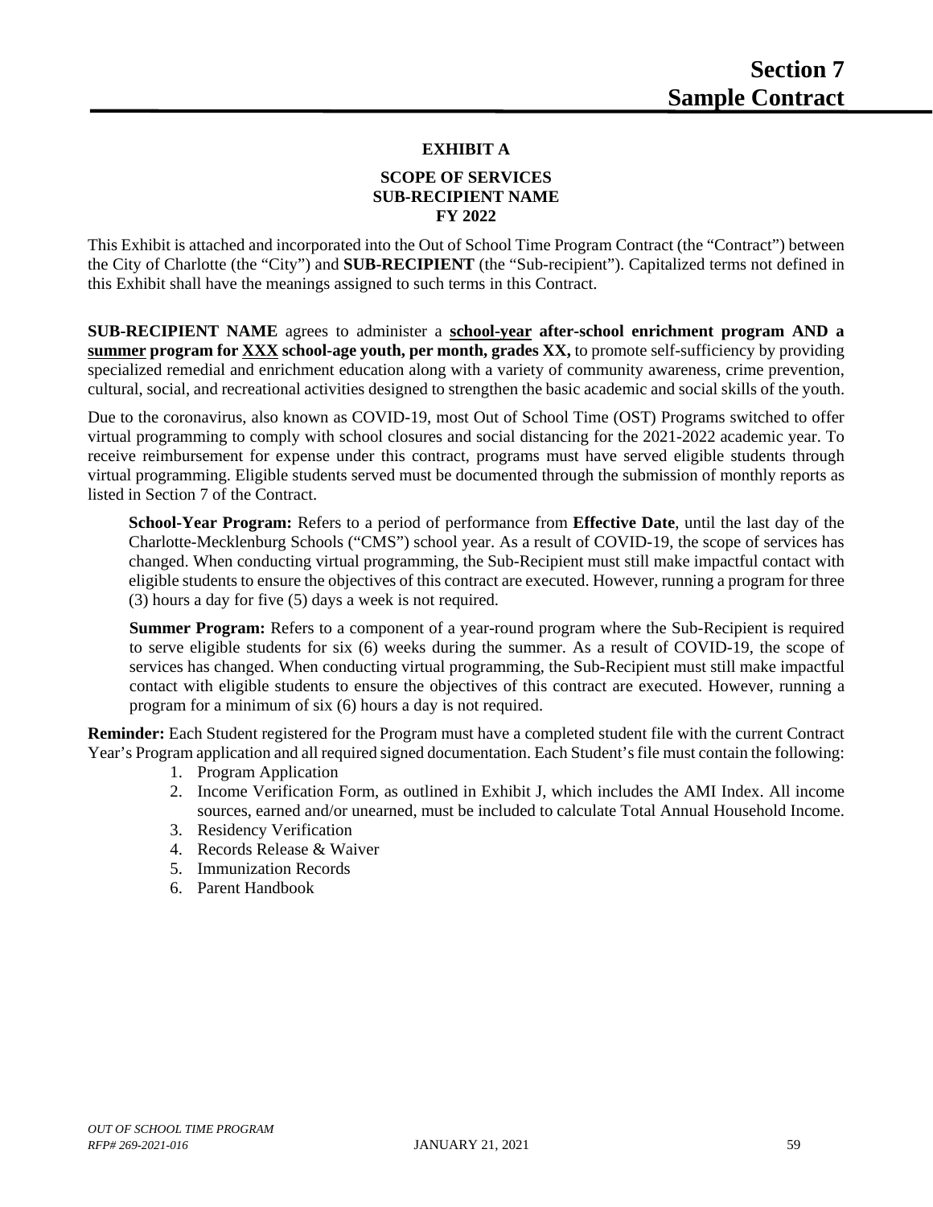# Section 7
# Sample Contract

## EXHIBIT A

### SCOPE OF SERVICES
### SUB-RECIPIENT NAME
### FY 2022

This Exhibit is attached and incorporated into the Out of School Time Program Contract (the "Contract") between the City of Charlotte (the "City") and **SUB-RECIPIENT** (the "Sub-recipient"). Capitalized terms not defined in this Exhibit shall have the meanings assigned to such terms in this Contract.

**SUB-RECIPIENT NAME** agrees to administer a **<u>school-year</u> after-school enrichment program AND a <u>summer</u> program for <u>XXX</u> school-age youth, per month, grades XX,** to promote self-sufficiency by providing specialized remedial and enrichment education along with a variety of community awareness, crime prevention, cultural, social, and recreational activities designed to strengthen the basic academic and social skills of the youth.

Due to the coronavirus, also known as COVID-19, most Out of School Time (OST) Programs switched to offer virtual programming to comply with school closures and social distancing for the 2021-2022 academic year. To receive reimbursement for expense under this contract, programs must have served eligible students through virtual programming. Eligible students served must be documented through the submission of monthly reports as listed in Section 7 of the Contract.

> **School-Year Program:** Refers to a period of performance from **Effective Date**, until the last day of the Charlotte-Mecklenburg Schools ("CMS") school year. As a result of COVID-19, the scope of services has changed. When conducting virtual programming, the Sub-Recipient must still make impactful contact with eligible students to ensure the objectives of this contract are executed. However, running a program for three (3) hours a day for five (5) days a week is not required.
>
> **Summer Program:** Refers to a component of a year-round program where the Sub-Recipient is required to serve eligible students for six (6) weeks during the summer. As a result of COVID-19, the scope of services has changed. When conducting virtual programming, the Sub-Recipient must still make impactful contact with eligible students to ensure the objectives of this contract are executed. However, running a program for a minimum of six (6) hours a day is not required.

**Reminder:** Each Student registered for the Program must have a completed student file with the current Contract Year's Program application and all required signed documentation. Each Student's file must contain the following:

1. Program Application
2. Income Verification Form, as outlined in Exhibit J, which includes the AMI Index. All income sources, earned and/or unearned, must be included to calculate Total Annual Household Income.
3. Residency Verification
4. Records Release & Waiver
5. Immunization Records
6. Parent Handbook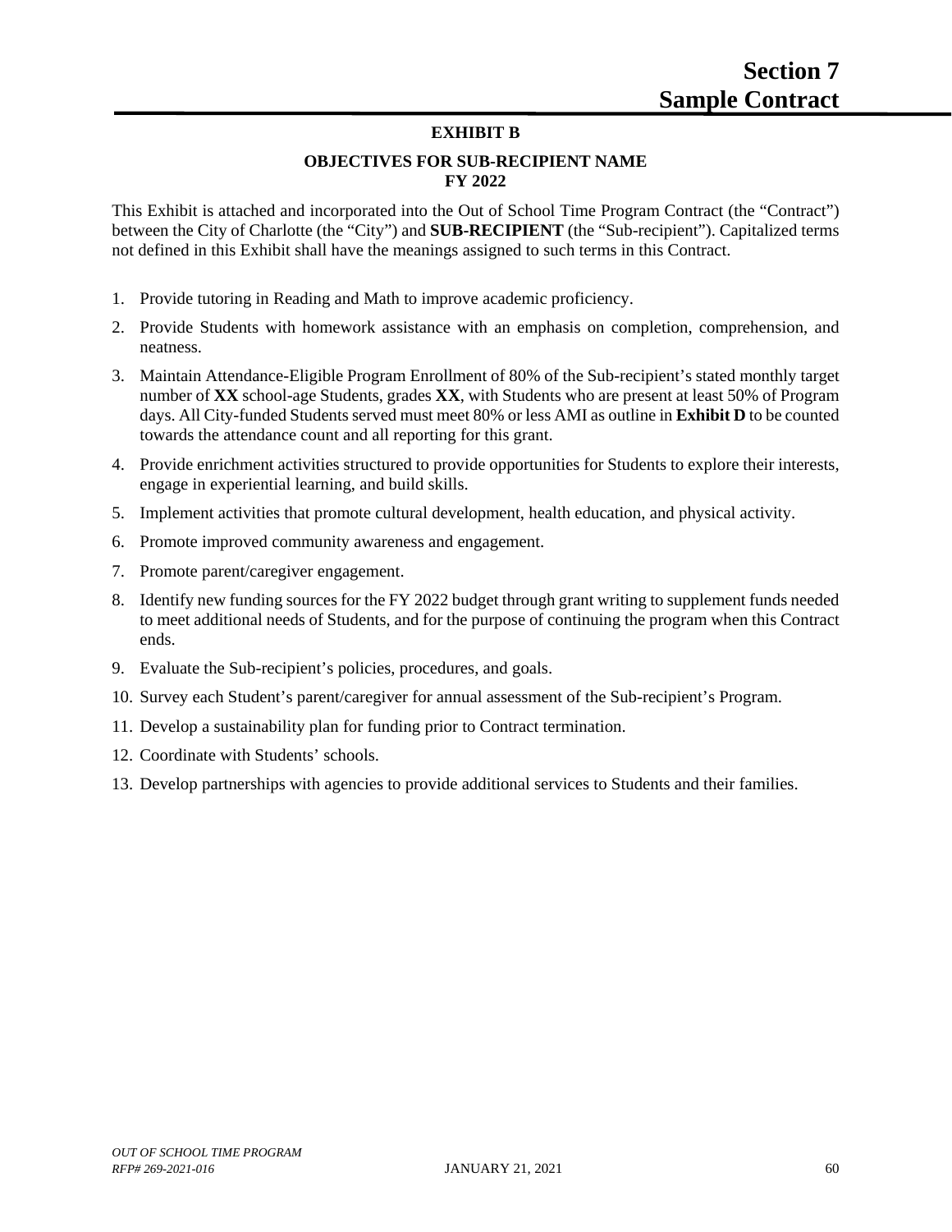# Section 7 Sample Contract

## EXHIBIT B

### OBJECTIVES FOR SUB-RECIPIENT NAME FY 2022

This Exhibit is attached and incorporated into the Out of School Time Program Contract (the "Contract") between the City of Charlotte (the "City") and **SUB-RECIPIENT** (the "Sub-recipient"). Capitalized terms not defined in this Exhibit shall have the meanings assigned to such terms in this Contract.

1. Provide tutoring in Reading and Math to improve academic proficiency.
2. Provide Students with homework assistance with an emphasis on completion, comprehension, and neatness.
3. Maintain Attendance-Eligible Program Enrollment of 80% of the Sub-recipient's stated monthly target number of **XX** school-age Students, grades **XX**, with Students who are present at least 50% of Program days. All City-funded Students served must meet 80% or less AMI as outline in **Exhibit D** to be counted towards the attendance count and all reporting for this grant.
4. Provide enrichment activities structured to provide opportunities for Students to explore their interests, engage in experiential learning, and build skills.
5. Implement activities that promote cultural development, health education, and physical activity.
6. Promote improved community awareness and engagement.
7. Promote parent/caregiver engagement.
8. Identify new funding sources for the FY 2022 budget through grant writing to supplement funds needed to meet additional needs of Students, and for the purpose of continuing the program when this Contract ends.
9. Evaluate the Sub-recipient's policies, procedures, and goals.
10. Survey each Student's parent/caregiver for annual assessment of the Sub-recipient's Program.
11. Develop a sustainability plan for funding prior to Contract termination.
12. Coordinate with Students' schools.
13. Develop partnerships with agencies to provide additional services to Students and their families.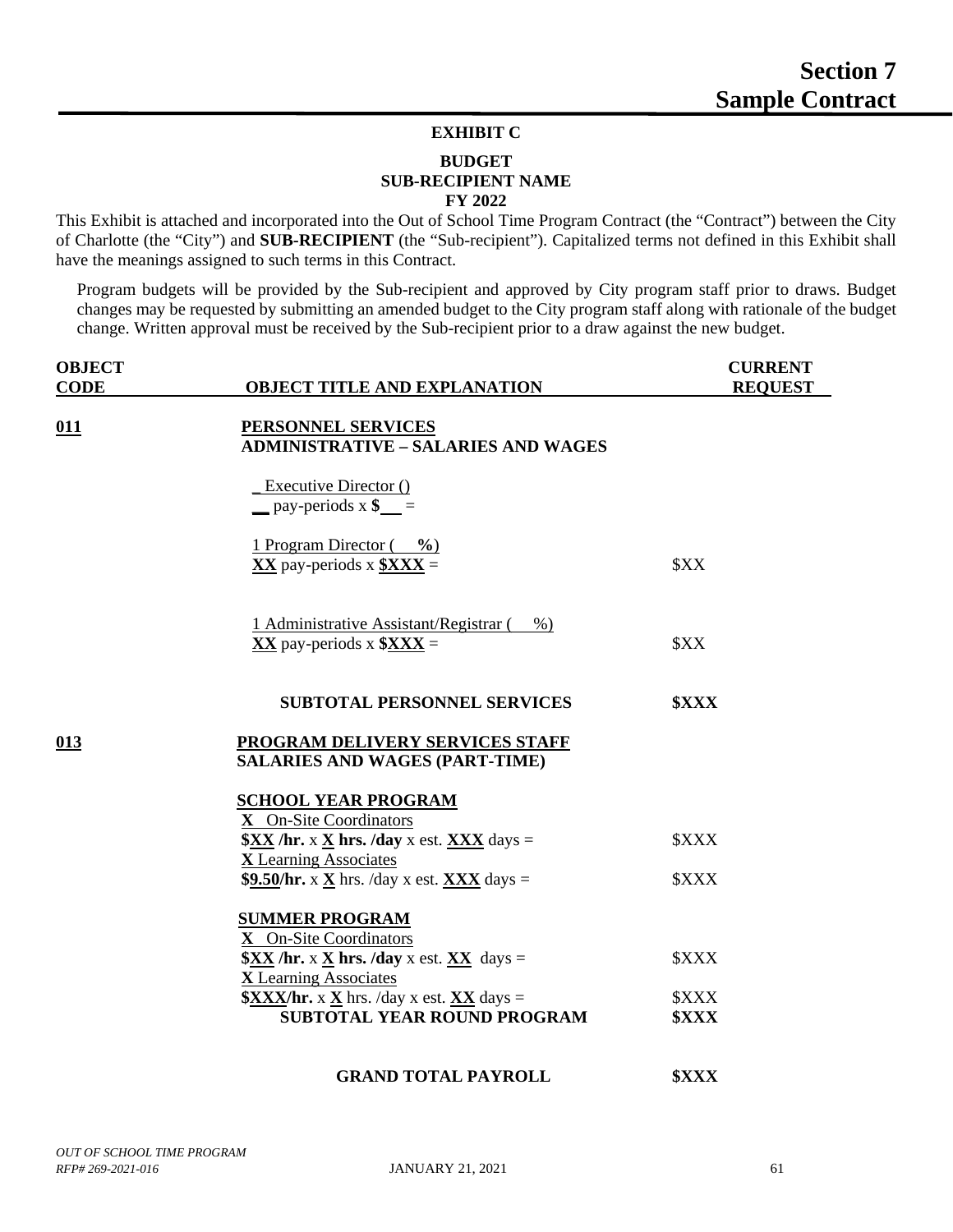**Section 7**
**Sample Contract**

**EXHIBIT C**

**BUDGET**
**SUB-RECIPIENT NAME**
**FY 2022**

This Exhibit is attached and incorporated into the Out of School Time Program Contract (the "Contract") between the City of Charlotte (the "City") and **SUB-RECIPIENT** (the "Sub-recipient"). Capitalized terms not defined in this Exhibit shall have the meanings assigned to such terms in this Contract.

Program budgets will be provided by the Sub-recipient and approved by City program staff prior to draws. Budget changes may be requested by submitting an amended budget to the City program staff along with rationale of the budget change. Written approval must be received by the Sub-recipient prior to a draw against the new budget.

| OBJECT CODE | OBJECT TITLE AND EXPLANATION | CURRENT REQUEST |
|---|---|---|
| **011** | **PERSONNEL SERVICES** **ADMINISTRATIVE – SALARIES AND WAGES** | |
| | _ Executive Director () | |
| | __ pay-periods x **$**__ = | |
| | 1 Program Director ( **%**) | |
| | **XX** pay-periods x **$XXX** = | $XX |
| | 1 Administrative Assistant/Registrar ( %) | |
| | **XX** pay-periods x **$XXX** = | $XX |
| | **SUBTOTAL PERSONNEL SERVICES** | **$XXX** |
| **013** | **PROGRAM DELIVERY SERVICES STAFF SALARIES AND WAGES (PART-TIME)** | |
| | **SCHOOL YEAR PROGRAM** | |
| | **X** On-Site Coordinators | |
| | **$XX /hr.** x **X hrs. /day** x est. **XXX** days = | $XXX |
| | **X** Learning Associates | |
| | **$9.50/hr.** x **X** hrs. /day x est. **XXX** days = | $XXX |
| | **SUMMER PROGRAM** | |
| | **X** On-Site Coordinators | |
| | **$XX /hr.** x **X hrs. /day** x est. **XX** days = | $XXX |
| | **X** Learning Associates | |
| | **$XXX/hr.** x **X** hrs. /day x est. **XX** days = | $XXX |
| | **SUBTOTAL YEAR ROUND PROGRAM** | **$XXX** |
| | **GRAND TOTAL PAYROLL** | **$XXX** |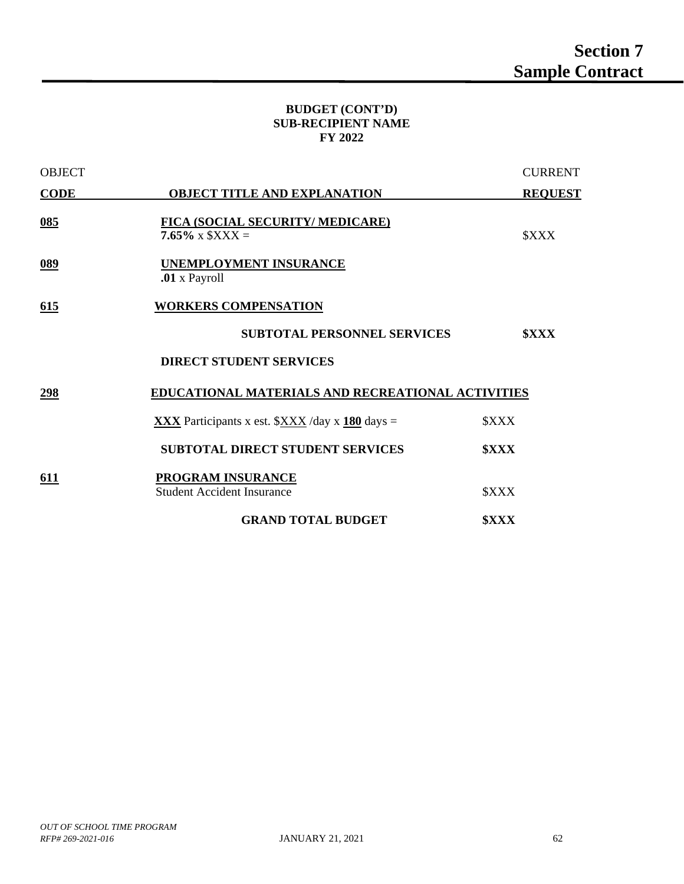**Section 7**
**Sample Contract**

**BUDGET (CONT'D)**
**SUB-RECIPIENT NAME**
**FY 2022**

| OBJECT CODE | OBJECT TITLE AND EXPLANATION | | CURRENT REQUEST |
|---|---|---|---|
| **085** | **FICA (SOCIAL SECURITY/ MEDICARE)** **7.65%** x $XXX = | | $XXX |
| **089** | **UNEMPLOYMENT INSURANCE** **.01** x Payroll | | |
| **615** | **WORKERS COMPENSATION** | | |
| | **SUBTOTAL PERSONNEL SERVICES** | | **$XXX** |
| | **DIRECT STUDENT SERVICES** | | |
| **298** | **EDUCATIONAL MATERIALS AND RECREATIONAL ACTIVITIES** | | |
| | **XXX** Participants x est. $XXX /day x **180** days = | $XXX | |
| | **SUBTOTAL DIRECT STUDENT SERVICES** | **$XXX** | |
| **611** | **PROGRAM INSURANCE** Student Accident Insurance | $XXX | |
| | **GRAND TOTAL BUDGET** | **$XXX** | |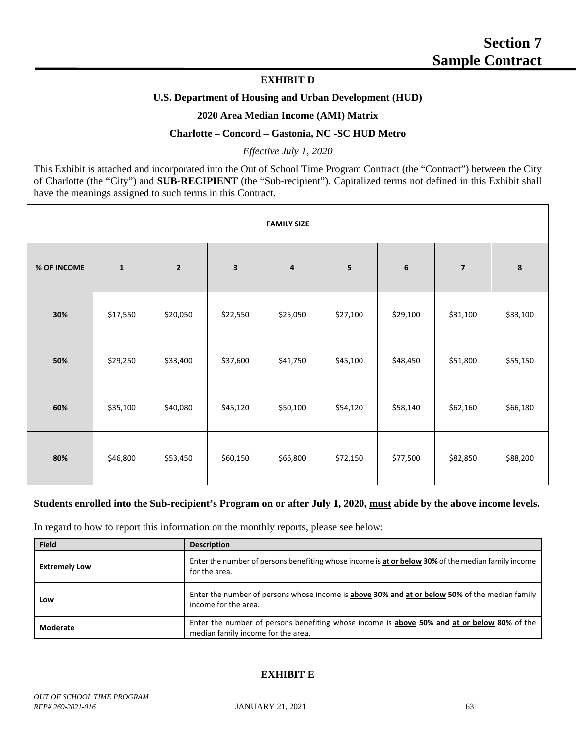# Section 7
# Sample Contract

**EXHIBIT D**

**U.S. Department of Housing and Urban Development (HUD)**

**2020 Area Median Income (AMI) Matrix**

**Charlotte – Concord – Gastonia, NC -SC HUD Metro**

*Effective July 1, 2020*

This Exhibit is attached and incorporated into the Out of School Time Program Contract (the "Contract") between the City of Charlotte (the "City") and **SUB-RECIPIENT** (the "Sub-recipient"). Capitalized terms not defined in this Exhibit shall have the meanings assigned to such terms in this Contract.

| | FAMILY SIZE | | | | | | | |
|---|---|---|---|---|---|---|---|---|
| **% OF INCOME** | **1** | **2** | **3** | **4** | **5** | **6** | **7** | **8** |
| **30%** | $17,550 | $20,050 | $22,550 | $25,050 | $27,100 | $29,100 | $31,100 | $33,100 |
| **50%** | $29,250 | $33,400 | $37,600 | $41,750 | $45,100 | $48,450 | $51,800 | $55,150 |
| **60%** | $35,100 | $40,080 | $45,120 | $50,100 | $54,120 | $58,140 | $62,160 | $66,180 |
| **80%** | $46,800 | $53,450 | $60,150 | $66,800 | $72,150 | $77,500 | $82,850 | $88,200 |

**Students enrolled into the Sub-recipient's Program on or after July 1, 2020, must abide by the above income levels.**

In regard to how to report this information on the monthly reports, please see below:

| Field | Description |
|---|---|
| **Extremely Low** | Enter the number of persons benefiting whose income is **at or below 30%** of the median family income for the area. |
| **Low** | Enter the number of persons whose income is **above 30% and at or below 50%** of the median family income for the area. |
| **Moderate** | Enter the number of persons benefiting whose income is **above 50% and at or below 80%** of the median family income for the area. |

**EXHIBIT E**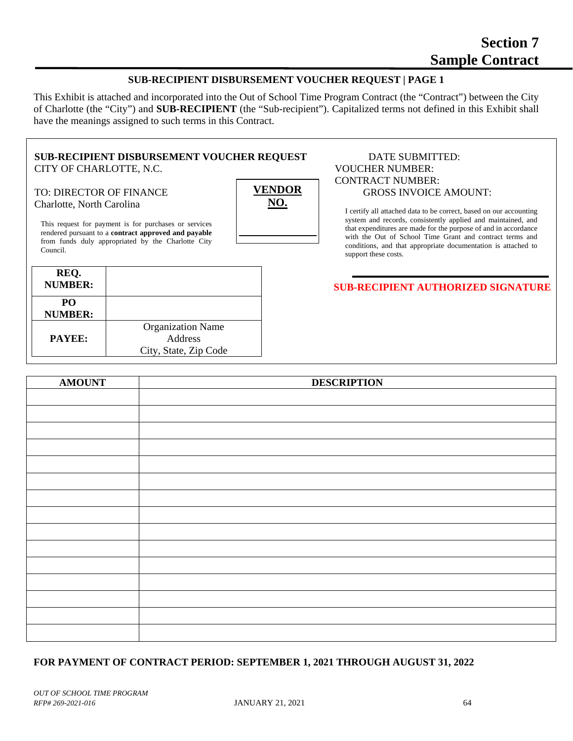# Section 7
# Sample Contract

## SUB-RECIPIENT DISBURSEMENT VOUCHER REQUEST | PAGE 1

This Exhibit is attached and incorporated into the Out of School Time Program Contract (the "Contract") between the City of Charlotte (the "City") and **SUB-RECIPIENT** (the "Sub-recipient"). Capitalized terms not defined in this Exhibit shall have the meanings assigned to such terms in this Contract.

**SUB-RECIPIENT DISBURSEMENT VOUCHER REQUEST**
CITY OF CHARLOTTE, N.C.

TO: DIRECTOR OF FINANCE
Charlotte, North Carolina

This request for payment is for purchases or services rendered pursuant to a **contract approved and payable** from funds duly appropriated by the Charlotte City Council.

**VENDOR NO.**

DATE SUBMITTED:
VOUCHER NUMBER:
CONTRACT NUMBER:
GROSS INVOICE AMOUNT:

I certify all attached data to be correct, based on our accounting system and records, consistently applied and maintained, and that expenditures are made for the purpose of and in accordance with the Out of School Time Grant and contract terms and conditions, and that appropriate documentation is attached to support these costs.

**SUB-RECIPIENT AUTHORIZED SIGNATURE**

| | |
|---|---|
| **REQ. NUMBER:** | |
| **PO NUMBER:** | |
| **PAYEE:** | Organization Name<br>Address<br>City, State, Zip Code |

| AMOUNT | DESCRIPTION |
|---|---|
| | |
| | |
| | |
| | |
| | |
| | |
| | |
| | |
| | |
| | |
| | |
| | |
| | |
| | |
| | |

**FOR PAYMENT OF CONTRACT PERIOD: SEPTEMBER 1, 2021 THROUGH AUGUST 31, 2022**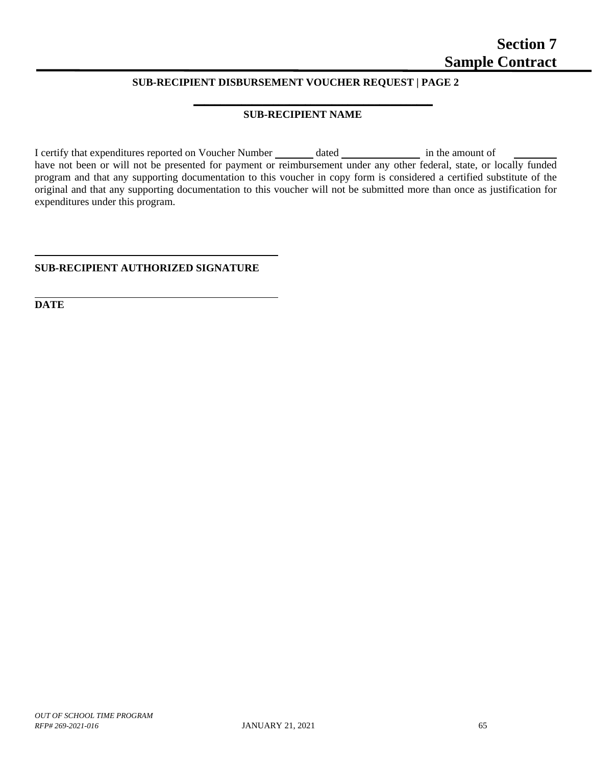**SUB-RECIPIENT DISBURSEMENT VOUCHER REQUEST | PAGE 2**

\_\_\_\_\_\_\_\_\_\_\_\_\_\_\_\_\_\_\_\_\_\_\_\_\_\_\_\_\_\_\_\_\_\_\_\_

**SUB-RECIPIENT NAME**

I certify that expenditures reported on Voucher Number \_\_\_\_\_\_\_ dated \_\_\_\_\_\_\_\_\_\_\_\_\_\_ in the amount of \_\_\_\_\_\_\_\_ have not been or will not be presented for payment or reimbursement under any other federal, state, or locally funded program and that any supporting documentation to this voucher in copy form is considered a certified substitute of the original and that any supporting documentation to this voucher will not be submitted more than once as justification for expenditures under this program.

\_\_\_\_\_\_\_\_\_\_\_\_\_\_\_\_\_\_\_\_\_\_\_\_\_\_\_\_\_\_\_\_\_\_\_\_

**SUB-RECIPIENT AUTHORIZED SIGNATURE**

\_\_\_\_\_\_\_\_\_\_\_\_\_\_\_\_\_\_\_\_\_\_\_\_\_\_\_\_\_\_\_\_\_\_\_\_

**DATE**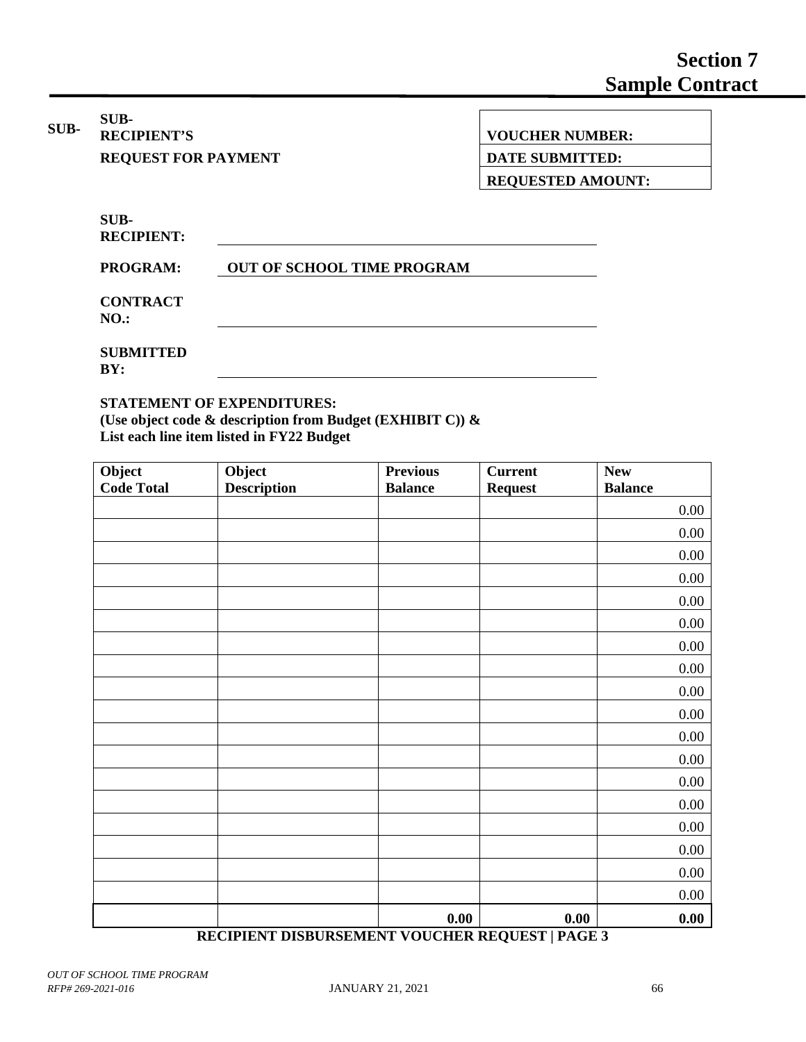# Section 7
# Sample Contract

**SUB-** **SUB-RECIPIENT'S REQUEST FOR PAYMENT**

| **VOUCHER NUMBER:** |
|---|
| **DATE SUBMITTED:** |
| **REQUESTED AMOUNT:** |

**SUB-RECIPIENT:** ______________________________

**PROGRAM:** **OUT OF SCHOOL TIME PROGRAM**

**CONTRACT NO.:** ______________________________

**SUBMITTED BY:** ______________________________

**STATEMENT OF EXPENDITURES:**
**(Use object code & description from Budget (EXHIBIT C)) &**
**List each line item listed in FY22 Budget**

| Object Code Total | Object Description | Previous Balance | Current Request | New Balance |
|---|---|---|---|---|
| | | | | 0.00 |
| | | | | 0.00 |
| | | | | 0.00 |
| | | | | 0.00 |
| | | | | 0.00 |
| | | | | 0.00 |
| | | | | 0.00 |
| | | | | 0.00 |
| | | | | 0.00 |
| | | | | 0.00 |
| | | | | 0.00 |
| | | | | 0.00 |
| | | | | 0.00 |
| | | | | 0.00 |
| | | | | 0.00 |
| | | | | 0.00 |
| | | | | 0.00 |
| | | | | 0.00 |
| | | **0.00** | **0.00** | **0.00** |

**RECIPIENT DISBURSEMENT VOUCHER REQUEST | PAGE 3**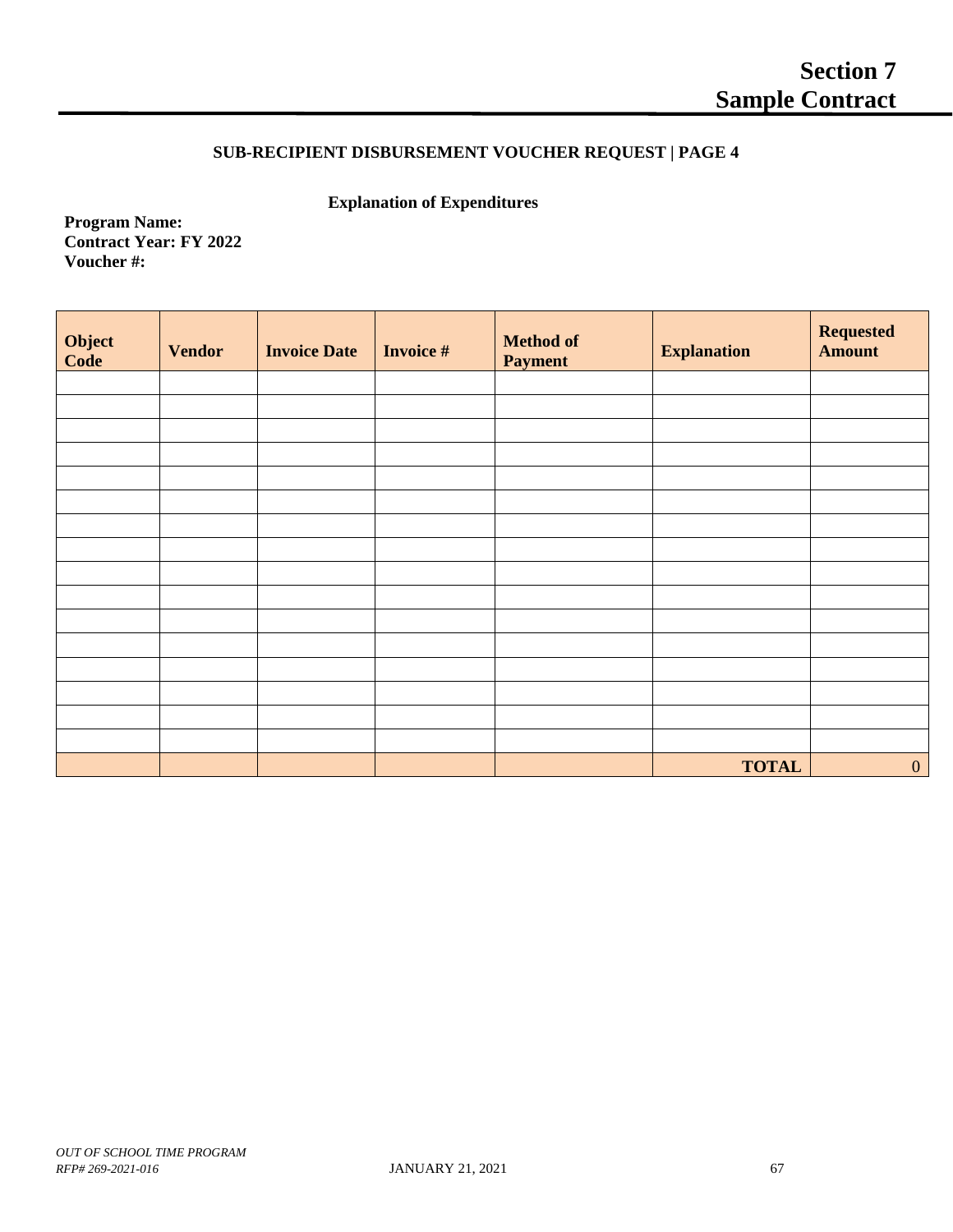## SUB-RECIPIENT DISBURSEMENT VOUCHER REQUEST | PAGE 4

**Explanation of Expenditures**

**Program Name:**
**Contract Year: FY 2022**
**Voucher #:**

| Object Code | Vendor | Invoice Date | Invoice # | Method of Payment | Explanation | Requested Amount |
|---|---|---|---|---|---|---|
| | | | | | | |
| | | | | | | |
| | | | | | | |
| | | | | | | |
| | | | | | | |
| | | | | | | |
| | | | | | | |
| | | | | | | |
| | | | | | | |
| | | | | | | |
| | | | | | | |
| | | | | | | |
| | | | | | | |
| | | | | | | |
| | | | | | | |
| | | | | | | |
| | | | | | **TOTAL** | 0 |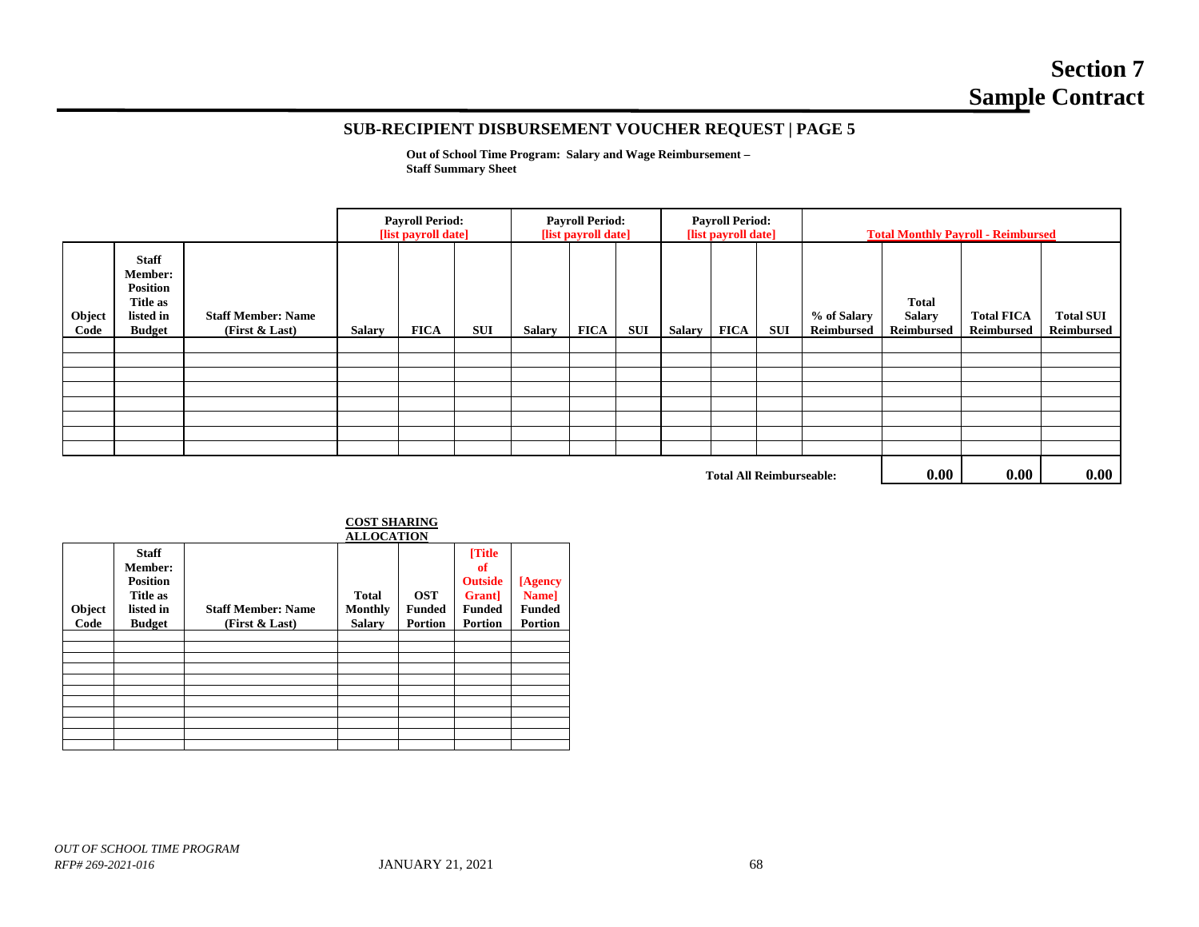# Section 7
# Sample Contract

## SUB-RECIPIENT DISBURSEMENT VOUCHER REQUEST | PAGE 5

**Out of School Time Program: Salary and Wage Reimbursement – Staff Summary Sheet**

| | | | Payroll Period: [list payroll date] | | | Payroll Period: [list payroll date] | | | Payroll Period: [list payroll date] | | | Total Monthly Payroll - Reimbursed | | | |
|---|---|---|---|---|---|---|---|---|---|---|---|---|---|---|---|
| Object Code | Staff Member: Position Title as listed in Budget | Staff Member: Name (First & Last) | Salary | FICA | SUI | Salary | FICA | SUI | Salary | FICA | SUI | % of Salary Reimbursed | Total Salary Reimbursed | Total FICA Reimbursed | Total SUI Reimbursed |
| | | | | | | | | | | | | | | | |
| | | | | | | | | | | | | | | | |
| | | | | | | | | | | | | | | | |
| | | | | | | | | | | | | | | | |
| | | | | | | | | | | | | | | | |
| | | | | | | | | | | | | | | | |
| | | | | | | | | | | | | | | | |
| | | | | | | | | | | | | | | | |
| | | | | | | | | | | | | Total All Reimburseable: | 0.00 | 0.00 | 0.00 |

**COST SHARING ALLOCATION**

| Object Code | Staff Member: Position Title as listed in Budget | Staff Member: Name (First & Last) | Total Monthly Salary | OST Funded Portion | [Title of Outside Grant] Funded Portion | [Agency Name] Funded Portion |
|---|---|---|---|---|---|---|
| | | | | | | |
| | | | | | | |
| | | | | | | |
| | | | | | | |
| | | | | | | |
| | | | | | | |
| | | | | | | |
| | | | | | | |
| | | | | | | |
| | | | | | | |
| | | | | | | |

*OUT OF SCHOOL TIME PROGRAM*
*RFP# 269-2021-016*

JANUARY 21, 2021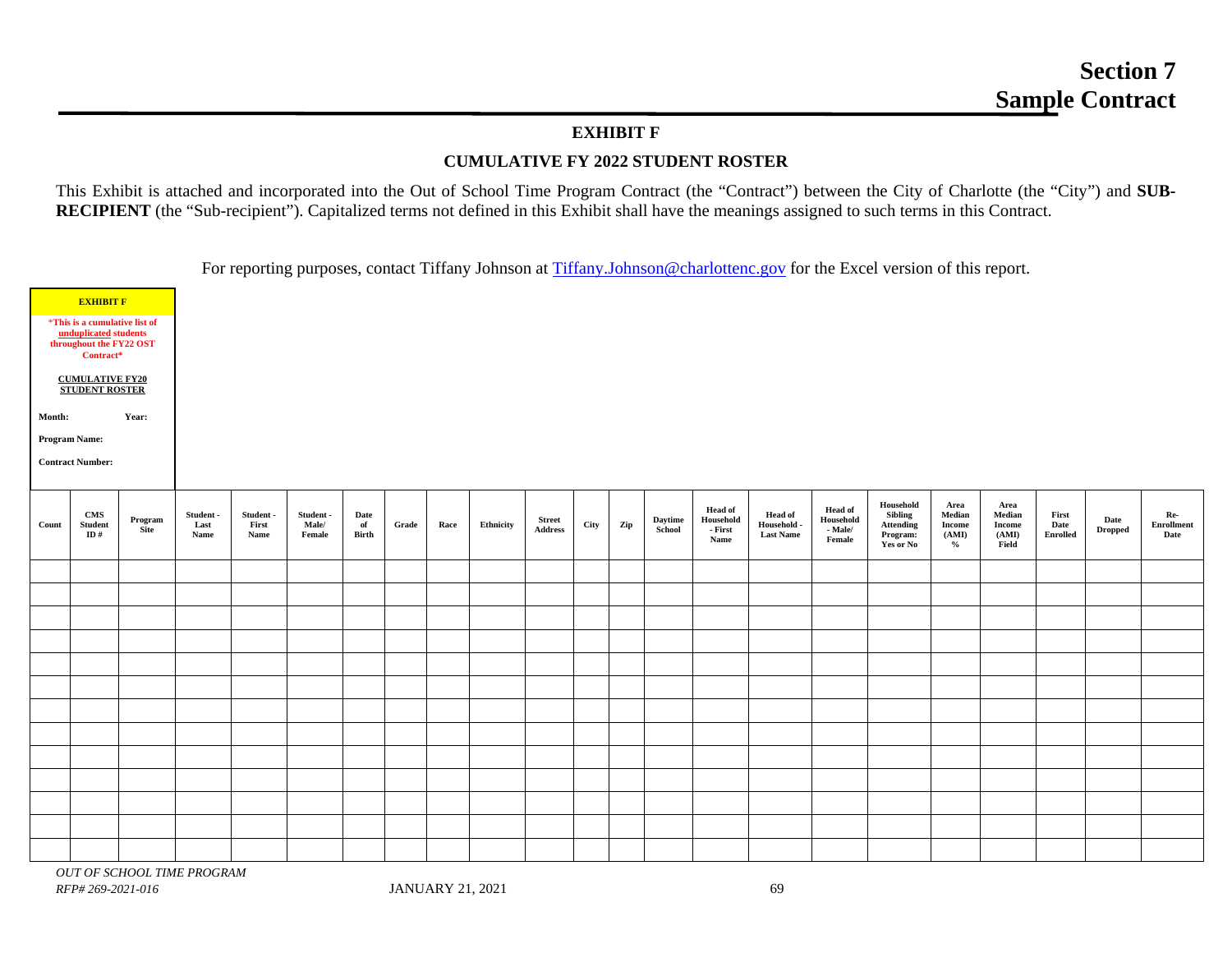# Section 7
# Sample Contract

**EXHIBIT F**

**CUMULATIVE FY 2022 STUDENT ROSTER**

This Exhibit is attached and incorporated into the Out of School Time Program Contract (the "Contract") between the City of Charlotte (the "City") and **SUB-RECIPIENT** (the "Sub-recipient"). Capitalized terms not defined in this Exhibit shall have the meanings assigned to such terms in this Contract.

For reporting purposes, contact Tiffany Johnson at Tiffany.Johnson@charlottenc.gov for the Excel version of this report.

**EXHIBIT F**

*This is a cumulative list of unduplicated students throughout the FY22 OST Contract*

**CUMULATIVE FY20 STUDENT ROSTER**

**Month:** **Year:**

**Program Name:**

**Contract Number:**

| Count | CMS Student ID # | Program Site | Student - Last Name | Student - First Name | Student - Male/ Female | Date of Birth | Grade | Race | Ethnicity | Street Address | City | Zip | Daytime School | Head of Household - First Name | Head of Household - Last Name | Head of Household - Male/ Female | Household Sibling Attending Program: Yes or No | Area Median Income (AMI) % | Area Median Income (AMI) Field | First Date Enrolled | Date Dropped | Re-Enrollment Date |
|---|---|---|---|---|---|---|---|---|---|---|---|---|---|---|---|---|---|---|---|---|---|---|
| | | | | | | | | | | | | | | | | | | | | | | |
| | | | | | | | | | | | | | | | | | | | | | | |
| | | | | | | | | | | | | | | | | | | | | | | |
| | | | | | | | | | | | | | | | | | | | | | | |
| | | | | | | | | | | | | | | | | | | | | | | |
| | | | | | | | | | | | | | | | | | | | | | | |
| | | | | | | | | | | | | | | | | | | | | | | |
| | | | | | | | | | | | | | | | | | | | | | | |
| | | | | | | | | | | | | | | | | | | | | | | |
| | | | | | | | | | | | | | | | | | | | | | | |
| | | | | | | | | | | | | | | | | | | | | | | |
| | | | | | | | | | | | | | | | | | | | | | | |
| | | | | | | | | | | | | | | | | | | | | | | |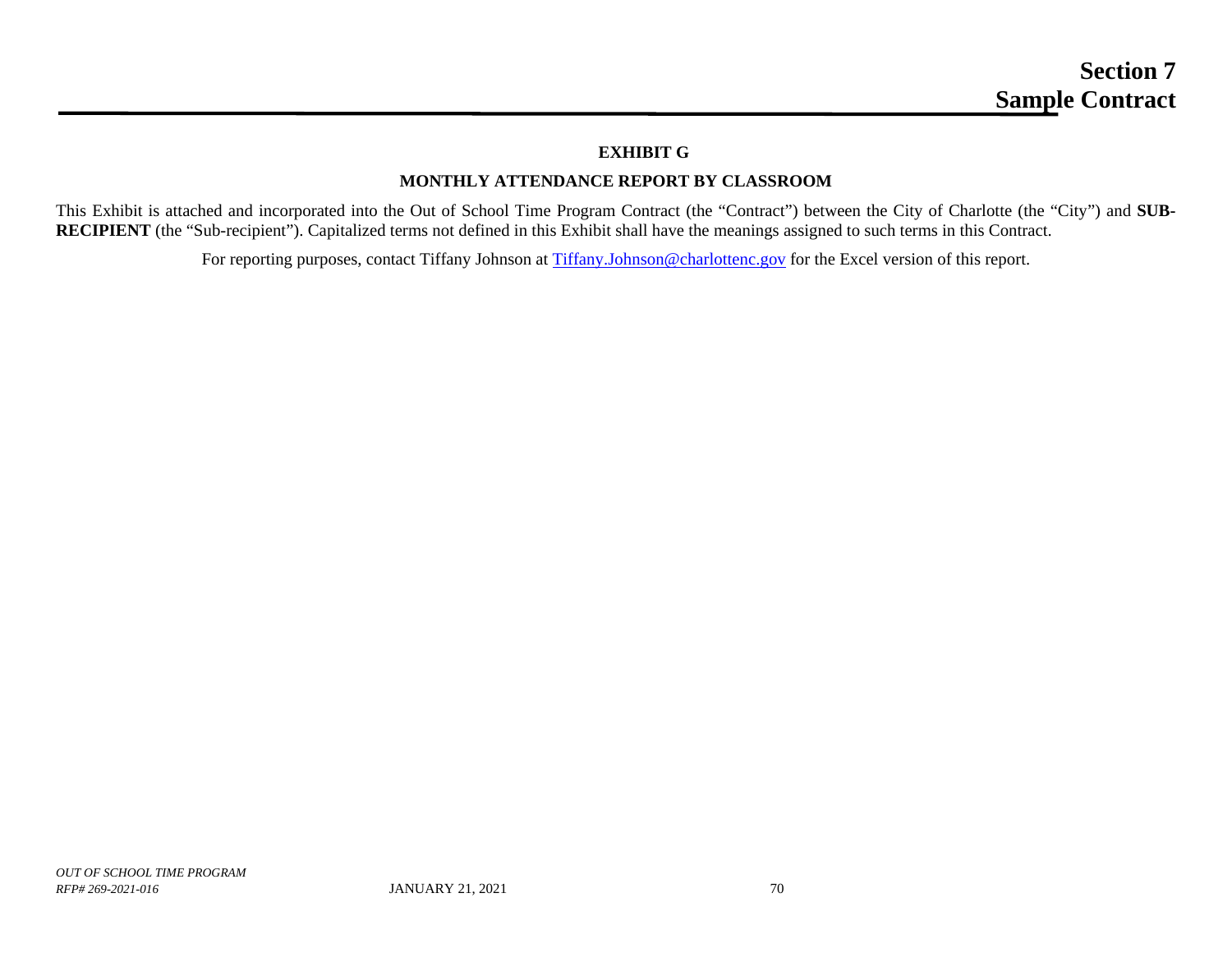## EXHIBIT G

## MONTHLY ATTENDANCE REPORT BY CLASSROOM

This Exhibit is attached and incorporated into the Out of School Time Program Contract (the "Contract") between the City of Charlotte (the "City") and **SUB-RECIPIENT** (the "Sub-recipient"). Capitalized terms not defined in this Exhibit shall have the meanings assigned to such terms in this Contract.

For reporting purposes, contact Tiffany Johnson at Tiffany.Johnson@charlottenc.gov for the Excel version of this report.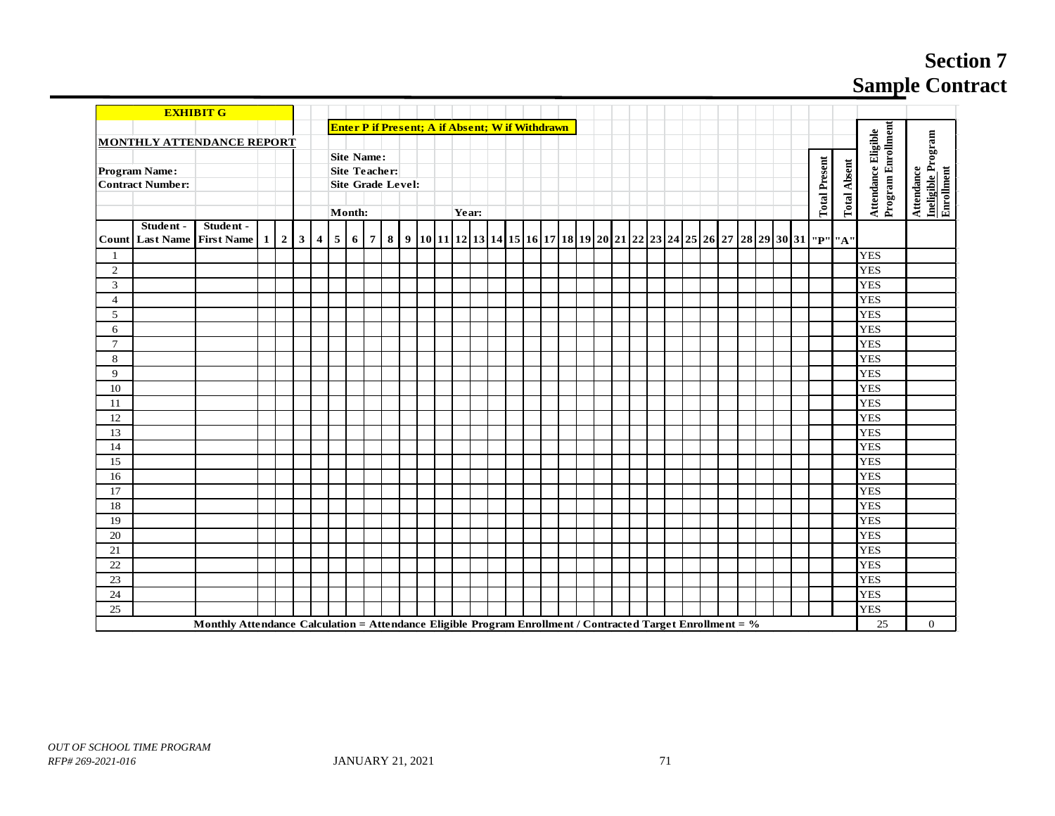# Section 7
## Sample Contract

**EXHIBIT G**

**MONTHLY ATTENDANCE REPORT**

**Enter P if Present; A if Absent; W if Withdrawn**

**Program Name:**
**Contract Number:**

**Site Name:**
**Site Teacher:**
**Site Grade Level:**

**Month:** **Year:**

| Count | Student - Last Name | Student - First Name | 1 | 2 | 3 | 4 | 5 | 6 | 7 | 8 | 9 | 10 | 11 | 12 | 13 | 14 | 15 | 16 | 17 | 18 | 19 | 20 | 21 | 22 | 23 | 24 | 25 | 26 | 27 | 28 | 29 | 30 | 31 | Total Present "P" | Total Absent "A" | Attendance Eligible Program Enrollment | Attendance Ineligible Program Enrollment |
|---|---|---|---|---|---|---|---|---|---|---|---|---|---|---|---|---|---|---|---|---|---|---|---|---|---|---|---|---|---|---|---|---|---|---|---|---|---|
| 1 | | | | | | | | | | | | | | | | | | | | | | | | | | | | | | | | | | | | YES | |
| 2 | | | | | | | | | | | | | | | | | | | | | | | | | | | | | | | | | | | | YES | |
| 3 | | | | | | | | | | | | | | | | | | | | | | | | | | | | | | | | | | | | YES | |
| 4 | | | | | | | | | | | | | | | | | | | | | | | | | | | | | | | | | | | | YES | |
| 5 | | | | | | | | | | | | | | | | | | | | | | | | | | | | | | | | | | | | YES | |
| 6 | | | | | | | | | | | | | | | | | | | | | | | | | | | | | | | | | | | | YES | |
| 7 | | | | | | | | | | | | | | | | | | | | | | | | | | | | | | | | | | | | YES | |
| 8 | | | | | | | | | | | | | | | | | | | | | | | | | | | | | | | | | | | | YES | |
| 9 | | | | | | | | | | | | | | | | | | | | | | | | | | | | | | | | | | | | YES | |
| 10 | | | | | | | | | | | | | | | | | | | | | | | | | | | | | | | | | | | | YES | |
| 11 | | | | | | | | | | | | | | | | | | | | | | | | | | | | | | | | | | | | YES | |
| 12 | | | | | | | | | | | | | | | | | | | | | | | | | | | | | | | | | | | | YES | |
| 13 | | | | | | | | | | | | | | | | | | | | | | | | | | | | | | | | | | | | YES | |
| 14 | | | | | | | | | | | | | | | | | | | | | | | | | | | | | | | | | | | | YES | |
| 15 | | | | | | | | | | | | | | | | | | | | | | | | | | | | | | | | | | | | YES | |
| 16 | | | | | | | | | | | | | | | | | | | | | | | | | | | | | | | | | | | | YES | |
| 17 | | | | | | | | | | | | | | | | | | | | | | | | | | | | | | | | | | | | YES | |
| 18 | | | | | | | | | | | | | | | | | | | | | | | | | | | | | | | | | | | | YES | |
| 19 | | | | | | | | | | | | | | | | | | | | | | | | | | | | | | | | | | | | YES | |
| 20 | | | | | | | | | | | | | | | | | | | | | | | | | | | | | | | | | | | | YES | |
| 21 | | | | | | | | | | | | | | | | | | | | | | | | | | | | | | | | | | | | YES | |
| 22 | | | | | | | | | | | | | | | | | | | | | | | | | | | | | | | | | | | | YES | |
| 23 | | | | | | | | | | | | | | | | | | | | | | | | | | | | | | | | | | | | YES | |
| 24 | | | | | | | | | | | | | | | | | | | | | | | | | | | | | | | | | | | | YES | |
| 25 | | | | | | | | | | | | | | | | | | | | | | | | | | | | | | | | | | | | YES | |
| | | **Monthly Attendance Calculation = Attendance Eligible Program Enrollment / Contracted Target Enrollment = %** | | | | | | | | | | | | | | | | | | | | | | | | | | | | | | | | | | 25 | 0 |

*OUT OF SCHOOL TIME PROGRAM*
*RFP# 269-2021-016* JANUARY 21, 2021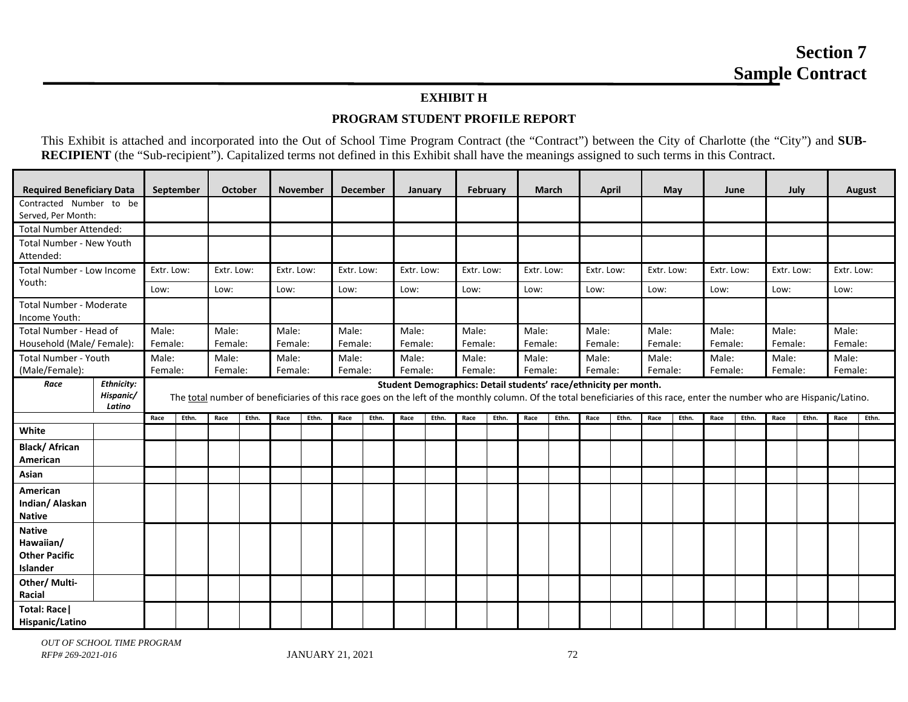# Section 7
# Sample Contract

**EXHIBIT H**

**PROGRAM STUDENT PROFILE REPORT**

This Exhibit is attached and incorporated into the Out of School Time Program Contract (the "Contract") between the City of Charlotte (the "City") and **SUB-RECIPIENT** (the "Sub-recipient"). Capitalized terms not defined in this Exhibit shall have the meanings assigned to such terms in this Contract.

| Required Beneficiary Data | | September | | October | | November | | December | | January | | February | | March | | April | | May | | June | | July | | August | |
|---|---|---|---|---|---|---|---|---|---|---|---|---|---|---|---|---|---|---|---|---|---|---|---|---|---|
| Contracted Number to be Served, Per Month: | | | | | | | | | | | | | | | | | | | | | | | | | |
| Total Number Attended: | | | | | | | | | | | | | | | | | | | | | | | | | |
| Total Number - New Youth Attended: | | | | | | | | | | | | | | | | | | | | | | | | | |
| Total Number - Low Income Youth: | | Extr. Low: | | Extr. Low: | | Extr. Low: | | Extr. Low: | | Extr. Low: | | Extr. Low: | | Extr. Low: | | Extr. Low: | | Extr. Low: | | Extr. Low: | | Extr. Low: | | Extr. Low: | |
| | | Low: | | Low: | | Low: | | Low: | | Low: | | Low: | | Low: | | Low: | | Low: | | Low: | | Low: | | Low: | |
| Total Number - Moderate Income Youth: | | | | | | | | | | | | | | | | | | | | | | | | | |
| Total Number - Head of Household (Male/ Female): | | Male: Female: | | Male: Female: | | Male: Female: | | Male: Female: | | Male: Female: | | Male: Female: | | Male: Female: | | Male: Female: | | Male: Female: | | Male: Female: | | Male: Female: | | Male: Female: | |
| Total Number - Youth (Male/Female): | | Male: Female: | | Male: Female: | | Male: Female: | | Male: Female: | | Male: Female: | | Male: Female: | | Male: Female: | | Male: Female: | | Male: Female: | | Male: Female: | | Male: Female: | | Male: Female: | |
| ***Race*** | ***Ethnicity: Hispanic/ Latino*** | **Student Demographics: Detail students' race/ethnicity per month.** The total number of beneficiaries of this race goes on the left of the monthly column. Of the total beneficiaries of this race, enter the number who are Hispanic/Latino. | | | | | | | | | | | | | | | | | | | | | | | |
| | | Race | Ethn. | Race | Ethn. | Race | Ethn. | Race | Ethn. | Race | Ethn. | Race | Ethn. | Race | Ethn. | Race | Ethn. | Race | Ethn. | Race | Ethn. | Race | Ethn. | Race | Ethn. |
| **White** | | | | | | | | | | | | | | | | | | | | | | | | | |
| **Black/ African American** | | | | | | | | | | | | | | | | | | | | | | | | | |
| **Asian** | | | | | | | | | | | | | | | | | | | | | | | | | |
| **American Indian/ Alaskan Native** | | | | | | | | | | | | | | | | | | | | | | | | | |
| **Native Hawaiian/ Other Pacific Islander** | | | | | | | | | | | | | | | | | | | | | | | | | |
| **Other/ Multi-Racial** | | | | | | | | | | | | | | | | | | | | | | | | | |
| **Total: Race\| Hispanic/Latino** | | | | | | | | | | | | | | | | | | | | | | | | | |

*OUT OF SCHOOL TIME PROGRAM*
*RFP# 269-2021-016* JANUARY 21, 2021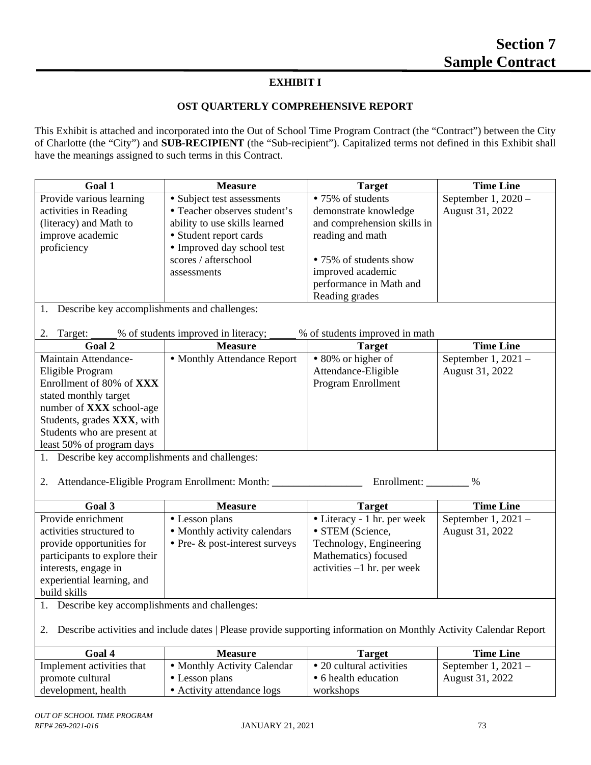# Section 7
# Sample Contract

**EXHIBIT I**

**OST QUARTERLY COMPREHENSIVE REPORT**

This Exhibit is attached and incorporated into the Out of School Time Program Contract (the "Contract") between the City of Charlotte (the "City") and **SUB-RECIPIENT** (the "Sub-recipient"). Capitalized terms not defined in this Exhibit shall have the meanings assigned to such terms in this Contract.

| Goal 1 | Measure | Target | Time Line |
|---|---|---|---|
| Provide various learning activities in Reading (literacy) and Math to improve academic proficiency | • Subject test assessments<br>• Teacher observes student's ability to use skills learned<br>• Student report cards<br>• Improved day school test scores / afterschool assessments | • 75% of students demonstrate knowledge and comprehension skills in reading and math<br><br>• 75% of students show improved academic performance in Math and Reading grades | September 1, 2020 – August 31, 2022 |
| 1. Describe key accomplishments and challenges:<br><br>2. Target: _____% of students improved in literacy; _____ % of students improved in math | | | |
| **Goal 2** | **Measure** | **Target** | **Time Line** |
| Maintain Attendance-Eligible Program Enrollment of 80% of **XXX** stated monthly target number of **XXX** school-age Students, grades **XXX**, with Students who are present at least 50% of program days | • Monthly Attendance Report | • 80% or higher of Attendance-Eligible Program Enrollment | September 1, 2021 – August 31, 2022 |
| 1. Describe key accomplishments and challenges:<br><br>2. Attendance-Eligible Program Enrollment: Month: _________________ Enrollment: ________ % | | | |
| **Goal 3** | **Measure** | **Target** | **Time Line** |
| Provide enrichment activities structured to provide opportunities for participants to explore their interests, engage in experiential learning, and build skills | • Lesson plans<br>• Monthly activity calendars<br>• Pre- & post-interest surveys | • Literacy - 1 hr. per week<br>• STEM (Science, Technology, Engineering Mathematics) focused activities –1 hr. per week | September 1, 2021 – August 31, 2022 |
| 1. Describe key accomplishments and challenges:<br><br>2. Describe activities and include dates \| Please provide supporting information on Monthly Activity Calendar Report | | | |
| **Goal 4** | **Measure** | **Target** | **Time Line** |
| Implement activities that promote cultural development, health | • Monthly Activity Calendar<br>• Lesson plans<br>• Activity attendance logs | • 20 cultural activities<br>• 6 health education workshops | September 1, 2021 – August 31, 2022 |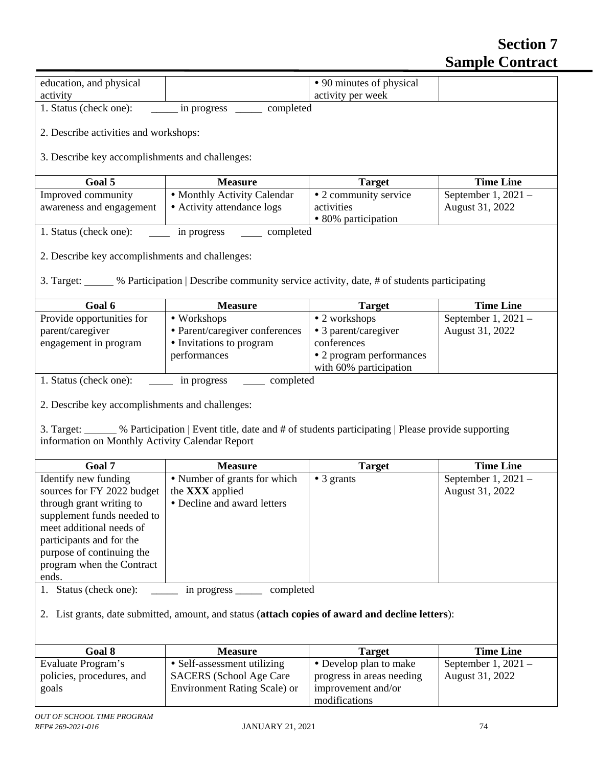# Section 7
# Sample Contract

| | | | |
|---|---|---|---|
| education, and physical activity | | • 90 minutes of physical activity per week | |

1. Status (check one): _____ in progress _____ completed

2. Describe activities and workshops:

3. Describe key accomplishments and challenges:

| Goal 5 | Measure | Target | Time Line |
|---|---|---|---|
| Improved community awareness and engagement | • Monthly Activity Calendar<br>• Activity attendance logs | • 2 community service activities<br>• 80% participation | September 1, 2021 – August 31, 2022 |

1. Status (check one): ____ in progress ____ completed

2. Describe key accomplishments and challenges:

3. Target: _____ % Participation | Describe community service activity, date, # of students participating

| Goal 6 | Measure | Target | Time Line |
|---|---|---|---|
| Provide opportunities for parent/caregiver engagement in program | • Workshops<br>• Parent/caregiver conferences<br>• Invitations to program performances | • 2 workshops<br>• 3 parent/caregiver conferences<br>• 2 program performances with 60% participation | September 1, 2021 – August 31, 2022 |

1. Status (check one): _____ in progress ____ completed

2. Describe key accomplishments and challenges:

3. Target: ______ % Participation | Event title, date and # of students participating | Please provide supporting information on Monthly Activity Calendar Report

| Goal 7 | Measure | Target | Time Line |
|---|---|---|---|
| Identify new funding sources for FY 2022 budget through grant writing to supplement funds needed to meet additional needs of participants and for the purpose of continuing the program when the Contract ends. | • Number of grants for which the **XXX** applied<br>• Decline and award letters | • 3 grants | September 1, 2021 – August 31, 2022 |

1. Status (check one): _____ in progress _____ completed

2. List grants, date submitted, amount, and status (**attach copies of award and decline letters**):

| Goal 8 | Measure | Target | Time Line |
|---|---|---|---|
| Evaluate Program's policies, procedures, and goals | • Self-assessment utilizing SACERS (School Age Care Environment Rating Scale) or | • Develop plan to make progress in areas needing improvement and/or modifications | September 1, 2021 – August 31, 2022 |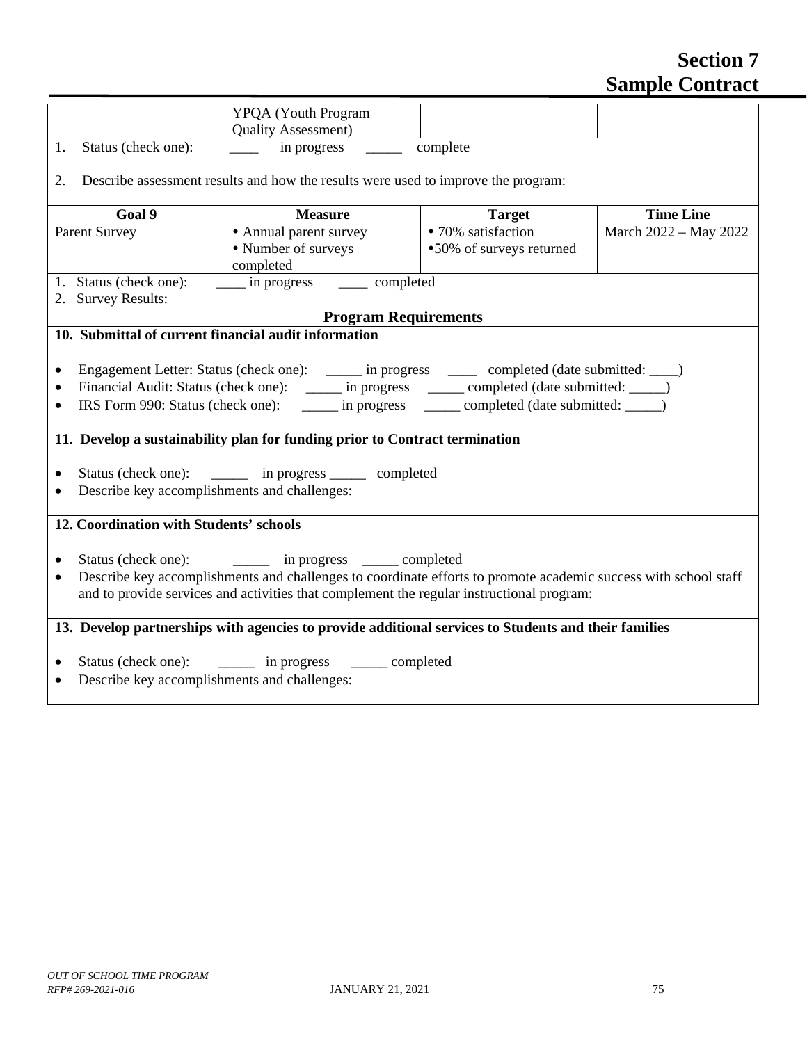# Section 7
# Sample Contract

| | YPQA (Youth Program Quality Assessment) | | |
|---|---|---|---|
| 1. Status (check one): ____ in progress _____ complete<br><br>2. Describe assessment results and how the results were used to improve the program: | | | |
| **Goal 9** | **Measure** | **Target** | **Time Line** |
| Parent Survey | • Annual parent survey<br>• Number of surveys completed | • 70% satisfaction<br>•50% of surveys returned | March 2022 – May 2022 |
| 1. Status (check one): ____ in progress ____ completed<br>2. Survey Results: | | | |

**Program Requirements**

**10. Submittal of current financial audit information**

- Engagement Letter: Status (check one): _____ in progress ____ completed (date submitted: ____)
- Financial Audit: Status (check one): _____ in progress _____ completed (date submitted: _____)
- IRS Form 990: Status (check one): _____ in progress _____ completed (date submitted: _____)

**11. Develop a sustainability plan for funding prior to Contract termination**

- Status (check one): _____ in progress _____ completed
- Describe key accomplishments and challenges:

**12. Coordination with Students' schools**

- Status (check one): _____ in progress _____ completed
- Describe key accomplishments and challenges to coordinate efforts to promote academic success with school staff and to provide services and activities that complement the regular instructional program:

**13. Develop partnerships with agencies to provide additional services to Students and their families**

- Status (check one): _____ in progress _____ completed
- Describe key accomplishments and challenges: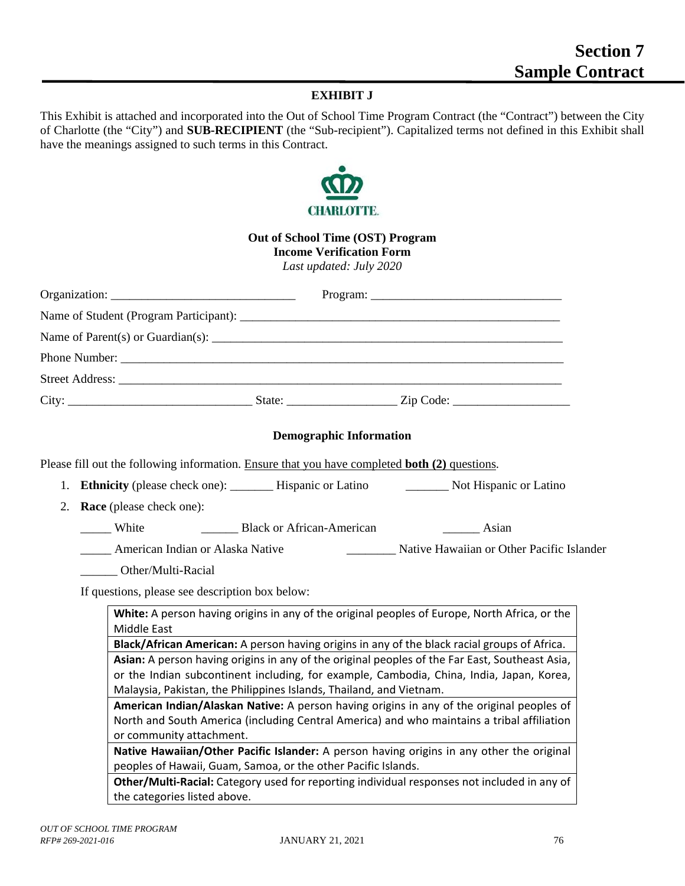# Section 7
# Sample Contract

**EXHIBIT J**

This Exhibit is attached and incorporated into the Out of School Time Program Contract (the "Contract") between the City of Charlotte (the "City") and **SUB-RECIPIENT** (the "Sub-recipient"). Capitalized terms not defined in this Exhibit shall have the meanings assigned to such terms in this Contract.

CHARLOTTE.

**Out of School Time (OST) Program**
**Income Verification Form**
*Last updated: July 2020*

Organization: ______________________________ Program: ______________________________

Name of Student (Program Participant): ____________________________________________________

Name of Parent(s) or Guardian(s): ________________________________________________________

Phone Number: ________________________________________________________________________

Street Address: _______________________________________________________________________

City: ______________________________ State: _________________ Zip Code: ___________________

**Demographic Information**

Please fill out the following information. Ensure that you have completed **both (2)** questions.

1. **Ethnicity** (please check one): _______ Hispanic or Latino _______ Not Hispanic or Latino
2. **Race** (please check one):

   _____ White ______ Black or African-American ______ Asian

   _____ American Indian or Alaska Native ________ Native Hawaiian or Other Pacific Islander

   ______ Other/Multi-Racial

   If questions, please see description box below:

| |
|---|
| **White:** A person having origins in any of the original peoples of Europe, North Africa, or the Middle East |
| **Black/African American:** A person having origins in any of the black racial groups of Africa. |
| **Asian:** A person having origins in any of the original peoples of the Far East, Southeast Asia, or the Indian subcontinent including, for example, Cambodia, China, India, Japan, Korea, Malaysia, Pakistan, the Philippines Islands, Thailand, and Vietnam. |
| **American Indian/Alaskan Native:** A person having origins in any of the original peoples of North and South America (including Central America) and who maintains a tribal affiliation or community attachment. |
| **Native Hawaiian/Other Pacific Islander:** A person having origins in any other the original peoples of Hawaii, Guam, Samoa, or the other Pacific Islands. |
| **Other/Multi-Racial:** Category used for reporting individual responses not included in any of the categories listed above. |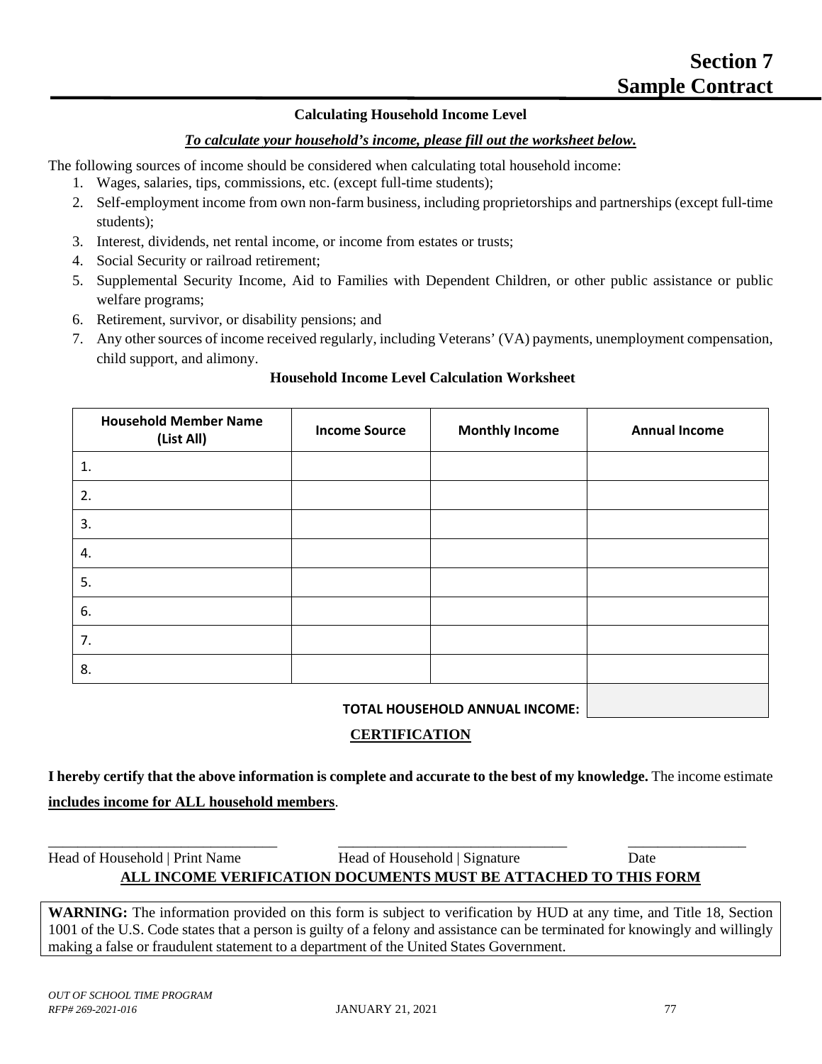# Section 7
# Sample Contract

**Calculating Household Income Level**

***To calculate your household's income, please fill out the worksheet below.***

The following sources of income should be considered when calculating total household income:

1. Wages, salaries, tips, commissions, etc. (except full-time students);
2. Self-employment income from own non-farm business, including proprietorships and partnerships (except full-time students);
3. Interest, dividends, net rental income, or income from estates or trusts;
4. Social Security or railroad retirement;
5. Supplemental Security Income, Aid to Families with Dependent Children, or other public assistance or public welfare programs;
6. Retirement, survivor, or disability pensions; and
7. Any other sources of income received regularly, including Veterans' (VA) payments, unemployment compensation, child support, and alimony.

**Household Income Level Calculation Worksheet**

| Household Member Name (List All) | Income Source | Monthly Income | Annual Income |
|---|---|---|---|
| 1. | | | |
| 2. | | | |
| 3. | | | |
| 4. | | | |
| 5. | | | |
| 6. | | | |
| 7. | | | |
| 8. | | | |
| | | **TOTAL HOUSEHOLD ANNUAL INCOME:** | |

**CERTIFICATION**

**I hereby certify that the above information is complete and accurate to the best of my knowledge.** The income estimate **includes income for ALL household members**.

_______________________________ _______________________________ ________________

Head of Household | Print Name    Head of Household | Signature    Date

**ALL INCOME VERIFICATION DOCUMENTS MUST BE ATTACHED TO THIS FORM**

**WARNING:** The information provided on this form is subject to verification by HUD at any time, and Title 18, Section 1001 of the U.S. Code states that a person is guilty of a felony and assistance can be terminated for knowingly and willingly making a false or fraudulent statement to a department of the United States Government.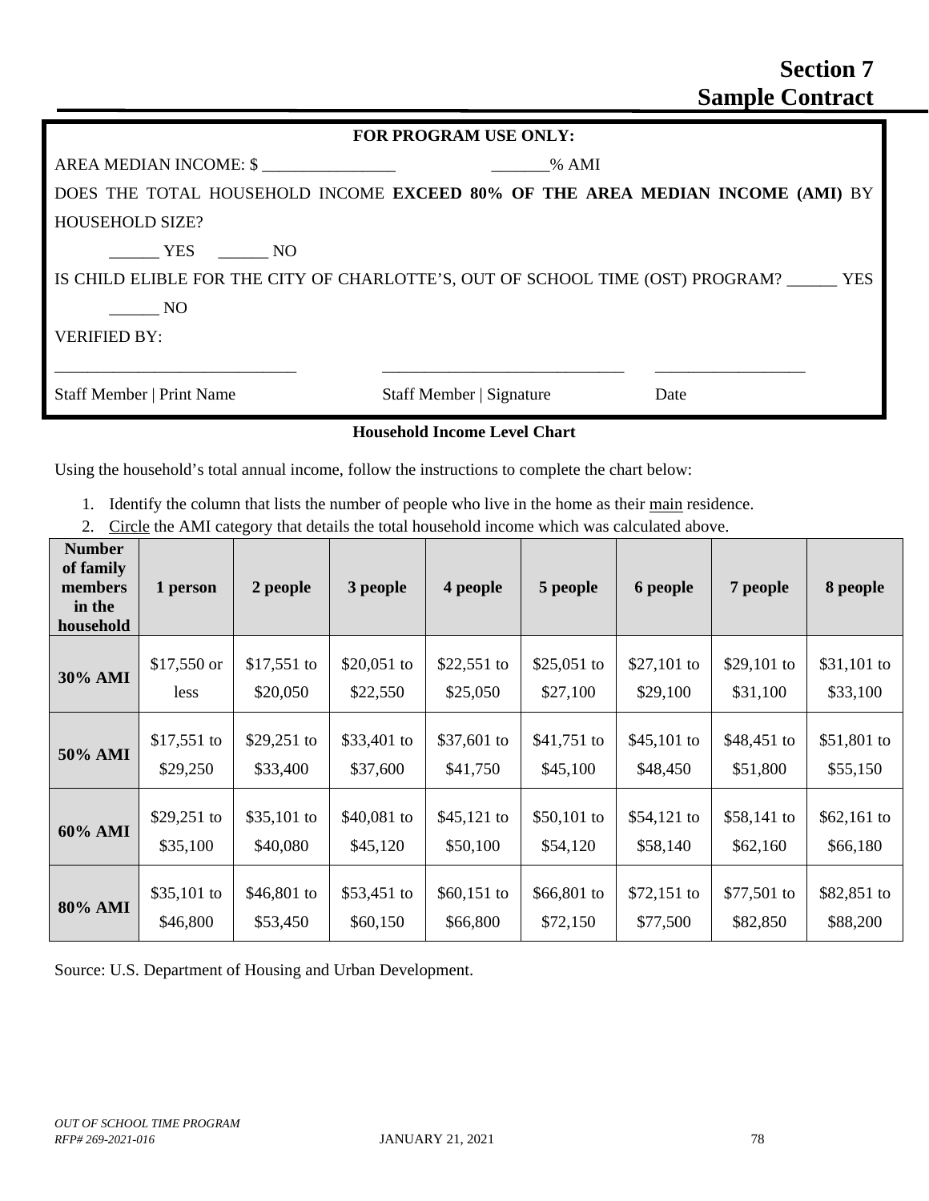# Section 7
# Sample Contract

**FOR PROGRAM USE ONLY:**

AREA MEDIAN INCOME: $ ________________ _______% AMI

DOES THE TOTAL HOUSEHOLD INCOME **EXCEED 80% OF THE AREA MEDIAN INCOME (AMI)** BY HOUSEHOLD SIZE?

______ YES ______ NO

IS CHILD ELIBLE FOR THE CITY OF CHARLOTTE'S, OUT OF SCHOOL TIME (OST) PROGRAM? ______ YES ______ NO

VERIFIED BY:

_____________________________ _____________________________ __________________

Staff Member | Print Name Staff Member | Signature Date

**Household Income Level Chart**

Using the household's total annual income, follow the instructions to complete the chart below:

1. Identify the column that lists the number of people who live in the home as their main residence.
2. Circle the AMI category that details the total household income which was calculated above.

| Number of family members in the household | 1 person | 2 people | 3 people | 4 people | 5 people | 6 people | 7 people | 8 people |
|---|---|---|---|---|---|---|---|---|
| **30% AMI** | $17,550 or less | $17,551 to $20,050 | $20,051 to $22,550 | $22,551 to $25,050 | $25,051 to $27,100 | $27,101 to $29,100 | $29,101 to $31,100 | $31,101 to $33,100 |
| **50% AMI** | $17,551 to $29,250 | $29,251 to $33,400 | $33,401 to $37,600 | $37,601 to $41,750 | $41,751 to $45,100 | $45,101 to $48,450 | $48,451 to $51,800 | $51,801 to $55,150 |
| **60% AMI** | $29,251 to $35,100 | $35,101 to $40,080 | $40,081 to $45,120 | $45,121 to $50,100 | $50,101 to $54,120 | $54,121 to $58,140 | $58,141 to $62,160 | $62,161 to $66,180 |
| **80% AMI** | $35,101 to $46,800 | $46,801 to $53,450 | $53,451 to $60,150 | $60,151 to $66,800 | $66,801 to $72,150 | $72,151 to $77,500 | $77,501 to $82,850 | $82,851 to $88,200 |

Source: U.S. Department of Housing and Urban Development.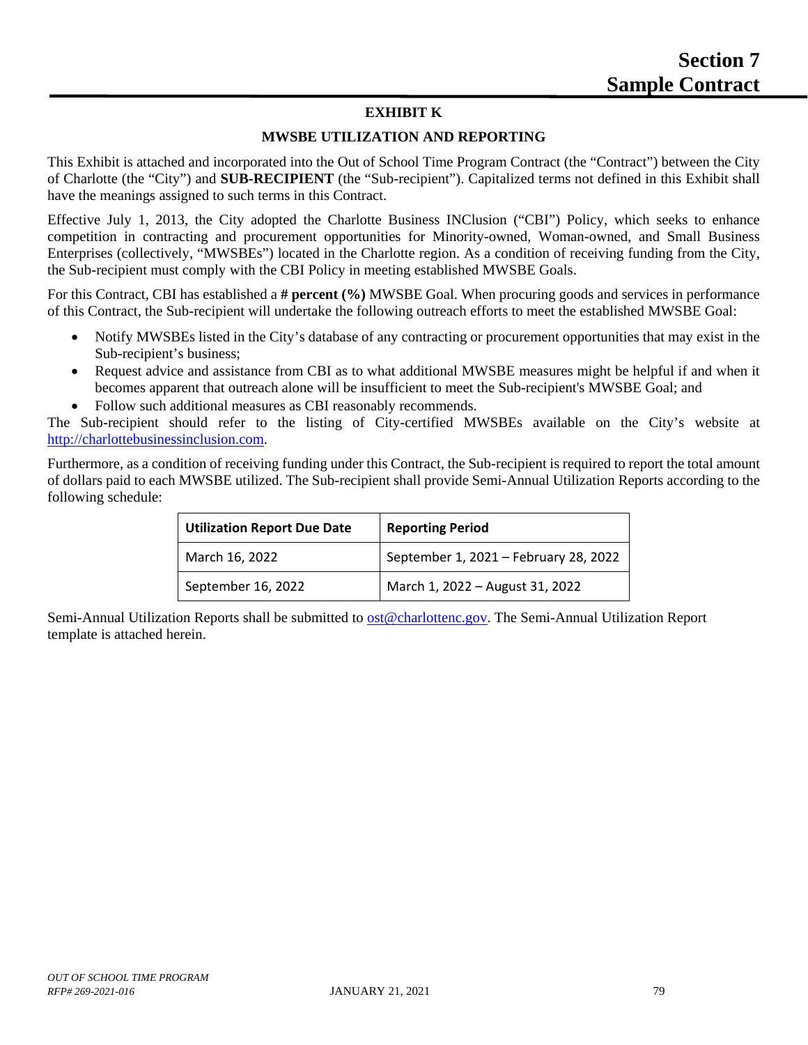## EXHIBIT K

### MWSBE UTILIZATION AND REPORTING

This Exhibit is attached and incorporated into the Out of School Time Program Contract (the "Contract") between the City of Charlotte (the "City") and **SUB-RECIPIENT** (the "Sub-recipient"). Capitalized terms not defined in this Exhibit shall have the meanings assigned to such terms in this Contract.

Effective July 1, 2013, the City adopted the Charlotte Business INClusion ("CBI") Policy, which seeks to enhance competition in contracting and procurement opportunities for Minority-owned, Woman-owned, and Small Business Enterprises (collectively, "MWSBEs") located in the Charlotte region. As a condition of receiving funding from the City, the Sub-recipient must comply with the CBI Policy in meeting established MWSBE Goals.

For this Contract, CBI has established a **# percent (%)** MWSBE Goal. When procuring goods and services in performance of this Contract, the Sub-recipient will undertake the following outreach efforts to meet the established MWSBE Goal:

- Notify MWSBEs listed in the City's database of any contracting or procurement opportunities that may exist in the Sub-recipient's business;
- Request advice and assistance from CBI as to what additional MWSBE measures might be helpful if and when it becomes apparent that outreach alone will be insufficient to meet the Sub-recipient's MWSBE Goal; and
- Follow such additional measures as CBI reasonably recommends.

The Sub-recipient should refer to the listing of City-certified MWSBEs available on the City's website at http://charlottebusinessinclusion.com.

Furthermore, as a condition of receiving funding under this Contract, the Sub-recipient is required to report the total amount of dollars paid to each MWSBE utilized. The Sub-recipient shall provide Semi-Annual Utilization Reports according to the following schedule:

| Utilization Report Due Date | Reporting Period |
|---|---|
| March 16, 2022 | September 1, 2021 – February 28, 2022 |
| September 16, 2022 | March 1, 2022 – August 31, 2022 |

Semi-Annual Utilization Reports shall be submitted to ost@charlottenc.gov. The Semi-Annual Utilization Report template is attached herein.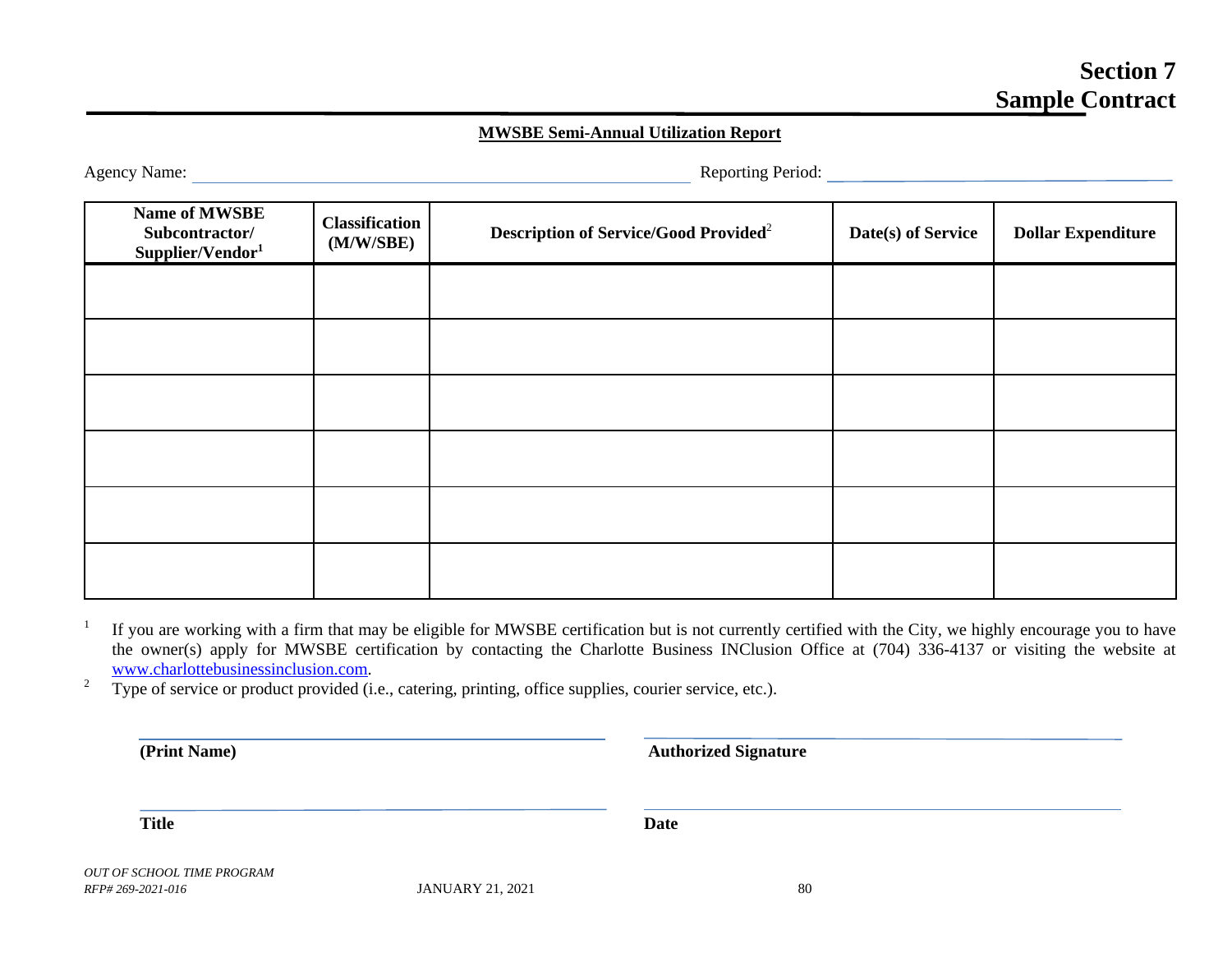# Section 7
# Sample Contract

**MWSBE Semi-Annual Utilization Report**

Agency Name: \_\_\_\_\_\_\_\_\_\_\_\_\_\_\_\_\_\_\_\_\_\_\_\_\_\_\_\_\_\_ Reporting Period: \_\_\_\_\_\_\_\_\_\_\_\_\_\_\_\_\_\_\_\_

| Name of MWSBE Subcontractor/ Supplier/Vendor[1] | Classification (M/W/SBE) | Description of Service/Good Provided[2] | Date(s) of Service | Dollar Expenditure |
|---|---|---|---|---|
| | | | | |
| | | | | |
| | | | | |
| | | | | |
| | | | | |
| | | | | |

[1] If you are working with a firm that may be eligible for MWSBE certification but is not currently certified with the City, we highly encourage you to have the owner(s) apply for MWSBE certification by contacting the Charlotte Business INClusion Office at (704) 336-4137 or visiting the website at [www.charlottebusinessinclusion.com](http://www.charlottebusinessinclusion.com).

[2] Type of service or product provided (i.e., catering, printing, office supplies, courier service, etc.).

\_\_\_\_\_\_\_\_\_\_\_\_\_\_\_\_\_\_\_\_\_\_\_\_\_\_\_\_\_\_ \_\_\_\_\_\_\_\_\_\_\_\_\_\_\_\_\_\_\_\_\_\_\_\_\_\_\_\_\_\_

**(Print Name)** **Authorized Signature**

\_\_\_\_\_\_\_\_\_\_\_\_\_\_\_\_\_\_\_\_\_\_\_\_\_\_\_\_\_\_ \_\_\_\_\_\_\_\_\_\_\_\_\_\_\_\_\_\_\_\_\_\_\_\_\_\_\_\_\_\_

**Title** **Date**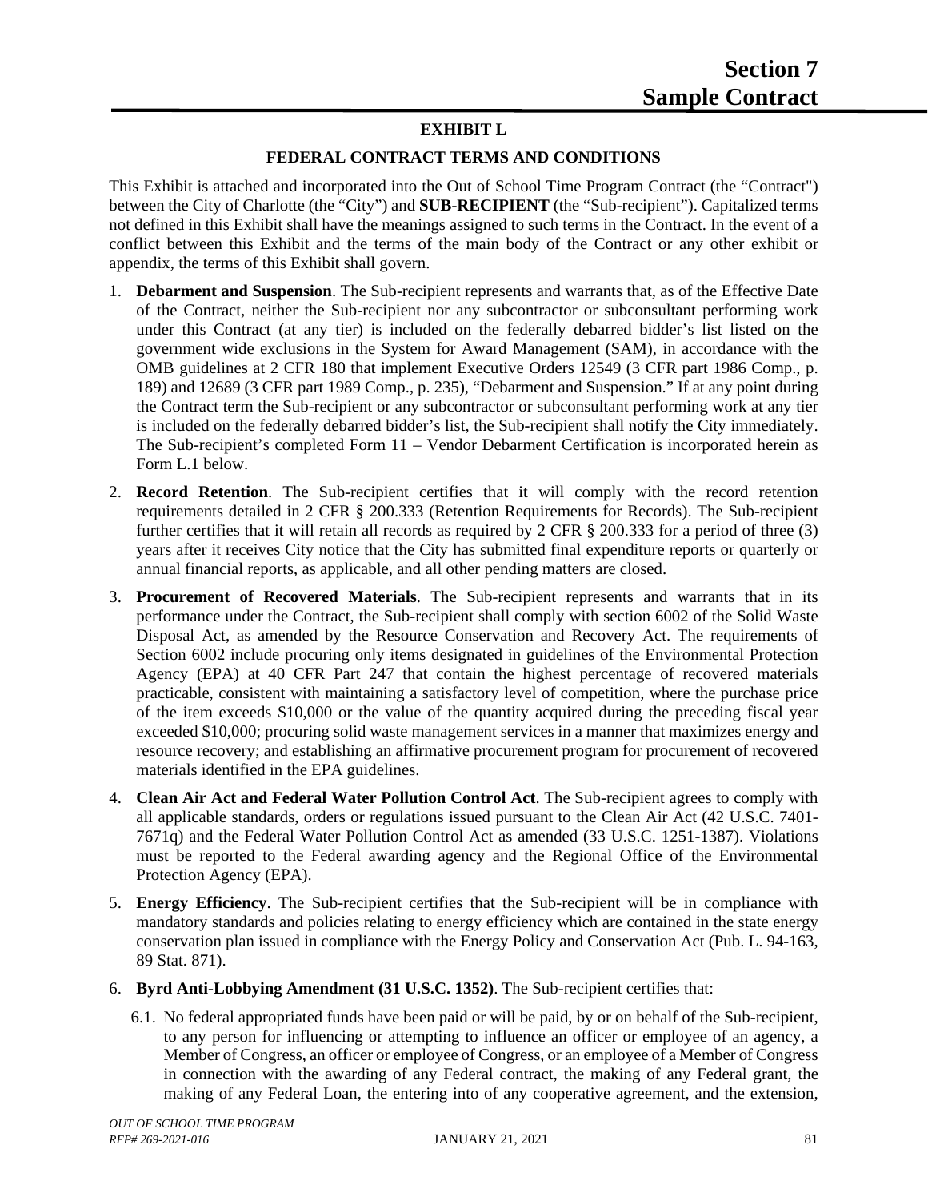**EXHIBIT L**

**FEDERAL CONTRACT TERMS AND CONDITIONS**

This Exhibit is attached and incorporated into the Out of School Time Program Contract (the "Contract") between the City of Charlotte (the "City") and **SUB-RECIPIENT** (the "Sub-recipient"). Capitalized terms not defined in this Exhibit shall have the meanings assigned to such terms in the Contract. In the event of a conflict between this Exhibit and the terms of the main body of the Contract or any other exhibit or appendix, the terms of this Exhibit shall govern.

1. **Debarment and Suspension**. The Sub-recipient represents and warrants that, as of the Effective Date of the Contract, neither the Sub-recipient nor any subcontractor or subconsultant performing work under this Contract (at any tier) is included on the federally debarred bidder's list listed on the government wide exclusions in the System for Award Management (SAM), in accordance with the OMB guidelines at 2 CFR 180 that implement Executive Orders 12549 (3 CFR part 1986 Comp., p. 189) and 12689 (3 CFR part 1989 Comp., p. 235), "Debarment and Suspension." If at any point during the Contract term the Sub-recipient or any subcontractor or subconsultant performing work at any tier is included on the federally debarred bidder's list, the Sub-recipient shall notify the City immediately. The Sub-recipient's completed Form 11 – Vendor Debarment Certification is incorporated herein as Form L.1 below.

2. **Record Retention**. The Sub-recipient certifies that it will comply with the record retention requirements detailed in 2 CFR § 200.333 (Retention Requirements for Records). The Sub-recipient further certifies that it will retain all records as required by 2 CFR § 200.333 for a period of three (3) years after it receives City notice that the City has submitted final expenditure reports or quarterly or annual financial reports, as applicable, and all other pending matters are closed.

3. **Procurement of Recovered Materials**. The Sub-recipient represents and warrants that in its performance under the Contract, the Sub-recipient shall comply with section 6002 of the Solid Waste Disposal Act, as amended by the Resource Conservation and Recovery Act. The requirements of Section 6002 include procuring only items designated in guidelines of the Environmental Protection Agency (EPA) at 40 CFR Part 247 that contain the highest percentage of recovered materials practicable, consistent with maintaining a satisfactory level of competition, where the purchase price of the item exceeds $10,000 or the value of the quantity acquired during the preceding fiscal year exceeded $10,000; procuring solid waste management services in a manner that maximizes energy and resource recovery; and establishing an affirmative procurement program for procurement of recovered materials identified in the EPA guidelines.

4. **Clean Air Act and Federal Water Pollution Control Act**. The Sub-recipient agrees to comply with all applicable standards, orders or regulations issued pursuant to the Clean Air Act (42 U.S.C. 7401-7671q) and the Federal Water Pollution Control Act as amended (33 U.S.C. 1251-1387). Violations must be reported to the Federal awarding agency and the Regional Office of the Environmental Protection Agency (EPA).

5. **Energy Efficiency**. The Sub-recipient certifies that the Sub-recipient will be in compliance with mandatory standards and policies relating to energy efficiency which are contained in the state energy conservation plan issued in compliance with the Energy Policy and Conservation Act (Pub. L. 94-163, 89 Stat. 871).

6. **Byrd Anti-Lobbying Amendment (31 U.S.C. 1352)**. The Sub-recipient certifies that:

   6.1. No federal appropriated funds have been paid or will be paid, by or on behalf of the Sub-recipient, to any person for influencing or attempting to influence an officer or employee of an agency, a Member of Congress, an officer or employee of Congress, or an employee of a Member of Congress in connection with the awarding of any Federal contract, the making of any Federal grant, the making of any Federal Loan, the entering into of any cooperative agreement, and the extension,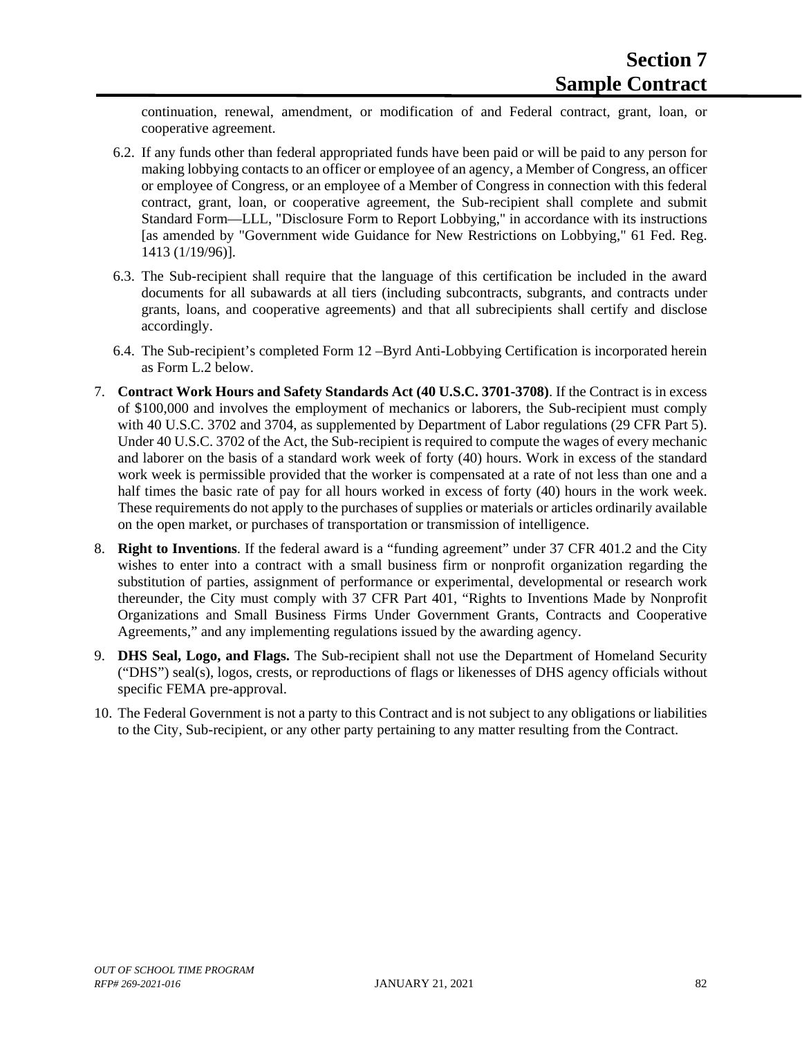continuation, renewal, amendment, or modification of and Federal contract, grant, loan, or cooperative agreement.

6.2. If any funds other than federal appropriated funds have been paid or will be paid to any person for making lobbying contacts to an officer or employee of an agency, a Member of Congress, an officer or employee of Congress, or an employee of a Member of Congress in connection with this federal contract, grant, loan, or cooperative agreement, the Sub-recipient shall complete and submit Standard Form—LLL, "Disclosure Form to Report Lobbying," in accordance with its instructions [as amended by "Government wide Guidance for New Restrictions on Lobbying," 61 Fed. Reg. 1413 (1/19/96)].

6.3. The Sub-recipient shall require that the language of this certification be included in the award documents for all subawards at all tiers (including subcontracts, subgrants, and contracts under grants, loans, and cooperative agreements) and that all subrecipients shall certify and disclose accordingly.

6.4. The Sub-recipient's completed Form 12 –Byrd Anti-Lobbying Certification is incorporated herein as Form L.2 below.

7. **Contract Work Hours and Safety Standards Act (40 U.S.C. 3701-3708)**. If the Contract is in excess of $100,000 and involves the employment of mechanics or laborers, the Sub-recipient must comply with 40 U.S.C. 3702 and 3704, as supplemented by Department of Labor regulations (29 CFR Part 5). Under 40 U.S.C. 3702 of the Act, the Sub-recipient is required to compute the wages of every mechanic and laborer on the basis of a standard work week of forty (40) hours. Work in excess of the standard work week is permissible provided that the worker is compensated at a rate of not less than one and a half times the basic rate of pay for all hours worked in excess of forty (40) hours in the work week. These requirements do not apply to the purchases of supplies or materials or articles ordinarily available on the open market, or purchases of transportation or transmission of intelligence.

8. **Right to Inventions**. If the federal award is a "funding agreement" under 37 CFR 401.2 and the City wishes to enter into a contract with a small business firm or nonprofit organization regarding the substitution of parties, assignment of performance or experimental, developmental or research work thereunder, the City must comply with 37 CFR Part 401, "Rights to Inventions Made by Nonprofit Organizations and Small Business Firms Under Government Grants, Contracts and Cooperative Agreements," and any implementing regulations issued by the awarding agency.

9. **DHS Seal, Logo, and Flags.** The Sub-recipient shall not use the Department of Homeland Security ("DHS") seal(s), logos, crests, or reproductions of flags or likenesses of DHS agency officials without specific FEMA pre-approval.

10. The Federal Government is not a party to this Contract and is not subject to any obligations or liabilities to the City, Sub-recipient, or any other party pertaining to any matter resulting from the Contract.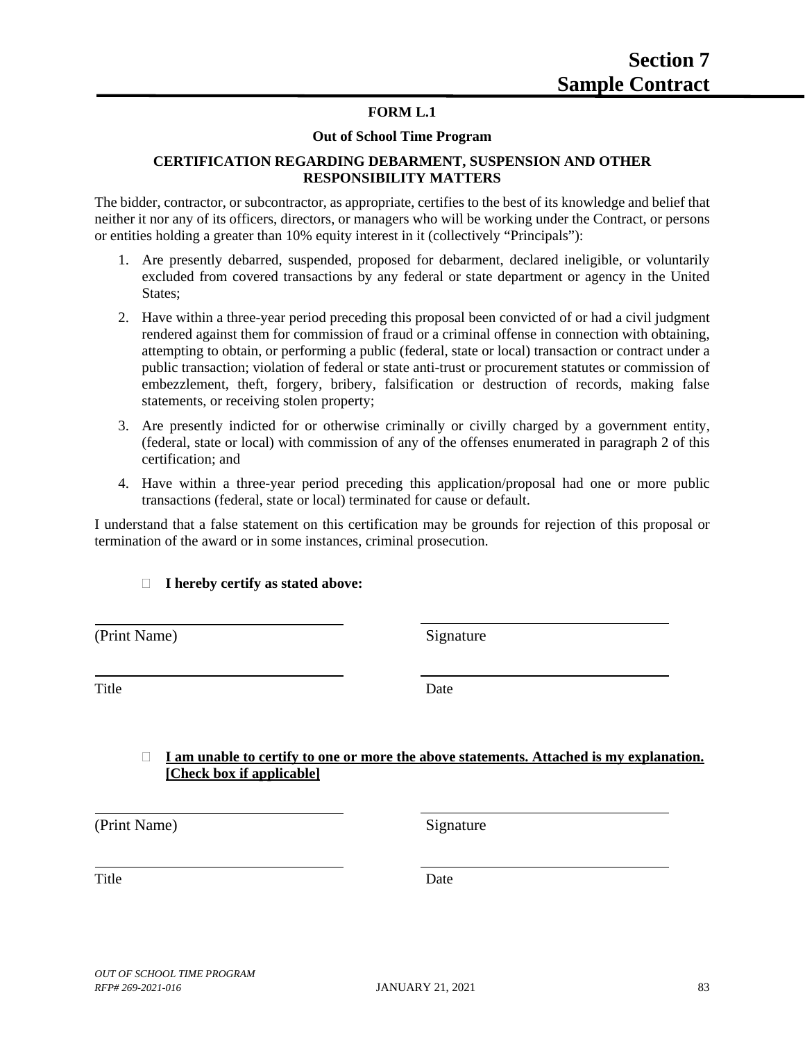# Section 7
# Sample Contract

**FORM L.1**

**Out of School Time Program**

**CERTIFICATION REGARDING DEBARMENT, SUSPENSION AND OTHER RESPONSIBILITY MATTERS**

The bidder, contractor, or subcontractor, as appropriate, certifies to the best of its knowledge and belief that neither it nor any of its officers, directors, or managers who will be working under the Contract, or persons or entities holding a greater than 10% equity interest in it (collectively "Principals"):

1. Are presently debarred, suspended, proposed for debarment, declared ineligible, or voluntarily excluded from covered transactions by any federal or state department or agency in the United States;
2. Have within a three-year period preceding this proposal been convicted of or had a civil judgment rendered against them for commission of fraud or a criminal offense in connection with obtaining, attempting to obtain, or performing a public (federal, state or local) transaction or contract under a public transaction; violation of federal or state anti-trust or procurement statutes or commission of embezzlement, theft, forgery, bribery, falsification or destruction of records, making false statements, or receiving stolen property;
3. Are presently indicted for or otherwise criminally or civilly charged by a government entity, (federal, state or local) with commission of any of the offenses enumerated in paragraph 2 of this certification; and
4. Have within a three-year period preceding this application/proposal had one or more public transactions (federal, state or local) terminated for cause or default.

I understand that a false statement on this certification may be grounds for rejection of this proposal or termination of the award or in some instances, criminal prosecution.

☐ **I hereby certify as stated above:**

| | |
|---|---|
| (Print Name) | Signature |
| Title | Date |

☐ **<u>I am unable to certify to one or more the above statements. Attached is my explanation. [Check box if applicable]</u>**

| | |
|---|---|
| (Print Name) | Signature |
| Title | Date |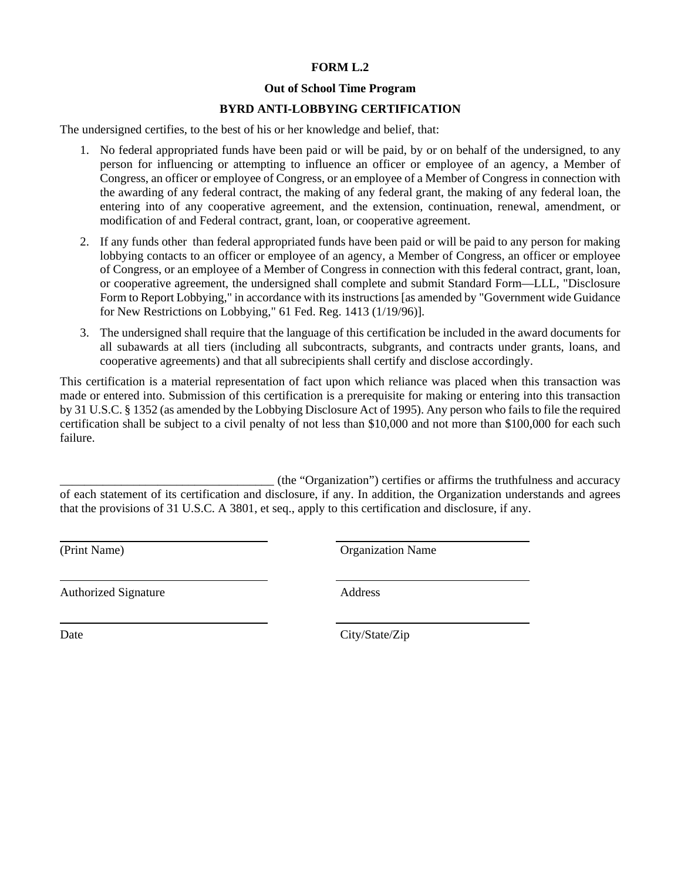**FORM L.2**

**Out of School Time Program**

**BYRD ANTI-LOBBYING CERTIFICATION**

The undersigned certifies, to the best of his or her knowledge and belief, that:

1. No federal appropriated funds have been paid or will be paid, by or on behalf of the undersigned, to any person for influencing or attempting to influence an officer or employee of an agency, a Member of Congress, an officer or employee of Congress, or an employee of a Member of Congress in connection with the awarding of any federal contract, the making of any federal grant, the making of any federal loan, the entering into of any cooperative agreement, and the extension, continuation, renewal, amendment, or modification of and Federal contract, grant, loan, or cooperative agreement.
2. If any funds other than federal appropriated funds have been paid or will be paid to any person for making lobbying contacts to an officer or employee of an agency, a Member of Congress, an officer or employee of Congress, or an employee of a Member of Congress in connection with this federal contract, grant, loan, or cooperative agreement, the undersigned shall complete and submit Standard Form—LLL, "Disclosure Form to Report Lobbying," in accordance with its instructions [as amended by "Government wide Guidance for New Restrictions on Lobbying," 61 Fed. Reg. 1413 (1/19/96)].
3. The undersigned shall require that the language of this certification be included in the award documents for all subawards at all tiers (including all subcontracts, subgrants, and contracts under grants, loans, and cooperative agreements) and that all subrecipients shall certify and disclose accordingly.

This certification is a material representation of fact upon which reliance was placed when this transaction was made or entered into. Submission of this certification is a prerequisite for making or entering into this transaction by 31 U.S.C. § 1352 (as amended by the Lobbying Disclosure Act of 1995). Any person who fails to file the required certification shall be subject to a civil penalty of not less than $10,000 and not more than $100,000 for each such failure.

___________________________________ (the "Organization") certifies or affirms the truthfulness and accuracy of each statement of its certification and disclosure, if any. In addition, the Organization understands and agrees that the provisions of 31 U.S.C. A 3801, et seq., apply to this certification and disclosure, if any.

| | |
|---|---|
| ______________________________ | ______________________________ |
| (Print Name) | Organization Name |
| ______________________________ | ______________________________ |
| Authorized Signature | Address |
| ______________________________ | ______________________________ |
| Date | City/State/Zip |